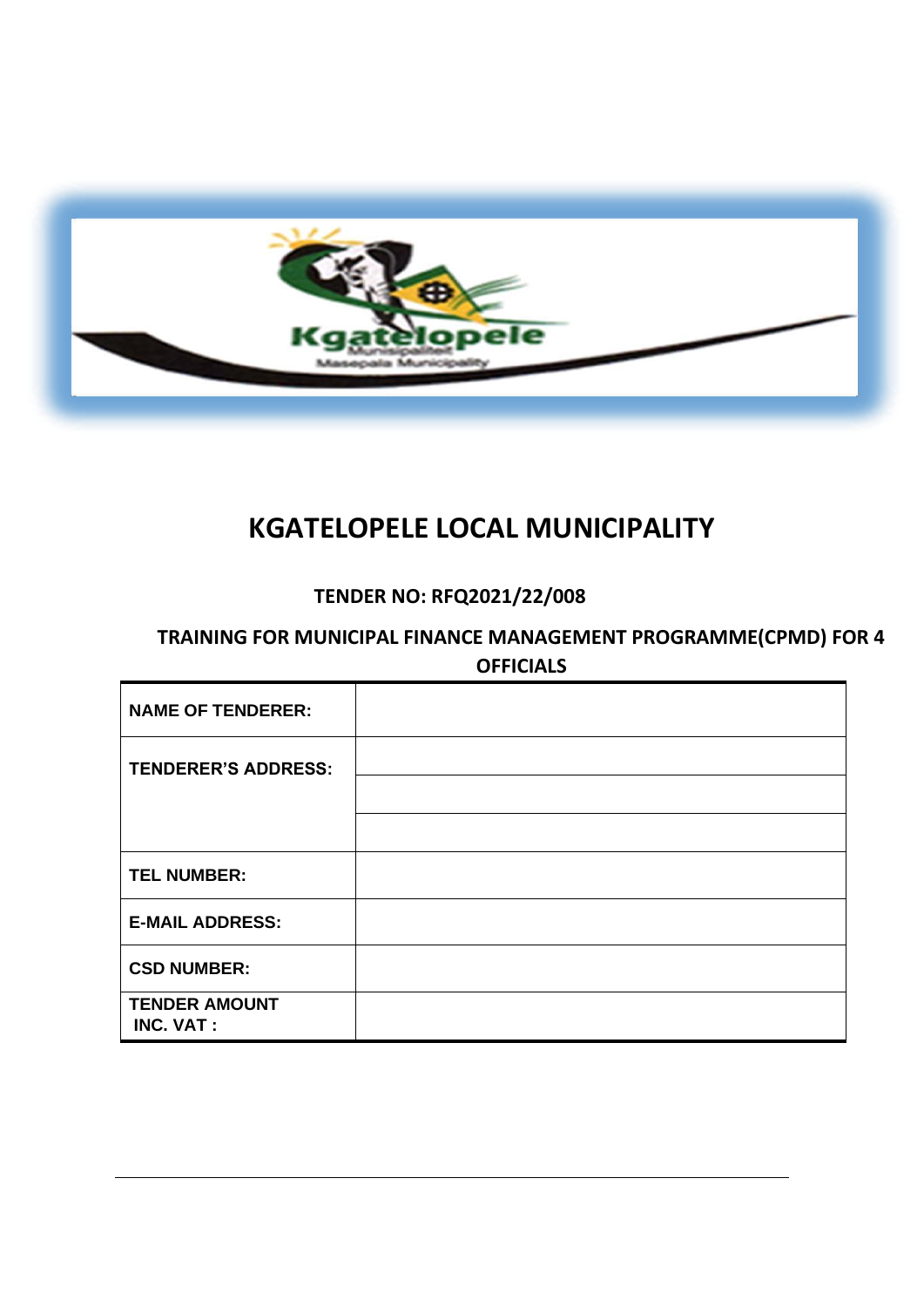# KGATELOPELE LOCAL MUNICIPALITY

**TENDER NO: RFQ2021/22/008**

**TRAINING FOR MUNICIPAL FINANCE MANAGEMENT PROGRAMME(CPMD) FOR 4 OFFICIALS**

| | |
|---|---|
| **NAME OF TENDERER:** | |
| **TENDERER'S ADDRESS:** | |
| | |
| | |
| **TEL NUMBER:** | |
| **E-MAIL ADDRESS:** | |
| **CSD NUMBER:** | |
| **TENDER AMOUNT INC. VAT :** | |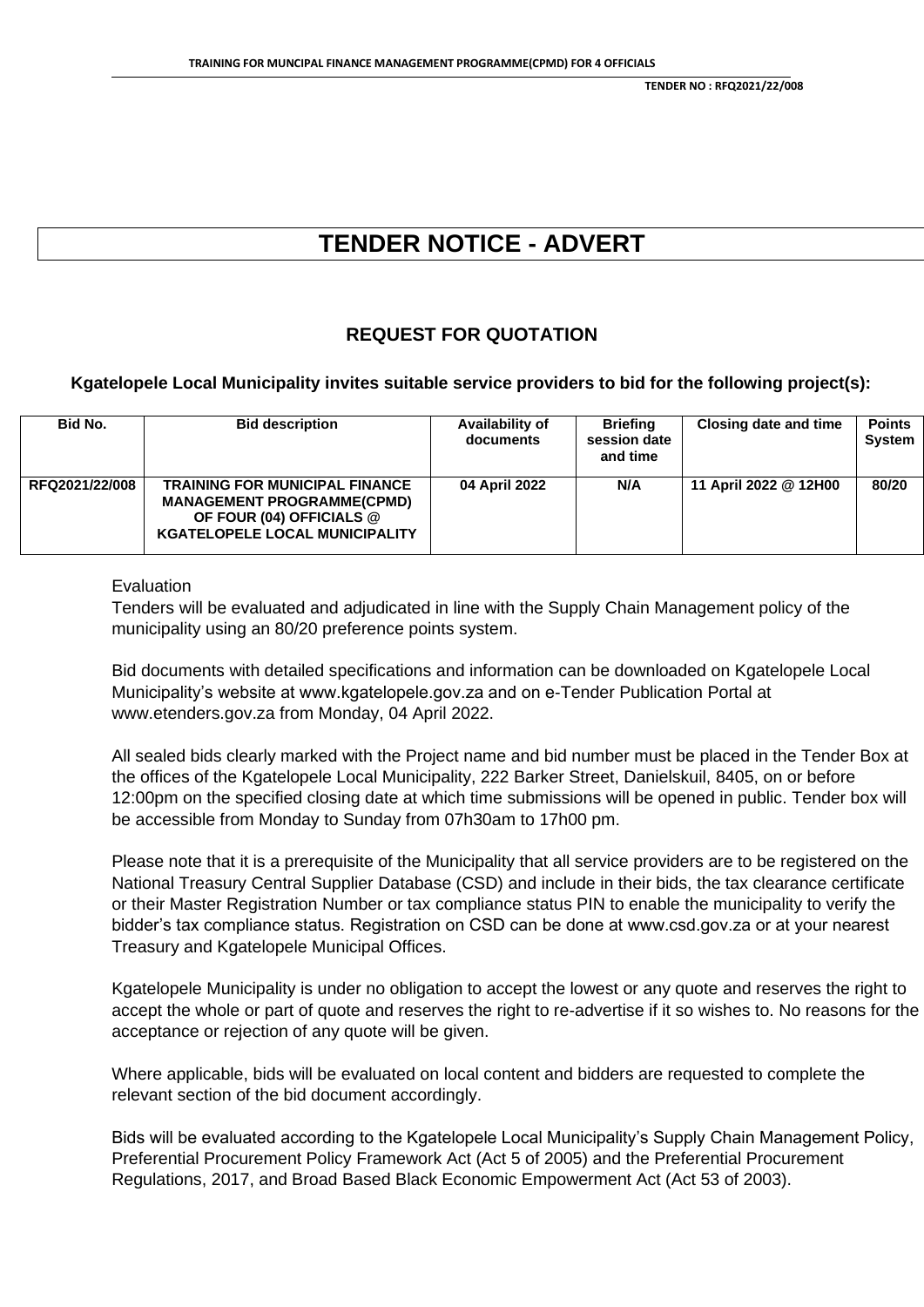# TENDER NOTICE - ADVERT

## REQUEST FOR QUOTATION

**Kgatelopele Local Municipality invites suitable service providers to bid for the following project(s):**

| Bid No. | Bid description | Availability of documents | Briefing session date and time | Closing date and time | Points System |
|---|---|---|---|---|---|
| RFQ2021/22/008 | TRAINING FOR MUNICIPAL FINANCE MANAGEMENT PROGRAMME(CPMD) OF FOUR (04) OFFICIALS @ KGATELOPELE LOCAL MUNICIPALITY | 04 April 2022 | N/A | 11 April 2022 @ 12H00 | 80/20 |

Evaluation
Tenders will be evaluated and adjudicated in line with the Supply Chain Management policy of the municipality using an 80/20 preference points system.

Bid documents with detailed specifications and information can be downloaded on Kgatelopele Local Municipality's website at www.kgatelopele.gov.za and on e-Tender Publication Portal at www.etenders.gov.za from Monday, 04 April 2022.

All sealed bids clearly marked with the Project name and bid number must be placed in the Tender Box at the offices of the Kgatelopele Local Municipality, 222 Barker Street, Danielskuil, 8405, on or before 12:00pm on the specified closing date at which time submissions will be opened in public. Tender box will be accessible from Monday to Sunday from 07h30am to 17h00 pm.

Please note that it is a prerequisite of the Municipality that all service providers are to be registered on the National Treasury Central Supplier Database (CSD) and include in their bids, the tax clearance certificate or their Master Registration Number or tax compliance status PIN to enable the municipality to verify the bidder's tax compliance status. Registration on CSD can be done at www.csd.gov.za or at your nearest Treasury and Kgatelopele Municipal Offices.

Kgatelopele Municipality is under no obligation to accept the lowest or any quote and reserves the right to accept the whole or part of quote and reserves the right to re-advertise if it so wishes to. No reasons for the acceptance or rejection of any quote will be given.

Where applicable, bids will be evaluated on local content and bidders are requested to complete the relevant section of the bid document accordingly.

Bids will be evaluated according to the Kgatelopele Local Municipality's Supply Chain Management Policy, Preferential Procurement Policy Framework Act (Act 5 of 2005) and the Preferential Procurement Regulations, 2017, and Broad Based Black Economic Empowerment Act (Act 53 of 2003).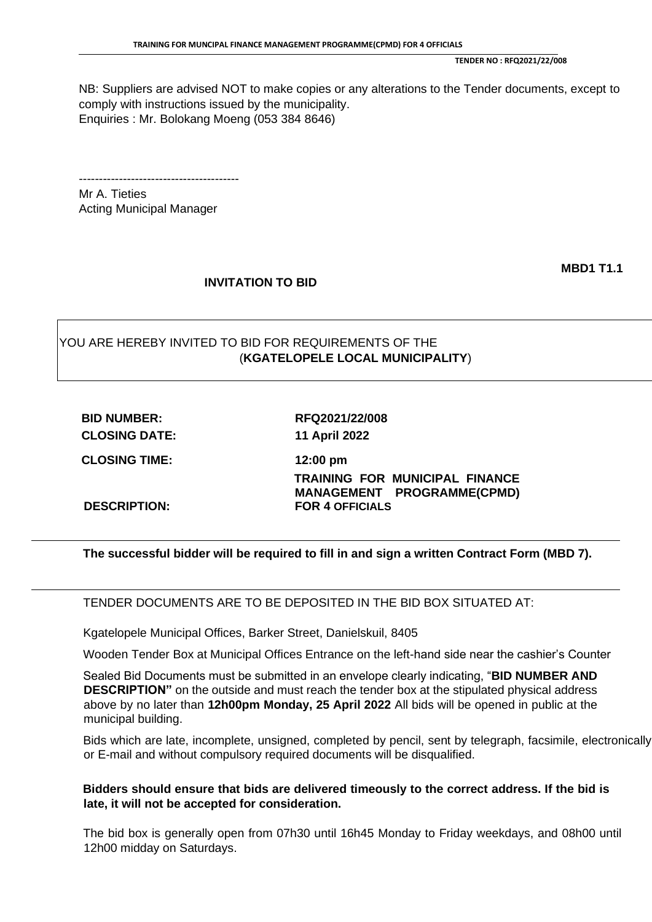NB: Suppliers are advised NOT to make copies or any alterations to the Tender documents, except to comply with instructions issued by the municipality.
Enquiries : Mr. Bolokang Moeng (053 384 8646)

----------------------------------------
Mr A. Tieties
Acting Municipal Manager

**MBD1 T1.1**

## INVITATION TO BID

YOU ARE HEREBY INVITED TO BID FOR REQUIREMENTS OF THE (**KGATELOPELE LOCAL MUNICIPALITY**)

| | |
|---|---|
| **BID NUMBER:** | **RFQ2021/22/008** |
| **CLOSING DATE:** | **11 April 2022** |
| **CLOSING TIME:** | **12:00 pm** |
| **DESCRIPTION:** | **TRAINING FOR MUNICIPAL FINANCE MANAGEMENT PROGRAMME(CPMD) FOR 4 OFFICIALS** |

**The successful bidder will be required to fill in and sign a written Contract Form (MBD 7).**

TENDER DOCUMENTS ARE TO BE DEPOSITED IN THE BID BOX SITUATED AT:

Kgatelopele Municipal Offices, Barker Street, Danielskuil, 8405

Wooden Tender Box at Municipal Offices Entrance on the left-hand side near the cashier's Counter

Sealed Bid Documents must be submitted in an envelope clearly indicating, "**BID NUMBER AND DESCRIPTION"** on the outside and must reach the tender box at the stipulated physical address above by no later than **12h00pm Monday, 25 April 2022** All bids will be opened in public at the municipal building.

Bids which are late, incomplete, unsigned, completed by pencil, sent by telegraph, facsimile, electronically or E-mail and without compulsory required documents will be disqualified.

**Bidders should ensure that bids are delivered timeously to the correct address. If the bid is late, it will not be accepted for consideration.**

The bid box is generally open from 07h30 until 16h45 Monday to Friday weekdays, and 08h00 until 12h00 midday on Saturdays.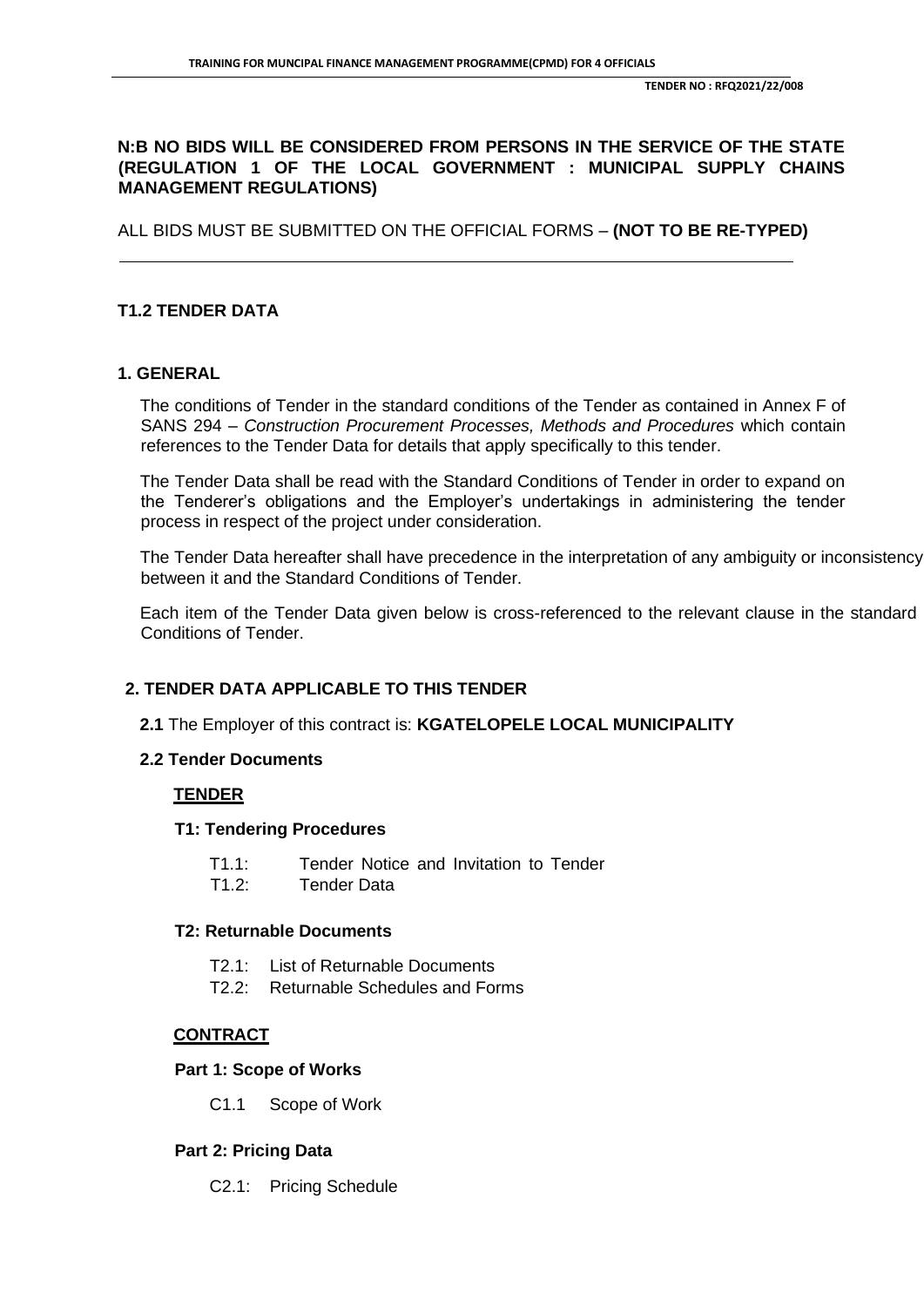**N:B NO BIDS WILL BE CONSIDERED FROM PERSONS IN THE SERVICE OF THE STATE (REGULATION 1 OF THE LOCAL GOVERNMENT : MUNICIPAL SUPPLY CHAINS MANAGEMENT REGULATIONS)**

ALL BIDS MUST BE SUBMITTED ON THE OFFICIAL FORMS – **(NOT TO BE RE-TYPED)**

---

## T1.2 TENDER DATA

### 1. GENERAL

The conditions of Tender in the standard conditions of the Tender as contained in Annex F of SANS 294 – *Construction Procurement Processes, Methods and Procedures* which contain references to the Tender Data for details that apply specifically to this tender.

The Tender Data shall be read with the Standard Conditions of Tender in order to expand on the Tenderer's obligations and the Employer's undertakings in administering the tender process in respect of the project under consideration.

The Tender Data hereafter shall have precedence in the interpretation of any ambiguity or inconsistency between it and the Standard Conditions of Tender.

Each item of the Tender Data given below is cross-referenced to the relevant clause in the standard Conditions of Tender.

### 2. TENDER DATA APPLICABLE TO THIS TENDER

**2.1** The Employer of this contract is: **KGATELOPELE LOCAL MUNICIPALITY**

**2.2 Tender Documents**

**TENDER**

**T1: Tendering Procedures**

- T1.1: Tender Notice and Invitation to Tender
- T1.2: Tender Data

**T2: Returnable Documents**

- T2.1: List of Returnable Documents
- T2.2: Returnable Schedules and Forms

**CONTRACT**

**Part 1: Scope of Works**

- C1.1 Scope of Work

**Part 2: Pricing Data**

- C2.1: Pricing Schedule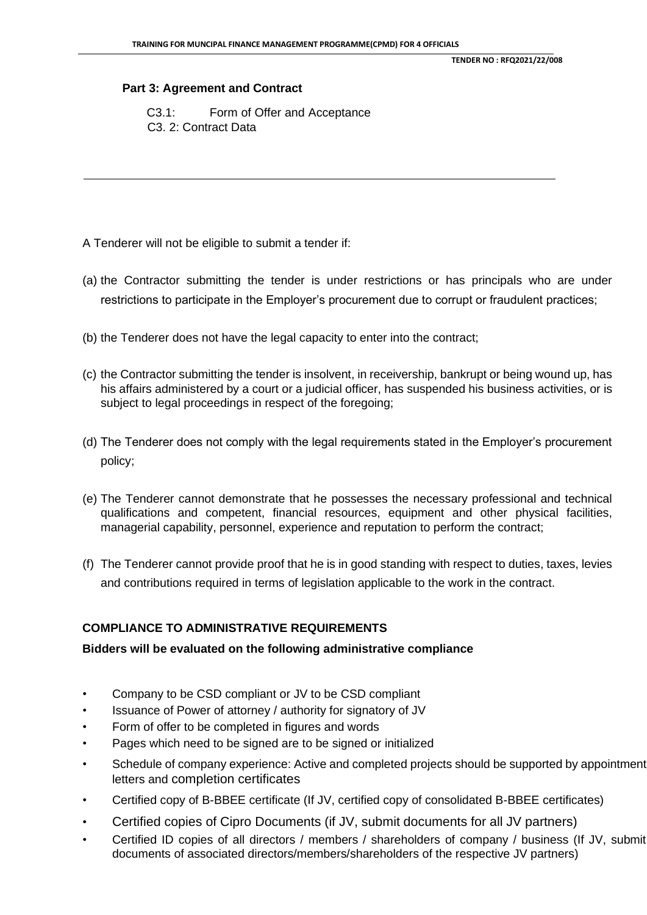**Part 3: Agreement and Contract**

C3.1: Form of Offer and Acceptance
C3. 2: Contract Data

---

A Tenderer will not be eligible to submit a tender if:

(a) the Contractor submitting the tender is under restrictions or has principals who are under restrictions to participate in the Employer's procurement due to corrupt or fraudulent practices;

(b) the Tenderer does not have the legal capacity to enter into the contract;

(c) the Contractor submitting the tender is insolvent, in receivership, bankrupt or being wound up, has his affairs administered by a court or a judicial officer, has suspended his business activities, or is subject to legal proceedings in respect of the foregoing;

(d) The Tenderer does not comply with the legal requirements stated in the Employer's procurement policy;

(e) The Tenderer cannot demonstrate that he possesses the necessary professional and technical qualifications and competent, financial resources, equipment and other physical facilities, managerial capability, personnel, experience and reputation to perform the contract;

(f) The Tenderer cannot provide proof that he is in good standing with respect to duties, taxes, levies and contributions required in terms of legislation applicable to the work in the contract.

**COMPLIANCE TO ADMINISTRATIVE REQUIREMENTS**

**Bidders will be evaluated on the following administrative compliance**

- Company to be CSD compliant or JV to be CSD compliant
- Issuance of Power of attorney / authority for signatory of JV
- Form of offer to be completed in figures and words
- Pages which need to be signed are to be signed or initialized
- Schedule of company experience: Active and completed projects should be supported by appointment letters and completion certificates
- Certified copy of B-BBEE certificate (If JV, certified copy of consolidated B-BBEE certificates)
- Certified copies of Cipro Documents (if JV, submit documents for all JV partners)
- Certified ID copies of all directors / members / shareholders of company / business (If JV, submit documents of associated directors/members/shareholders of the respective JV partners)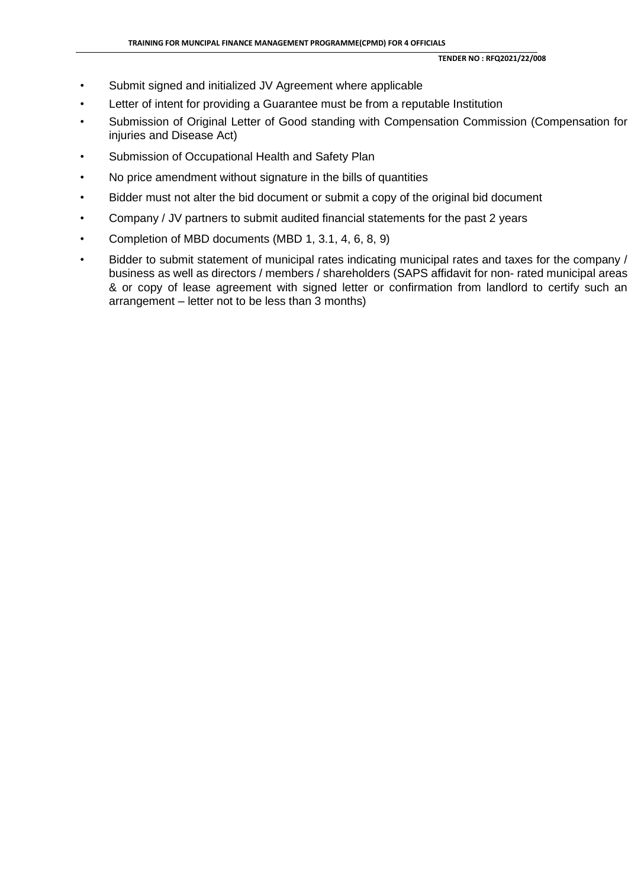- Submit signed and initialized JV Agreement where applicable
- Letter of intent for providing a Guarantee must be from a reputable Institution
- Submission of Original Letter of Good standing with Compensation Commission (Compensation for injuries and Disease Act)
- Submission of Occupational Health and Safety Plan
- No price amendment without signature in the bills of quantities
- Bidder must not alter the bid document or submit a copy of the original bid document
- Company / JV partners to submit audited financial statements for the past 2 years
- Completion of MBD documents (MBD 1, 3.1, 4, 6, 8, 9)
- Bidder to submit statement of municipal rates indicating municipal rates and taxes for the company / business as well as directors / members / shareholders (SAPS affidavit for non- rated municipal areas & or copy of lease agreement with signed letter or confirmation from landlord to certify such an arrangement – letter not to be less than 3 months)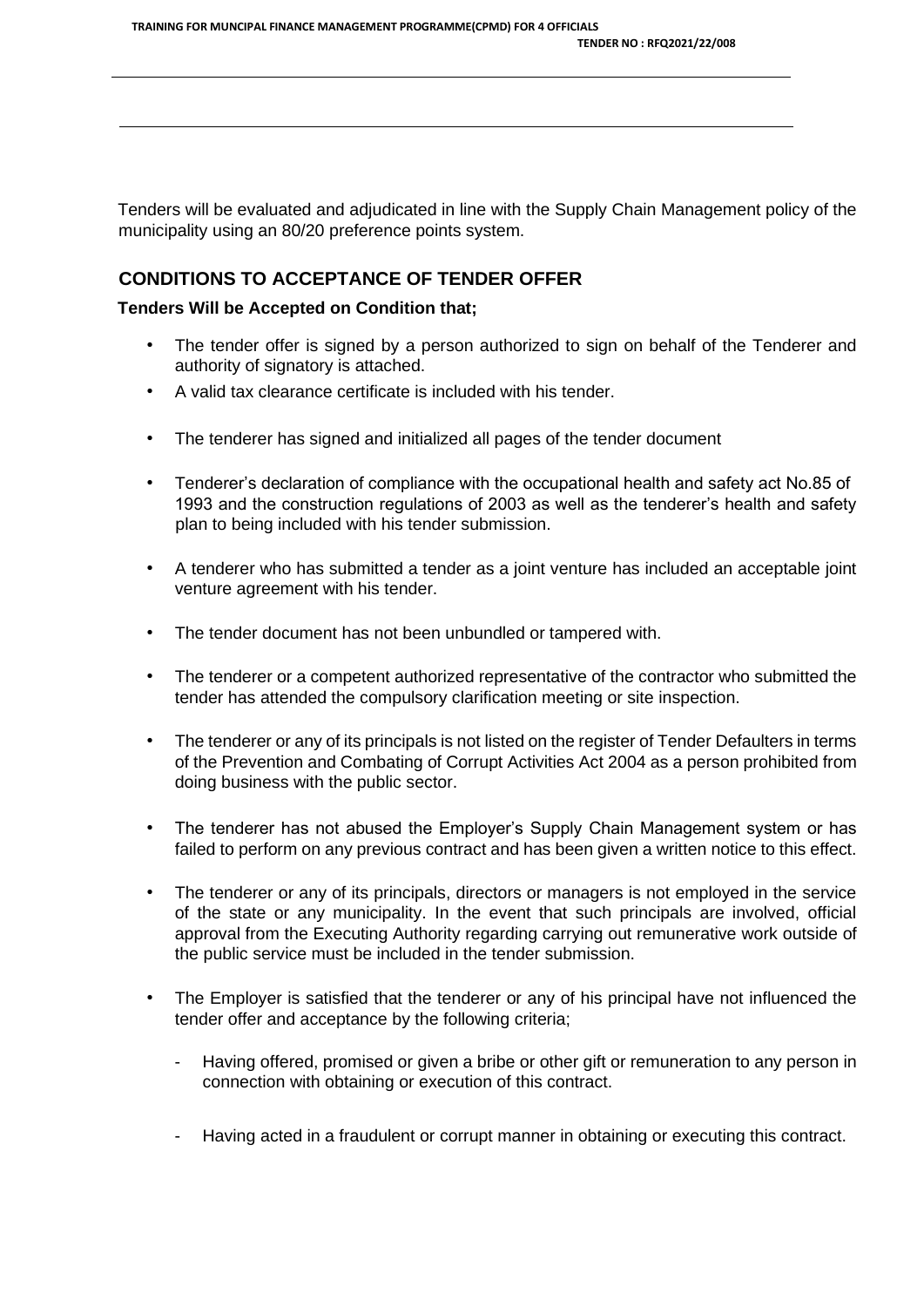Tenders will be evaluated and adjudicated in line with the Supply Chain Management policy of the municipality using an 80/20 preference points system.

## CONDITIONS TO ACCEPTANCE OF TENDER OFFER

**Tenders Will be Accepted on Condition that;**

- The tender offer is signed by a person authorized to sign on behalf of the Tenderer and authority of signatory is attached.
- A valid tax clearance certificate is included with his tender.
- The tenderer has signed and initialized all pages of the tender document
- Tenderer's declaration of compliance with the occupational health and safety act No.85 of 1993 and the construction regulations of 2003 as well as the tenderer's health and safety plan to being included with his tender submission.
- A tenderer who has submitted a tender as a joint venture has included an acceptable joint venture agreement with his tender.
- The tender document has not been unbundled or tampered with.
- The tenderer or a competent authorized representative of the contractor who submitted the tender has attended the compulsory clarification meeting or site inspection.
- The tenderer or any of its principals is not listed on the register of Tender Defaulters in terms of the Prevention and Combating of Corrupt Activities Act 2004 as a person prohibited from doing business with the public sector.
- The tenderer has not abused the Employer's Supply Chain Management system or has failed to perform on any previous contract and has been given a written notice to this effect.
- The tenderer or any of its principals, directors or managers is not employed in the service of the state or any municipality. In the event that such principals are involved, official approval from the Executing Authority regarding carrying out remunerative work outside of the public service must be included in the tender submission.
- The Employer is satisfied that the tenderer or any of his principal have not influenced the tender offer and acceptance by the following criteria;
  - Having offered, promised or given a bribe or other gift or remuneration to any person in connection with obtaining or execution of this contract.
  - Having acted in a fraudulent or corrupt manner in obtaining or executing this contract.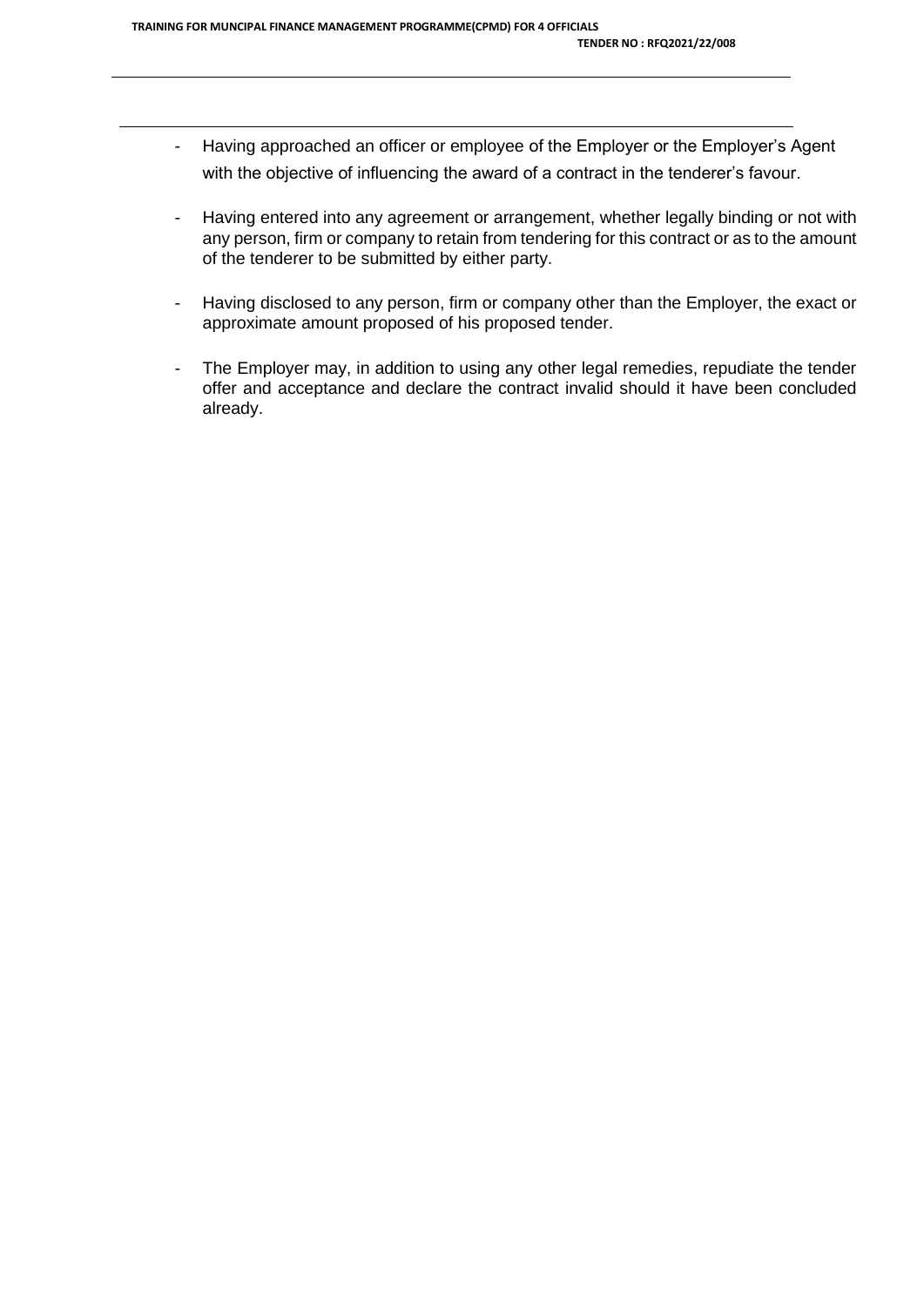- Having approached an officer or employee of the Employer or the Employer's Agent with the objective of influencing the award of a contract in the tenderer's favour.

- Having entered into any agreement or arrangement, whether legally binding or not with any person, firm or company to retain from tendering for this contract or as to the amount of the tenderer to be submitted by either party.

- Having disclosed to any person, firm or company other than the Employer, the exact or approximate amount proposed of his proposed tender.

- The Employer may, in addition to using any other legal remedies, repudiate the tender offer and acceptance and declare the contract invalid should it have been concluded already.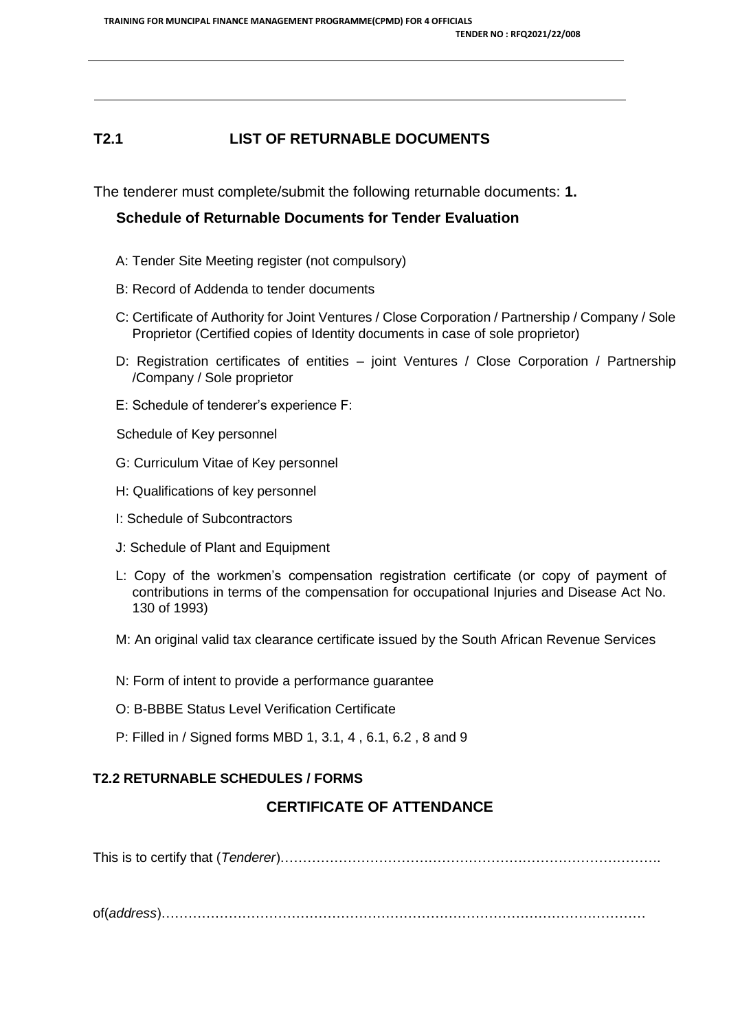## T2.1 LIST OF RETURNABLE DOCUMENTS

The tenderer must complete/submit the following returnable documents: **1.**

### Schedule of Returnable Documents for Tender Evaluation

A: Tender Site Meeting register (not compulsory)

B: Record of Addenda to tender documents

C: Certificate of Authority for Joint Ventures / Close Corporation / Partnership / Company / Sole Proprietor (Certified copies of Identity documents in case of sole proprietor)

D: Registration certificates of entities – joint Ventures / Close Corporation / Partnership /Company / Sole proprietor

E: Schedule of tenderer's experience F:

Schedule of Key personnel

G: Curriculum Vitae of Key personnel

H: Qualifications of key personnel

I: Schedule of Subcontractors

J: Schedule of Plant and Equipment

L: Copy of the workmen's compensation registration certificate (or copy of payment of contributions in terms of the compensation for occupational Injuries and Disease Act No. 130 of 1993)

M: An original valid tax clearance certificate issued by the South African Revenue Services

N: Form of intent to provide a performance guarantee

O: B-BBBE Status Level Verification Certificate

P: Filled in / Signed forms MBD 1, 3.1, 4 , 6.1, 6.2 , 8 and 9

### T2.2 RETURNABLE SCHEDULES / FORMS

## CERTIFICATE OF ATTENDANCE

This is to certify that (*Tenderer*)……………………………………………………………………….

of(*address*)…………………………………………………………………………………………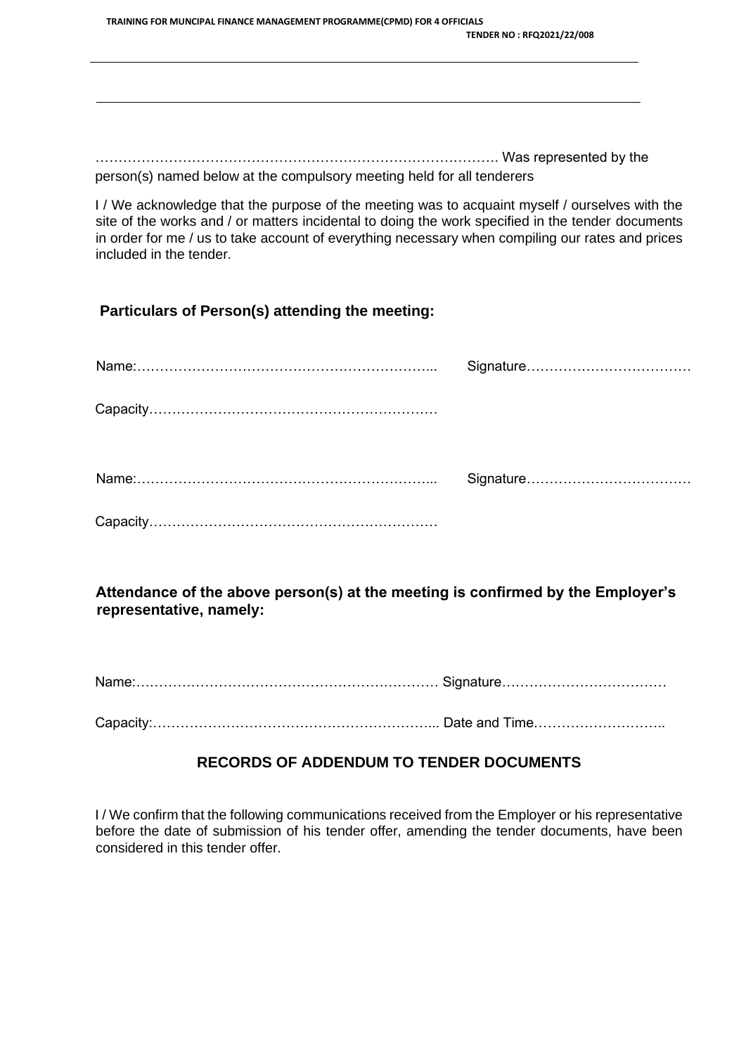……………………………………………………………………………. Was represented by the person(s) named below at the compulsory meeting held for all tenderers

I / We acknowledge that the purpose of the meeting was to acquaint myself / ourselves with the site of the works and / or matters incidental to doing the work specified in the tender documents in order for me / us to take account of everything necessary when compiling our rates and prices included in the tender.

**Particulars of Person(s) attending the meeting:**

Name:……………………………………………………….... Signature………………………………

Capacity……………………………………………………

Name:……………………………………………………….... Signature………………………………

Capacity……………………………………………………

**Attendance of the above person(s) at the meeting is confirmed by the Employer's representative, namely:**

Name:………………………………………………………… Signature………………………………

Capacity:…………………………………………………... Date and Time………………………..

## RECORDS OF ADDENDUM TO TENDER DOCUMENTS

I / We confirm that the following communications received from the Employer or his representative before the date of submission of his tender offer, amending the tender documents, have been considered in this tender offer.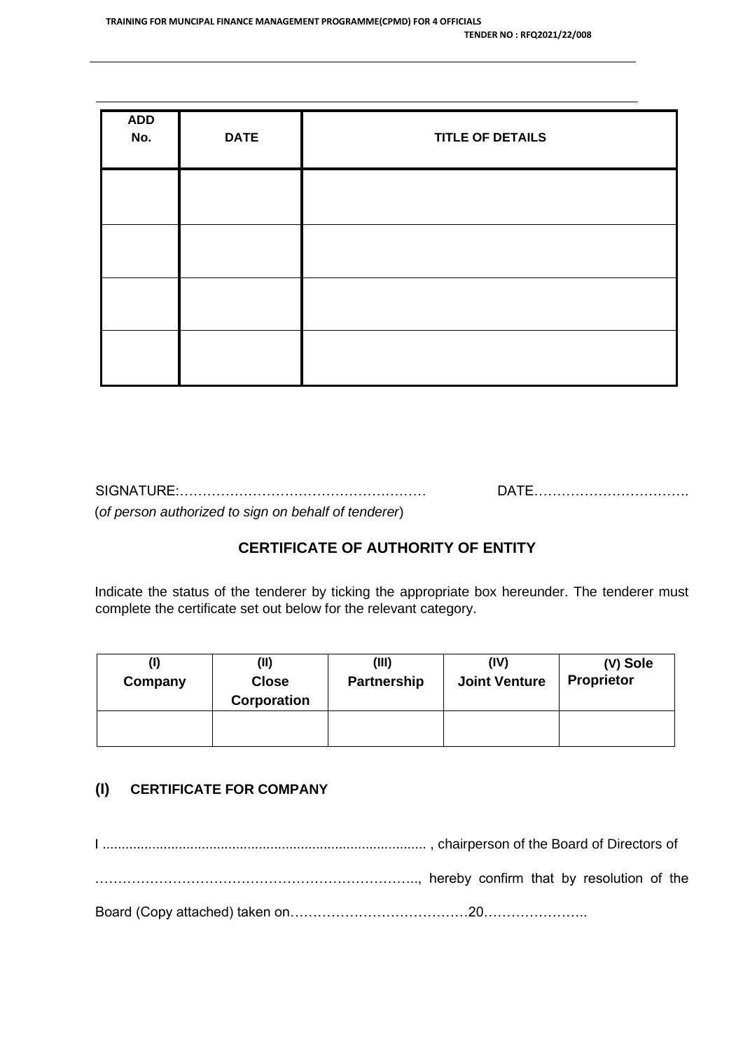| ADD No. | DATE | TITLE OF DETAILS |
|---|---|---|
| | | |
| | | |
| | | |
| | | |

SIGNATURE:……………………………………………… DATE…………………………….

(*of person authorized to sign on behalf of tenderer*)

## CERTIFICATE OF AUTHORITY OF ENTITY

Indicate the status of the tenderer by ticking the appropriate box hereunder. The tenderer must complete the certificate set out below for the relevant category.

| (I) Company | (II) Close Corporation | (III) Partnership | (IV) Joint Venture | (V) Sole Proprietor |
|---|---|---|---|---|
| | | | | |

### (I) CERTIFICATE FOR COMPANY

I ..................................................................................... , chairperson of the Board of Directors of

…………………………………………………………….., hereby confirm that by resolution of the

Board (Copy attached) taken on…………………………………20…………………..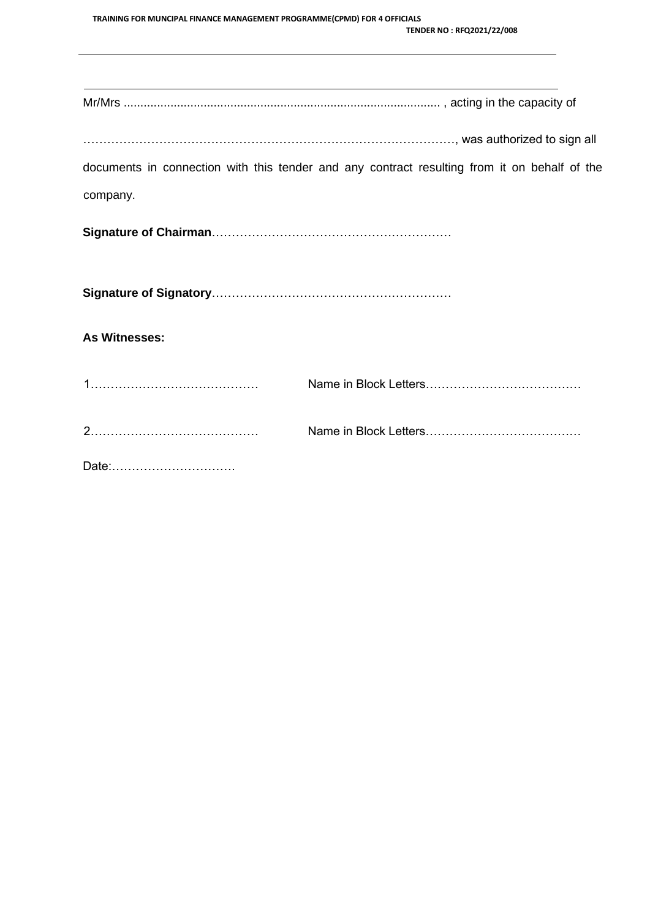Mr/Mrs ............................................................................................... , acting in the capacity of

………………………………………………………………………………, was authorized to sign all documents in connection with this tender and any contract resulting from it on behalf of the company.

**Signature of Chairman**……………………………………………………

**Signature of Signatory**……………………………………………………

**As Witnesses:**

1…………………………………… Name in Block Letters…………………………………

2…………………………………… Name in Block Letters…………………………………

Date:………………………….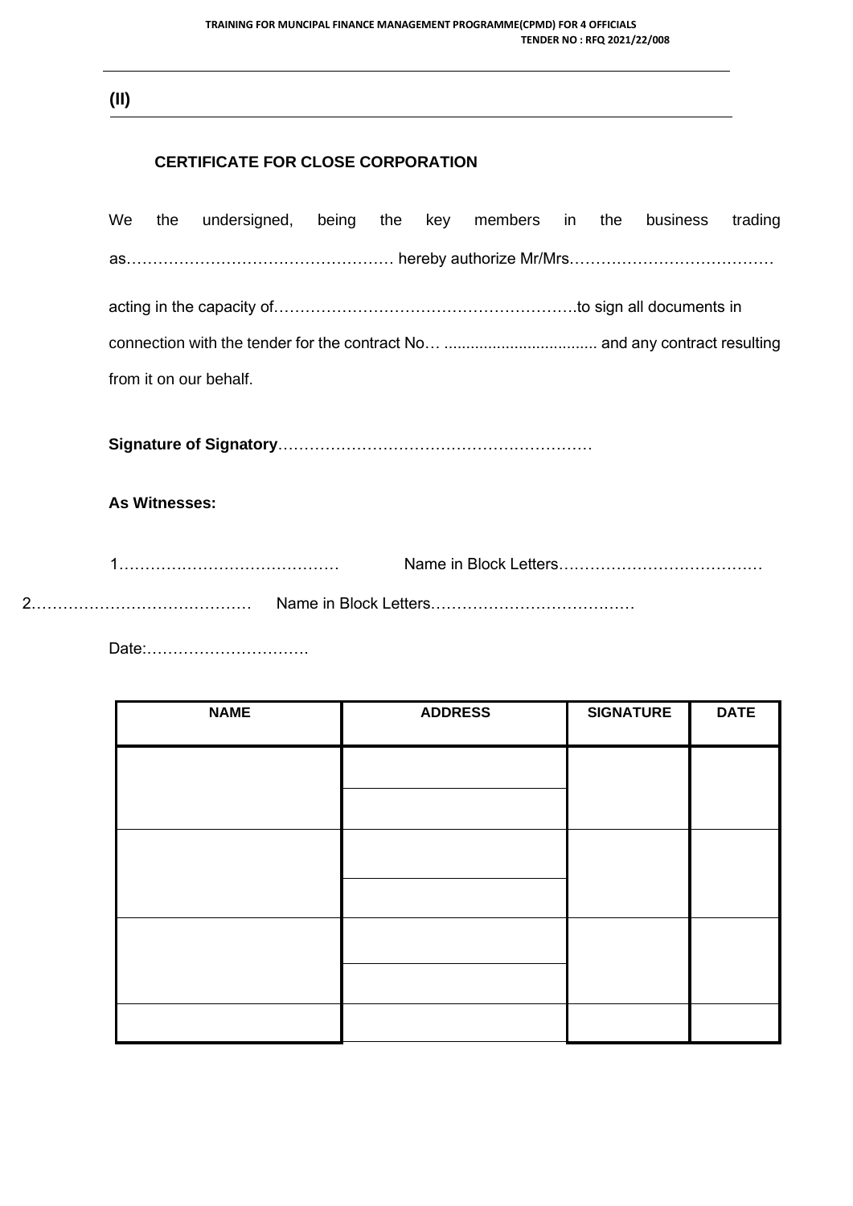**(II)**

**CERTIFICATE FOR CLOSE CORPORATION**

We the undersigned, being the key members in the business trading as…………………………………………… hereby authorize Mr/Mrs…………………………………

acting in the capacity of………………………………………………….to sign all documents in connection with the tender for the contract No… .................................. and any contract resulting from it on our behalf.

**Signature of Signatory**……………………………………………………

**As Witnesses:**

1…………………………………… Name in Block Letters…………………………………

2…………………………………… Name in Block Letters…………………………………

Date:………………………….

| NAME | ADDRESS | SIGNATURE | DATE |
|---|---|---|---|
| | | | |
| | | | |
| | | | |
| | | | |
| | | | |
| | | | |
| | | | |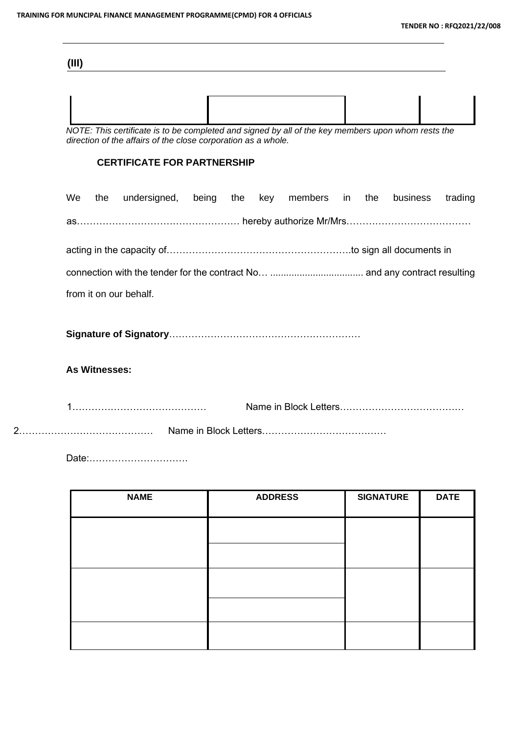(III)

| | | | |
|---|---|---|---|
| | | | |

*NOTE: This certificate is to be completed and signed by all of the key members upon whom rests the direction of the affairs of the close corporation as a whole.*

**CERTIFICATE FOR PARTNERSHIP**

We the undersigned, being the key members in the business trading as…………………………………………… hereby authorize Mr/Mrs…………………………………

acting in the capacity of………………………………………………….to sign all documents in connection with the tender for the contract No… .................................. and any contract resulting from it on our behalf.

**Signature of Signatory**……………………………………………………

**As Witnesses:**

1…………………………………… Name in Block Letters…………………………………

2…………………………………… Name in Block Letters…………………………………

Date:………………………….

| NAME | ADDRESS | SIGNATURE | DATE |
|---|---|---|---|
| | | | |
| | | | |
| | | | |
| | | | |
| | | | |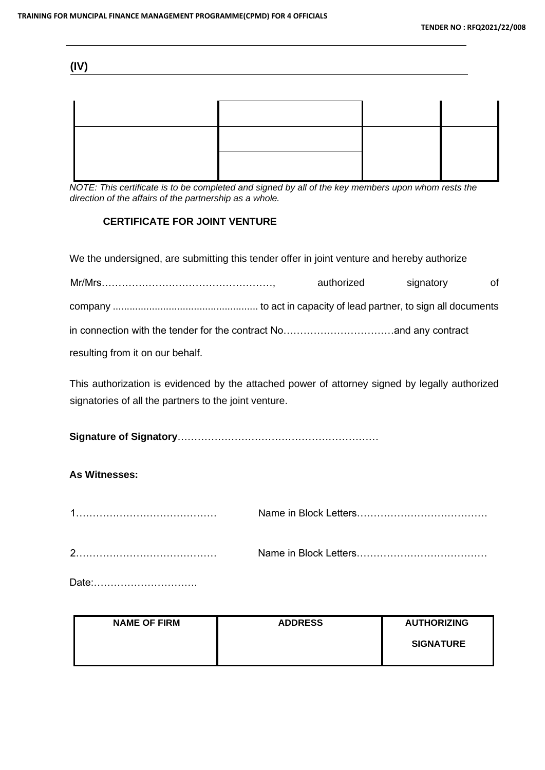**(IV)**

| | | | |
|---|---|---|---|
| | | | |
| | | | |

*NOTE: This certificate is to be completed and signed by all of the key members upon whom rests the direction of the affairs of the partnership as a whole.*

**CERTIFICATE FOR JOINT VENTURE**

We the undersigned, are submitting this tender offer in joint venture and hereby authorize

Mr/Mrs……………………………………………, authorized signatory of

company .................................................... to act in capacity of lead partner, to sign all documents

in connection with the tender for the contract No……………………………and any contract

resulting from it on our behalf.

This authorization is evidenced by the attached power of attorney signed by legally authorized signatories of all the partners to the joint venture.

**Signature of Signatory**……………………………………………………

**As Witnesses:**

1…………………………………… Name in Block Letters…………………………………

2…………………………………… Name in Block Letters…………………………………

Date:………………………….

| NAME OF FIRM | ADDRESS | AUTHORIZING SIGNATURE |
|---|---|---|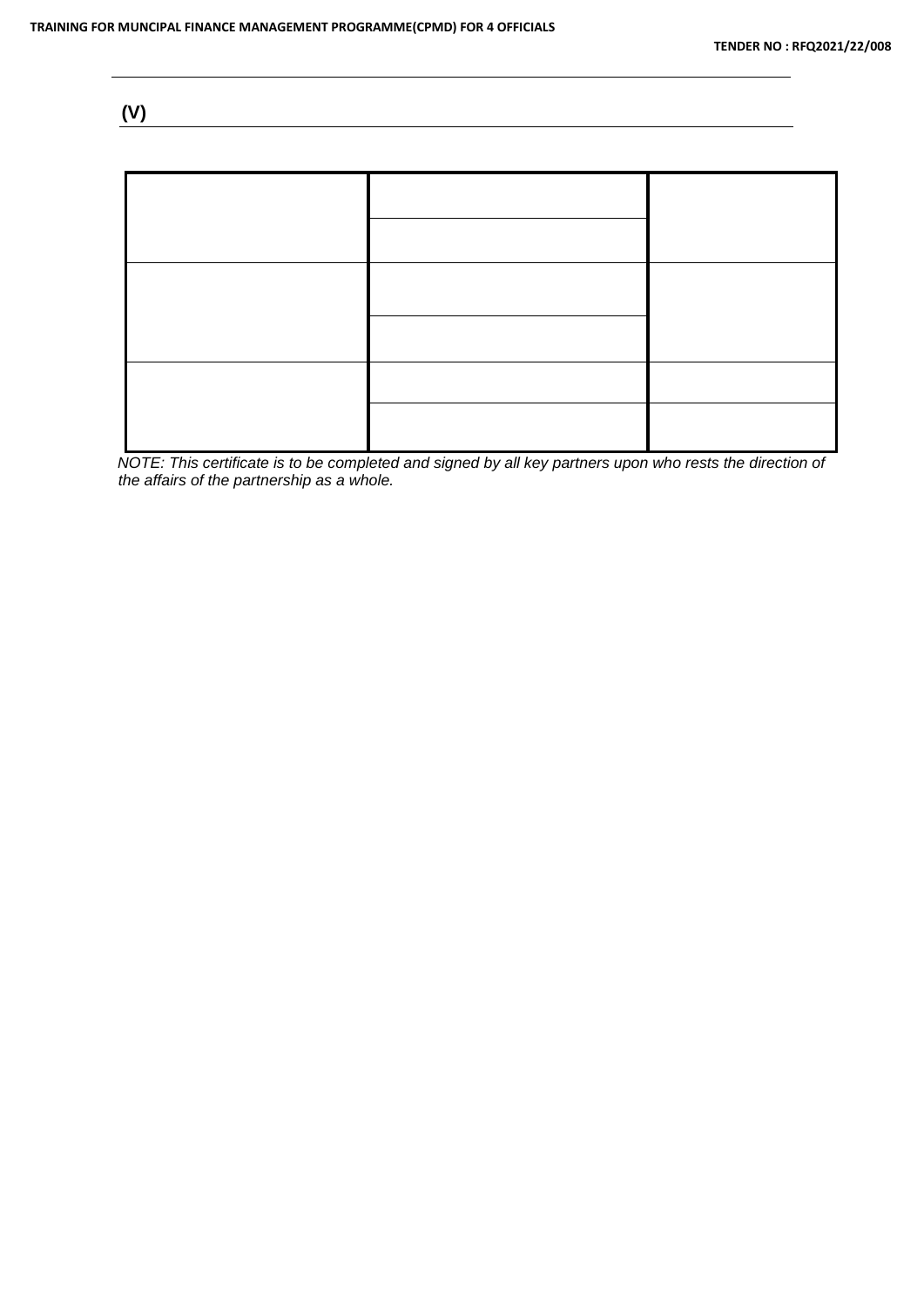(V)

| | | |
|---|---|---|
| | | |
| | | |
| | | |
| | | |
| | | |
| | | |

*NOTE: This certificate is to be completed and signed by all key partners upon who rests the direction of the affairs of the partnership as a whole.*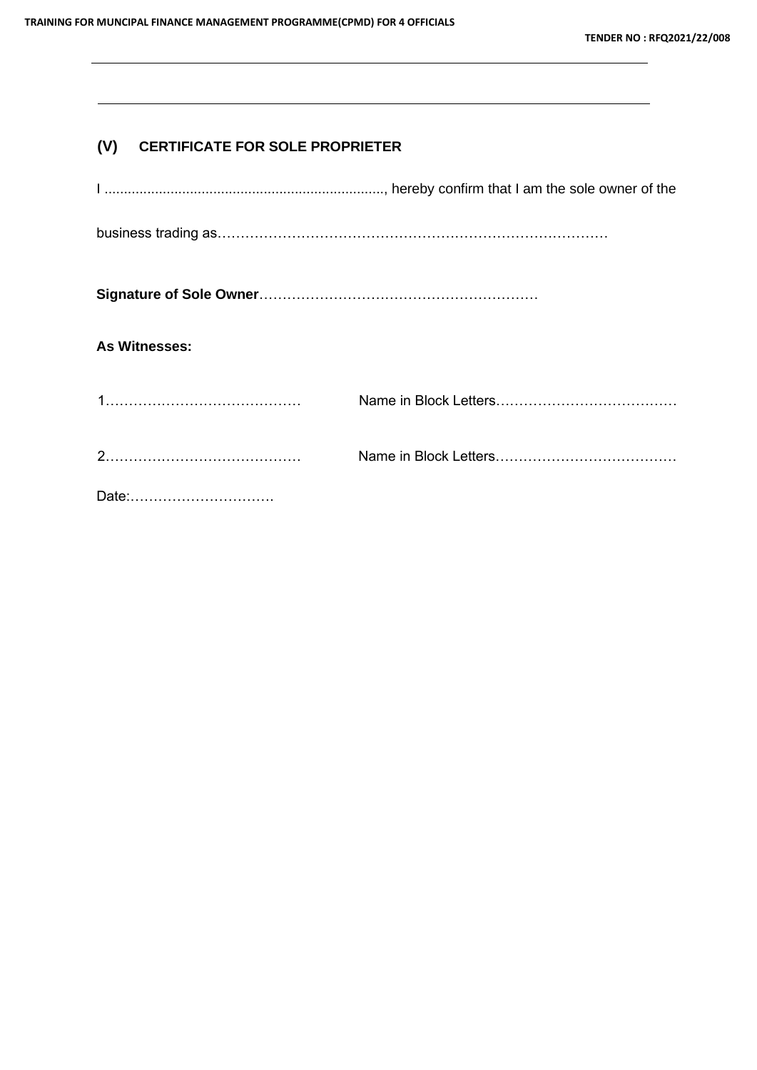## (V) CERTIFICATE FOR SOLE PROPRIETER

I ........................................................................, hereby confirm that I am the sole owner of the

business trading as…………………………………………………………………………

**Signature of Sole Owner**……………………………………………………

**As Witnesses:**

1…………………………………… Name in Block Letters…………………………………

2…………………………………… Name in Block Letters…………………………………

Date:………………………….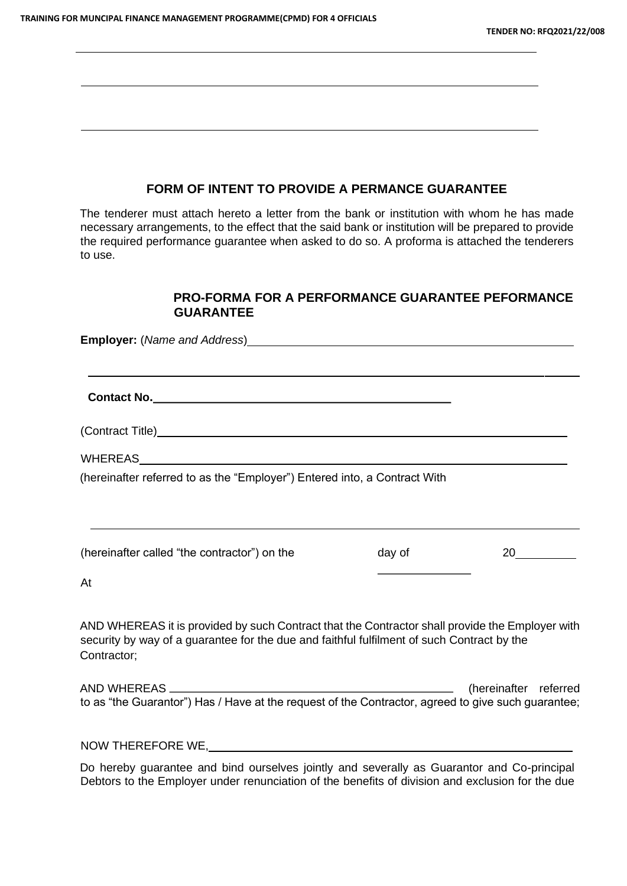## FORM OF INTENT TO PROVIDE A PERMANCE GUARANTEE

The tenderer must attach hereto a letter from the bank or institution with whom he has made necessary arrangements, to the effect that the said bank or institution will be prepared to provide the required performance guarantee when asked to do so. A proforma is attached the tenderers to use.

### PRO-FORMA FOR A PERFORMANCE GUARANTEE PEFORMANCE GUARANTEE

**Employer:** (*Name and Address*)\_\_\_\_\_\_\_\_\_\_\_\_\_\_\_\_\_\_\_\_\_\_\_\_\_\_\_\_\_\_\_\_\_\_\_\_\_\_\_\_\_\_\_\_

\_\_\_\_\_\_\_\_\_\_\_\_\_\_\_\_\_\_\_\_\_\_\_\_\_\_\_\_\_\_\_\_\_\_\_\_\_\_\_\_\_\_\_\_\_\_\_\_\_\_\_\_\_\_\_\_\_\_\_\_\_\_

**Contact No.**\_\_\_\_\_\_\_\_\_\_\_\_\_\_\_\_\_\_\_\_\_\_\_\_\_\_\_\_\_\_\_\_\_\_\_\_\_\_\_\_

(Contract Title)\_\_\_\_\_\_\_\_\_\_\_\_\_\_\_\_\_\_\_\_\_\_\_\_\_\_\_\_\_\_\_\_\_\_\_\_\_\_\_\_\_\_\_\_\_\_\_\_\_\_\_\_

WHEREAS\_\_\_\_\_\_\_\_\_\_\_\_\_\_\_\_\_\_\_\_\_\_\_\_\_\_\_\_\_\_\_\_\_\_\_\_\_\_\_\_\_\_\_\_\_\_\_\_\_\_\_\_\_\_\_

(hereinafter referred to as the "Employer") Entered into, a Contract With

\_\_\_\_\_\_\_\_\_\_\_\_\_\_\_\_\_\_\_\_\_\_\_\_\_\_\_\_\_\_\_\_\_\_\_\_\_\_\_\_\_\_\_\_\_\_\_\_\_\_\_\_\_\_\_\_\_\_\_\_\_\_

(hereinafter called "the contractor") on the \_\_\_\_\_\_ day of \_\_\_\_\_\_\_\_\_\_\_\_ 20\_\_\_\_\_\_

At

AND WHEREAS it is provided by such Contract that the Contractor shall provide the Employer with security by way of a guarantee for the due and faithful fulfilment of such Contract by the Contractor;

AND WHEREAS \_\_\_\_\_\_\_\_\_\_\_\_\_\_\_\_\_\_\_\_\_\_\_\_\_\_\_\_\_\_\_\_\_\_\_\_\_\_\_\_ (hereinafter referred to as "the Guarantor") Has / Have at the request of the Contractor, agreed to give such guarantee;

NOW THEREFORE WE,\_\_\_\_\_\_\_\_\_\_\_\_\_\_\_\_\_\_\_\_\_\_\_\_\_\_\_\_\_\_\_\_\_\_\_\_\_\_\_\_\_\_\_\_\_\_\_\_\_\_\_

Do hereby guarantee and bind ourselves jointly and severally as Guarantor and Co-principal Debtors to the Employer under renunciation of the benefits of division and exclusion for the due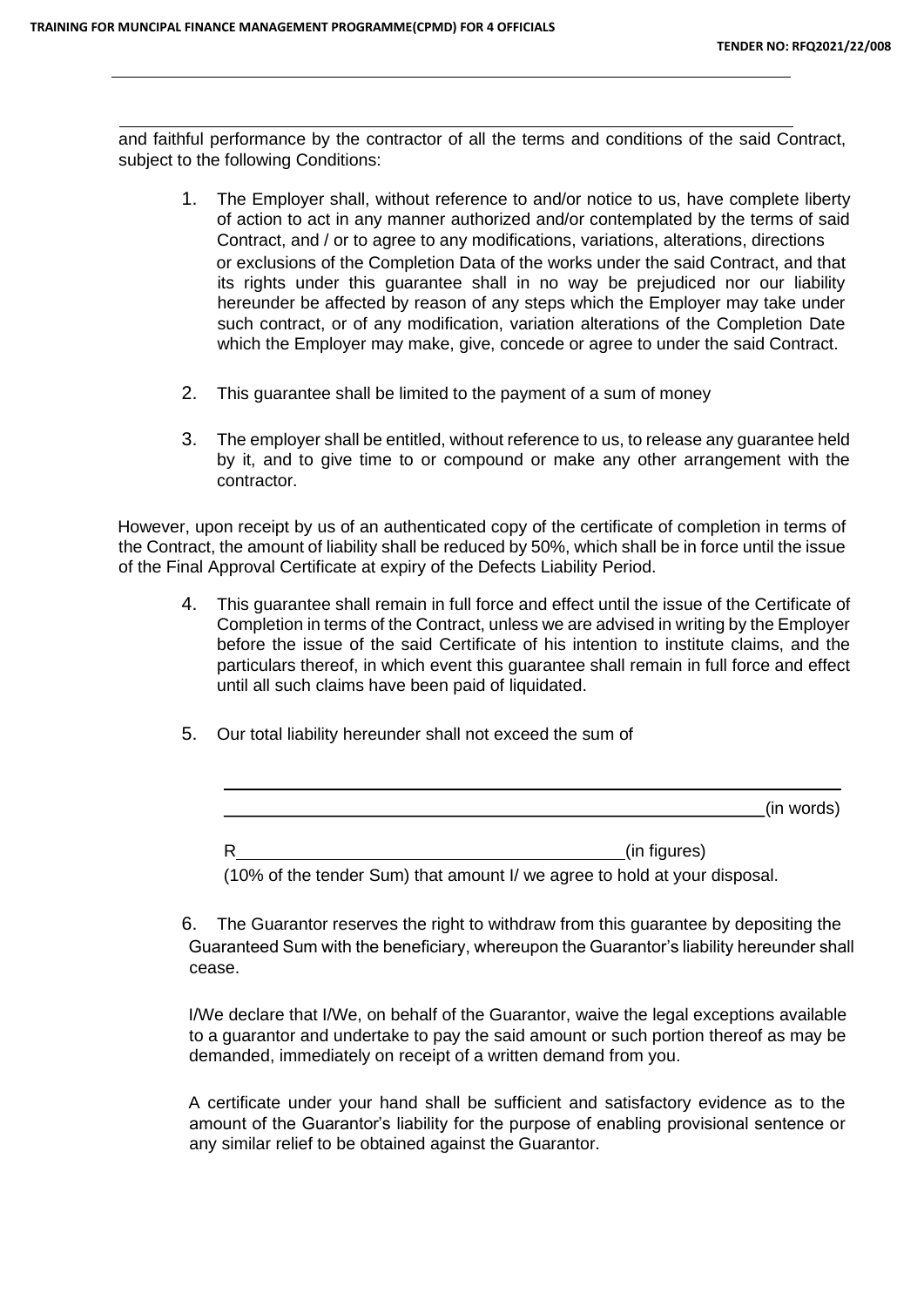and faithful performance by the contractor of all the terms and conditions of the said Contract, subject to the following Conditions:

1. The Employer shall, without reference to and/or notice to us, have complete liberty of action to act in any manner authorized and/or contemplated by the terms of said Contract, and / or to agree to any modifications, variations, alterations, directions or exclusions of the Completion Data of the works under the said Contract, and that its rights under this guarantee shall in no way be prejudiced nor our liability hereunder be affected by reason of any steps which the Employer may take under such contract, or of any modification, variation alterations of the Completion Date which the Employer may make, give, concede or agree to under the said Contract.

2. This guarantee shall be limited to the payment of a sum of money

3. The employer shall be entitled, without reference to us, to release any guarantee held by it, and to give time to or compound or make any other arrangement with the contractor.

However, upon receipt by us of an authenticated copy of the certificate of completion in terms of the Contract, the amount of liability shall be reduced by 50%, which shall be in force until the issue of the Final Approval Certificate at expiry of the Defects Liability Period.

4. This guarantee shall remain in full force and effect until the issue of the Certificate of Completion in terms of the Contract, unless we are advised in writing by the Employer before the issue of the said Certificate of his intention to institute claims, and the particulars thereof, in which event this guarantee shall remain in full force and effect until all such claims have been paid of liquidated.

5. Our total liability hereunder shall not exceed the sum of

   ______________________________________________________________

   ______________________________________________________________(in words)

   R________________________________________(in figures)

   (10% of the tender Sum) that amount I/ we agree to hold at your disposal.

6. The Guarantor reserves the right to withdraw from this guarantee by depositing the Guaranteed Sum with the beneficiary, whereupon the Guarantor's liability hereunder shall cease.

I/We declare that I/We, on behalf of the Guarantor, waive the legal exceptions available to a guarantor and undertake to pay the said amount or such portion thereof as may be demanded, immediately on receipt of a written demand from you.

A certificate under your hand shall be sufficient and satisfactory evidence as to the amount of the Guarantor's liability for the purpose of enabling provisional sentence or any similar relief to be obtained against the Guarantor.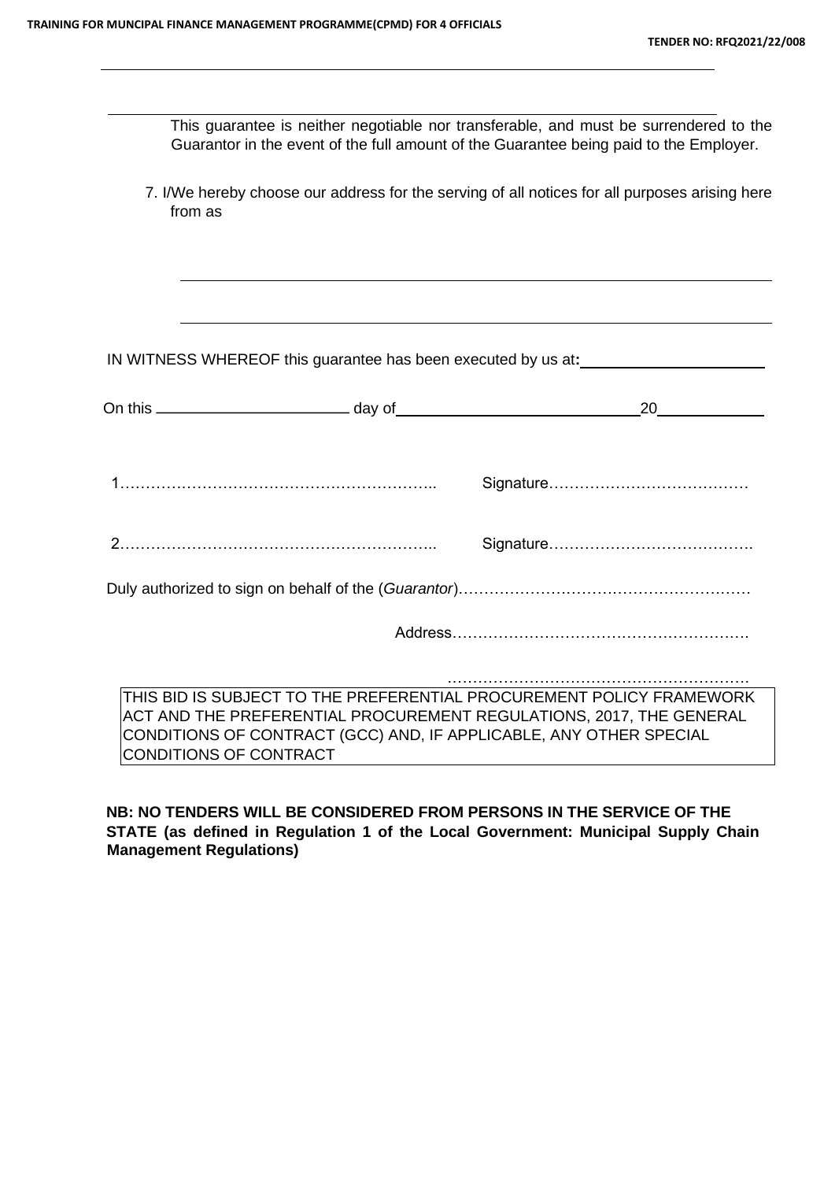This guarantee is neither negotiable nor transferable, and must be surrendered to the Guarantor in the event of the full amount of the Guarantee being paid to the Employer.

7. I/We hereby choose our address for the serving of all notices for all purposes arising here from as

\_\_\_\_\_\_\_\_\_\_\_\_\_\_\_\_\_\_\_\_\_\_\_\_\_\_\_\_\_\_\_\_\_\_\_\_\_\_\_\_\_\_\_\_\_\_\_\_\_\_\_\_\_\_\_\_\_\_

\_\_\_\_\_\_\_\_\_\_\_\_\_\_\_\_\_\_\_\_\_\_\_\_\_\_\_\_\_\_\_\_\_\_\_\_\_\_\_\_\_\_\_\_\_\_\_\_\_\_\_\_\_\_\_\_\_\_

IN WITNESS WHEREOF this guarantee has been executed by us at**:** \_\_\_\_\_\_\_\_\_\_\_\_\_\_\_\_\_\_\_\_

On this \_\_\_\_\_\_\_\_\_\_\_\_\_\_\_\_\_\_\_\_ day of \_\_\_\_\_\_\_\_\_\_\_\_\_\_\_\_\_\_\_\_\_\_\_\_\_\_ 20 \_\_\_\_\_\_\_\_\_\_\_

1…………………………………………………….. Signature…………………………………

2…………………………………………………….. Signature………………………………….

Duly authorized to sign on behalf of the (*Guarantor*)…………………………………………………

Address…………………………………………………

…………………………………………………

| THIS BID IS SUBJECT TO THE PREFERENTIAL PROCUREMENT POLICY FRAMEWORK ACT AND THE PREFERENTIAL PROCUREMENT REGULATIONS, 2017, THE GENERAL CONDITIONS OF CONTRACT (GCC) AND, IF APPLICABLE, ANY OTHER SPECIAL CONDITIONS OF CONTRACT |
|---|

**NB: NO TENDERS WILL BE CONSIDERED FROM PERSONS IN THE SERVICE OF THE STATE (as defined in Regulation 1 of the Local Government: Municipal Supply Chain Management Regulations)**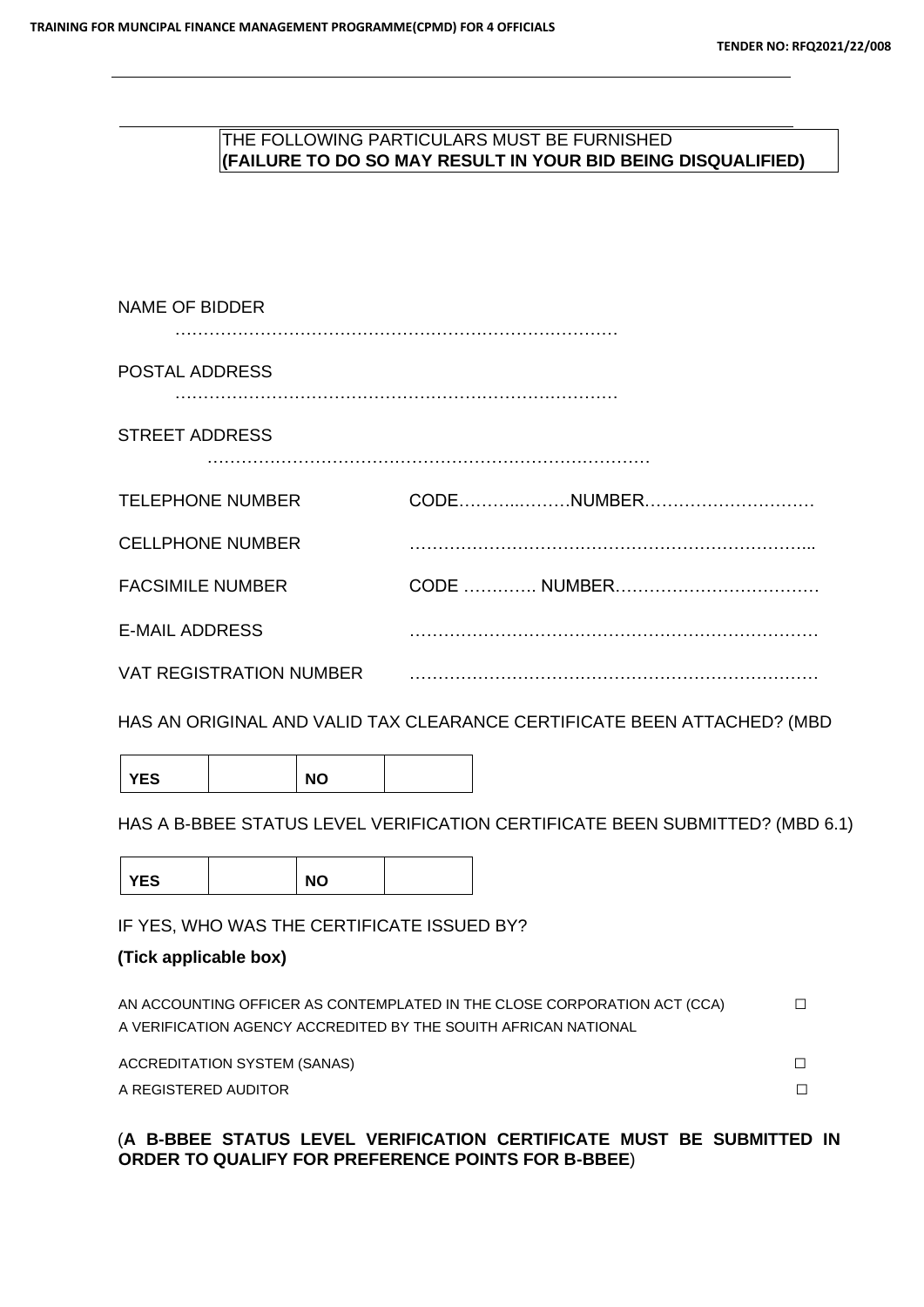THE FOLLOWING PARTICULARS MUST BE FURNISHED
**(FAILURE TO DO SO MAY RESULT IN YOUR BID BEING DISQUALIFIED)**

NAME OF BIDDER ……………………………………………………………………

POSTAL ADDRESS ……………………………………………………………………

STREET ADDRESS ……………………………………………………………………

TELEPHONE NUMBER CODE………..………NUMBER…………………………

CELLPHONE NUMBER ……………………………………………………………..

FACSIMILE NUMBER CODE …………. NUMBER………………………………

E-MAIL ADDRESS …………………………………………………………………

VAT REGISTRATION NUMBER …………………………………………………………………

HAS AN ORIGINAL AND VALID TAX CLEARANCE CERTIFICATE BEEN ATTACHED? (MBD

| YES | | NO | |
|---|---|---|---|

HAS A B-BBEE STATUS LEVEL VERIFICATION CERTIFICATE BEEN SUBMITTED? (MBD 6.1)

| YES | | NO | |
|---|---|---|---|

IF YES, WHO WAS THE CERTIFICATE ISSUED BY?

**(Tick applicable box)**

AN ACCOUNTING OFFICER AS CONTEMPLATED IN THE CLOSE CORPORATION ACT (CCA) ☐

A VERIFICATION AGENCY ACCREDITED BY THE SOUITH AFRICAN NATIONAL ACCREDITATION SYSTEM (SANAS) ☐

A REGISTERED AUDITOR ☐

(**A B-BBEE STATUS LEVEL VERIFICATION CERTIFICATE MUST BE SUBMITTED IN ORDER TO QUALIFY FOR PREFERENCE POINTS FOR B-BBEE**)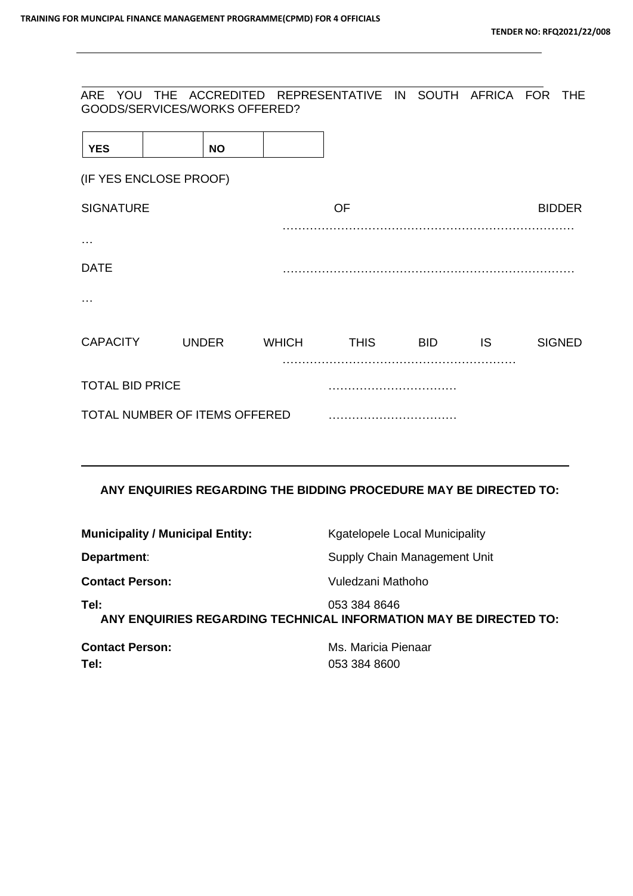ARE YOU THE ACCREDITED REPRESENTATIVE IN SOUTH AFRICA FOR THE GOODS/SERVICES/WORKS OFFERED?

| YES | | NO | |
|---|---|---|---|

(IF YES ENCLOSE PROOF)

SIGNATURE OF BIDDER …………………………………………………………………

DATE …………………………………………………………………

CAPACITY UNDER WHICH THIS BID IS SIGNED ……………………………………………………

TOTAL BID PRICE ……………………………

TOTAL NUMBER OF ITEMS OFFERED ……………………………

---

**ANY ENQUIRIES REGARDING THE BIDDING PROCEDURE MAY BE DIRECTED TO:**

**Municipality / Municipal Entity:** Kgatelopele Local Municipality

**Department**: Supply Chain Management Unit

**Contact Person:** Vuledzani Mathoho

**Tel:** 053 384 8646

**ANY ENQUIRIES REGARDING TECHNICAL INFORMATION MAY BE DIRECTED TO:**

**Contact Person:** Ms. Maricia Pienaar

**Tel:** 053 384 8600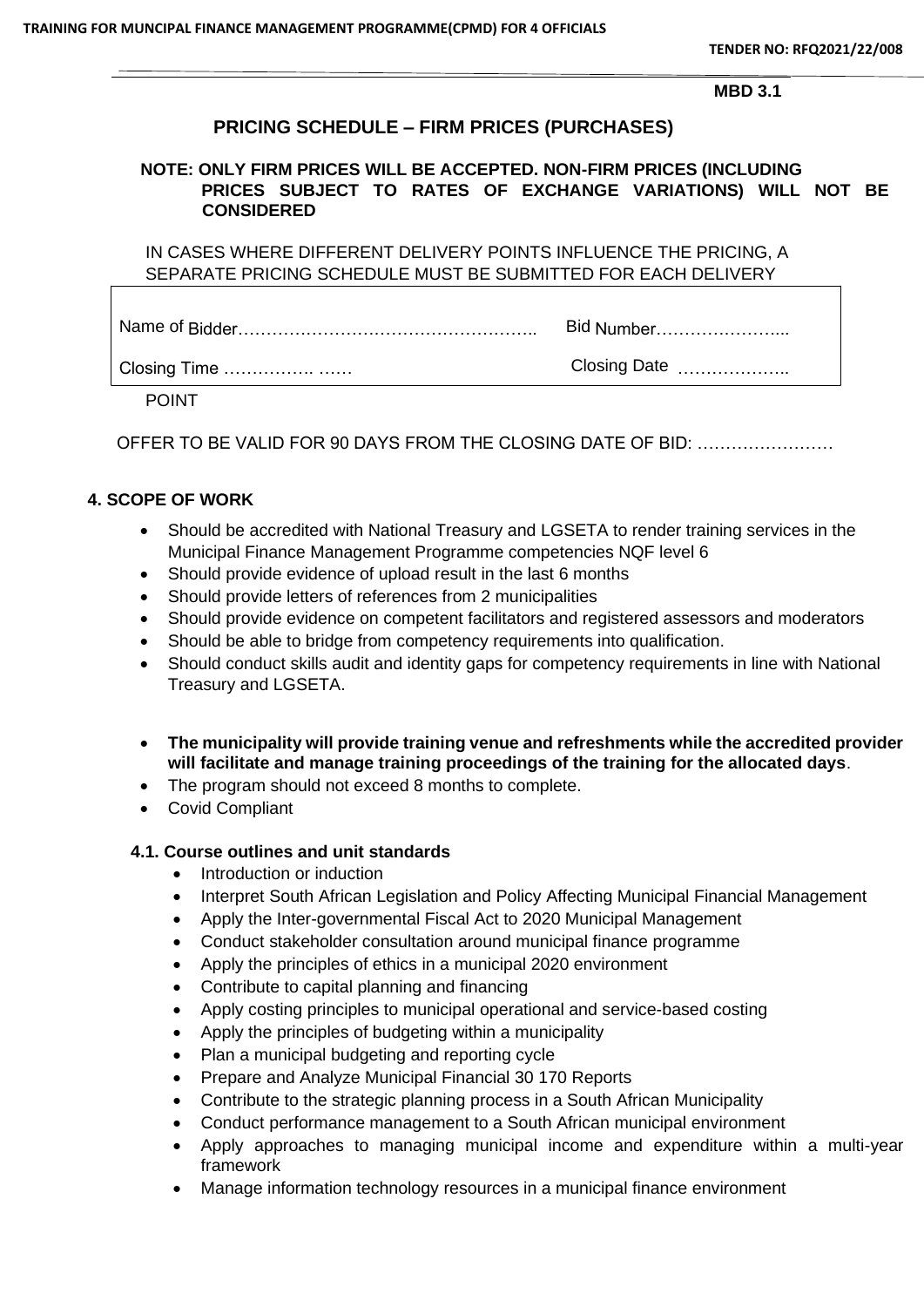MBD 3.1

## PRICING SCHEDULE – FIRM PRICES (PURCHASES)

**NOTE: ONLY FIRM PRICES WILL BE ACCEPTED. NON-FIRM PRICES (INCLUDING PRICES SUBJECT TO RATES OF EXCHANGE VARIATIONS) WILL NOT BE CONSIDERED**

IN CASES WHERE DIFFERENT DELIVERY POINTS INFLUENCE THE PRICING, A SEPARATE PRICING SCHEDULE MUST BE SUBMITTED FOR EACH DELIVERY POINT

| Name of Bidder…………………………………………….. | Bid Number…………………... |
|---|---|
| Closing Time ……………. …… | Closing Date ……………….. |

OFFER TO BE VALID FOR 90 DAYS FROM THE CLOSING DATE OF BID: ……………………

### 4. SCOPE OF WORK

- Should be accredited with National Treasury and LGSETA to render training services in the Municipal Finance Management Programme competencies NQF level 6
- Should provide evidence of upload result in the last 6 months
- Should provide letters of references from 2 municipalities
- Should provide evidence on competent facilitators and registered assessors and moderators
- Should be able to bridge from competency requirements into qualification.
- Should conduct skills audit and identity gaps for competency requirements in line with National Treasury and LGSETA.

- **The municipality will provide training venue and refreshments while the accredited provider will facilitate and manage training proceedings of the training for the allocated days**.
- The program should not exceed 8 months to complete.
- Covid Compliant

#### 4.1. Course outlines and unit standards

- Introduction or induction
- Interpret South African Legislation and Policy Affecting Municipal Financial Management
- Apply the Inter-governmental Fiscal Act to 2020 Municipal Management
- Conduct stakeholder consultation around municipal finance programme
- Apply the principles of ethics in a municipal 2020 environment
- Contribute to capital planning and financing
- Apply costing principles to municipal operational and service-based costing
- Apply the principles of budgeting within a municipality
- Plan a municipal budgeting and reporting cycle
- Prepare and Analyze Municipal Financial 30 170 Reports
- Contribute to the strategic planning process in a South African Municipality
- Conduct performance management to a South African municipal environment
- Apply approaches to managing municipal income and expenditure within a multi-year framework
- Manage information technology resources in a municipal finance environment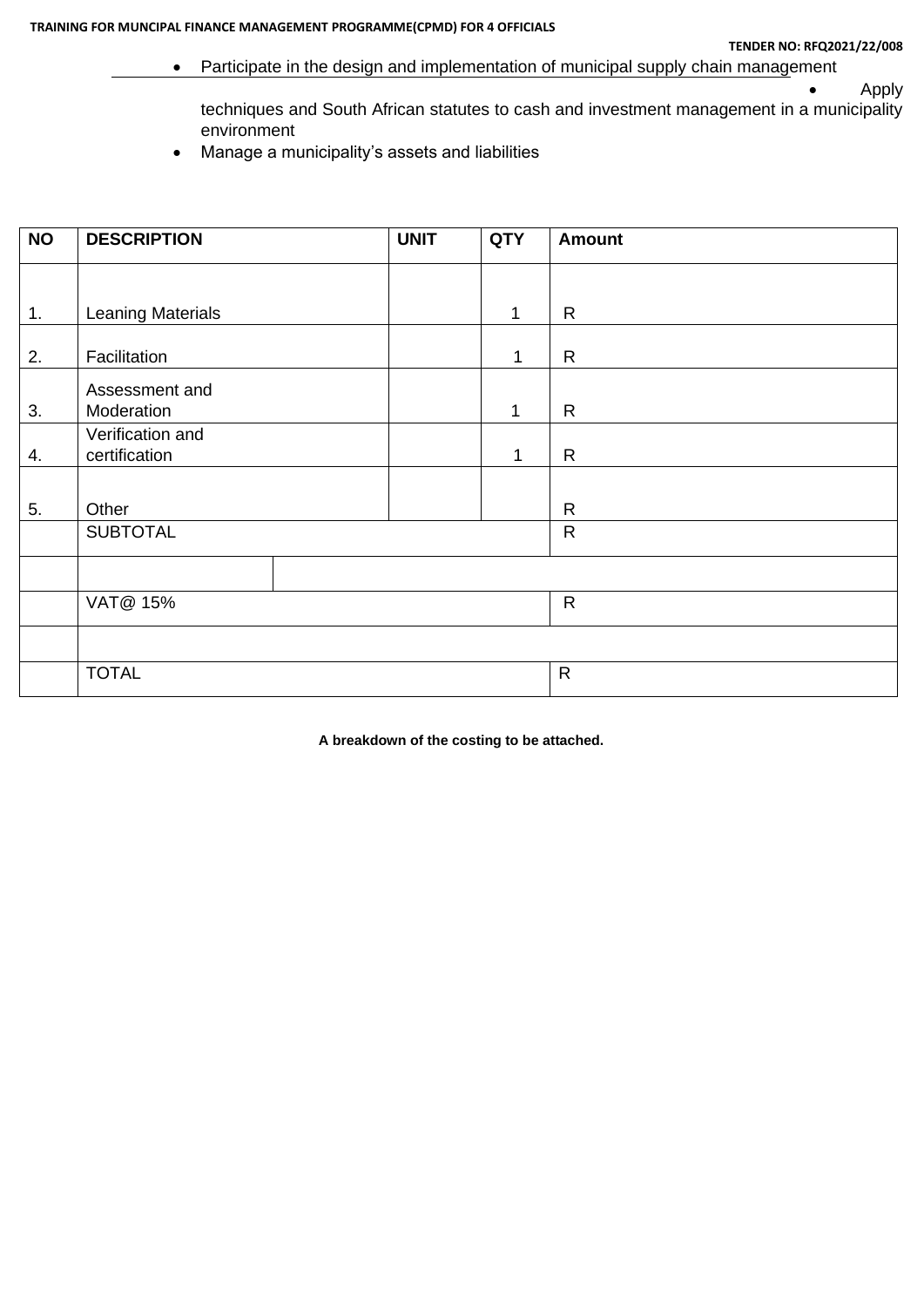- Participate in the design and implementation of municipal supply chain management
- Apply techniques and South African statutes to cash and investment management in a municipality environment
- Manage a municipality's assets and liabilities

| NO | DESCRIPTION | UNIT | QTY | Amount |
|---|---|---|---|---|
| 1. | Leaning Materials | | 1 | R |
| 2. | Facilitation | | 1 | R |
| 3. | Assessment and Moderation | | 1 | R |
| 4. | Verification and certification | | 1 | R |
| 5. | Other | | | R |
| | SUBTOTAL | | | R |
| | | | | |
| | VAT@ 15% | | | R |
| | | | | |
| | TOTAL | | | R |

**A breakdown of the costing to be attached.**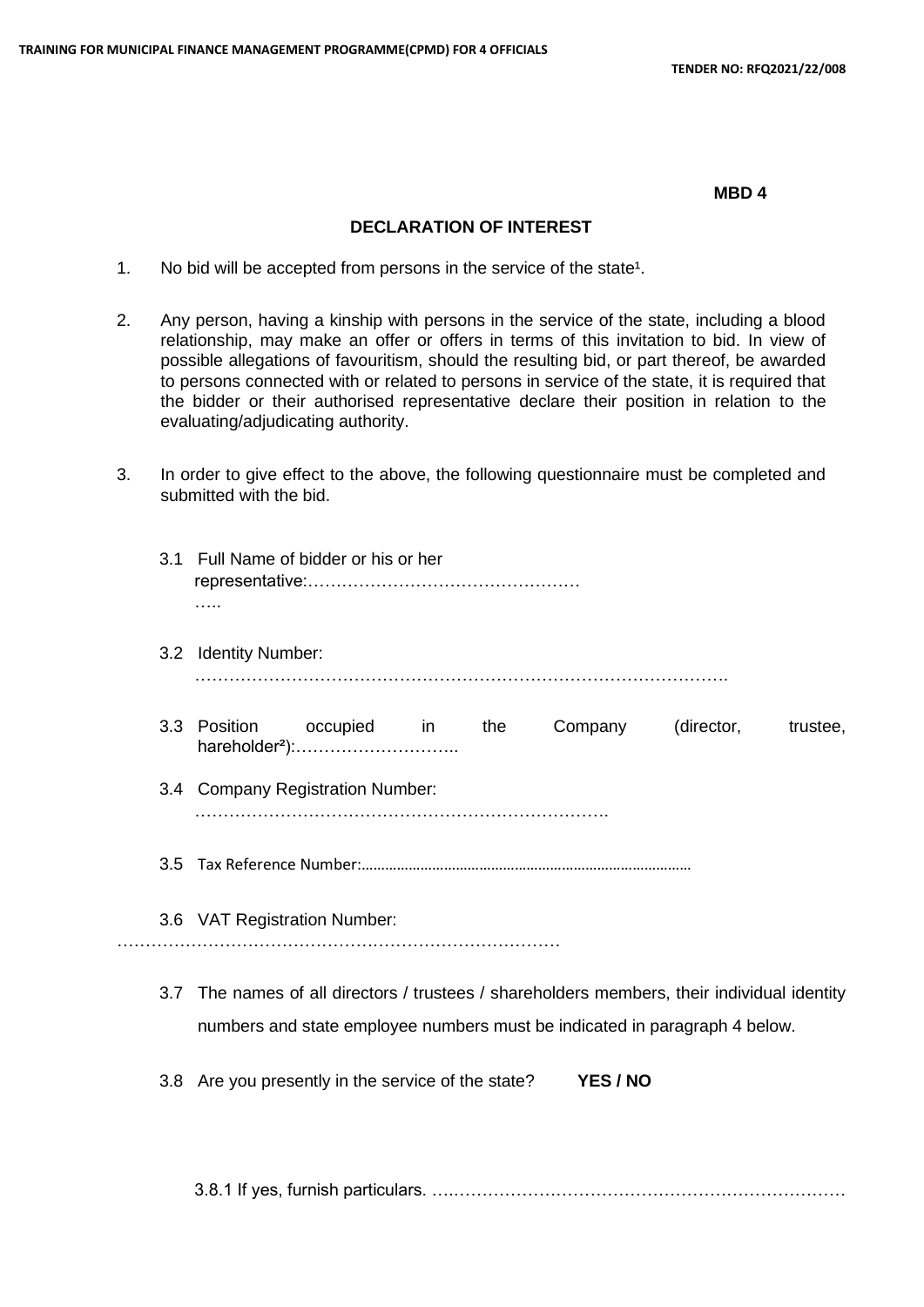**MBD 4**

**DECLARATION OF INTEREST**

1. No bid will be accepted from persons in the service of the state[1].

2. Any person, having a kinship with persons in the service of the state, including a blood relationship, may make an offer or offers in terms of this invitation to bid. In view of possible allegations of favouritism, should the resulting bid, or part thereof, be awarded to persons connected with or related to persons in service of the state, it is required that the bidder or their authorised representative declare their position in relation to the evaluating/adjudicating authority.

3. In order to give effect to the above, the following questionnaire must be completed and submitted with the bid.

   3.1 Full Name of bidder or his or her representative:…………………………………………………..

   3.2 Identity Number: ………………………………………………………………………………….

   3.3 Position occupied in the Company (director, trustee, hareholder[2]):………………………..

   3.4 Company Registration Number: ……………………………………………………………….

   3.5 Tax Reference Number:………………………………………………………………………

   3.6 VAT Registration Number: ……………………………………………………………………

   3.7 The names of all directors / trustees / shareholders members, their individual identity numbers and state employee numbers must be indicated in paragraph 4 below.

   3.8 Are you presently in the service of the state? **YES / NO**

   3.8.1 If yes, furnish particulars. ….……………………………………………………………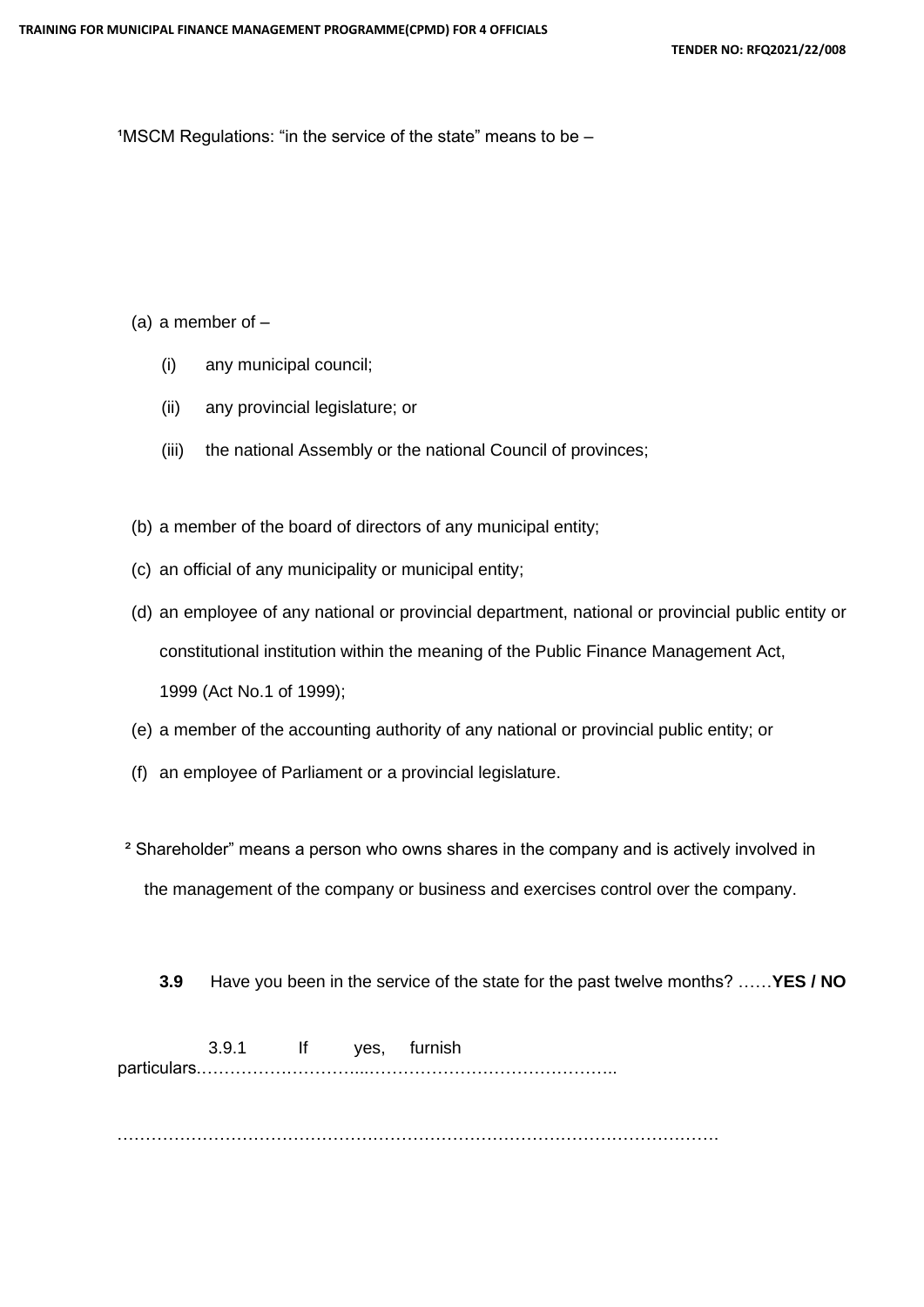[1]MSCM Regulations: "in the service of the state" means to be –

(a) a member of –

  (i) any municipal council;

  (ii) any provincial legislature; or

  (iii) the national Assembly or the national Council of provinces;

(b) a member of the board of directors of any municipal entity;

(c) an official of any municipality or municipal entity;

(d) an employee of any national or provincial department, national or provincial public entity or constitutional institution within the meaning of the Public Finance Management Act, 1999 (Act No.1 of 1999);

(e) a member of the accounting authority of any national or provincial public entity; or

(f) an employee of Parliament or a provincial legislature.

[2] Shareholder" means a person who owns shares in the company and is actively involved in the management of the company or business and exercises control over the company.

**3.9** Have you been in the service of the state for the past twelve months? ……**YES / NO**

3.9.1 If yes, furnish particulars.…………………………...……………………………………..

………………………………………………………………………………………………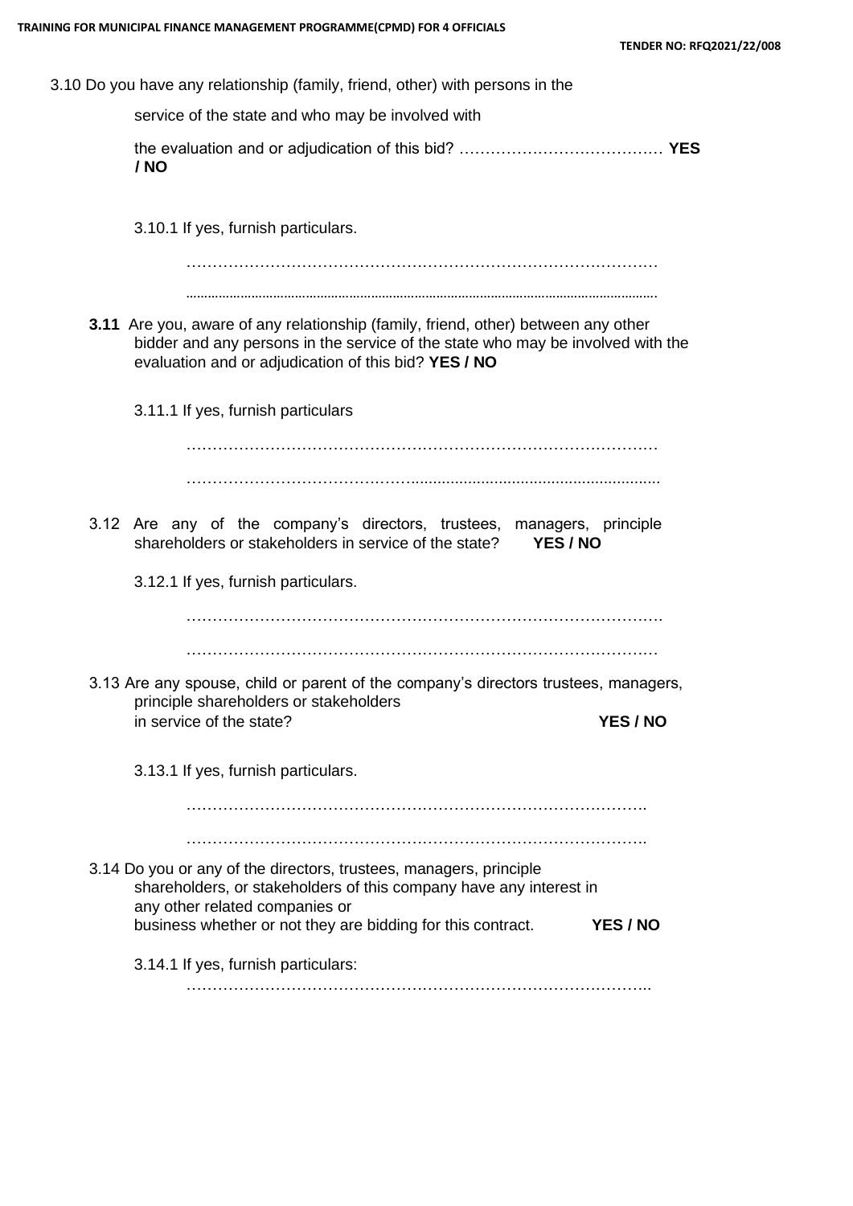3.10 Do you have any relationship (family, friend, other) with persons in the service of the state and who may be involved with the evaluation and or adjudication of this bid? ………………………………… **YES / NO**

3.10.1 If yes, furnish particulars.

……………………………………………………………………………

……………………………………………………………………………

**3.11** Are you, aware of any relationship (family, friend, other) between any other bidder and any persons in the service of the state who may be involved with the evaluation and or adjudication of this bid? **YES / NO**

3.11.1 If yes, furnish particulars

……………………………………………………………………………

……………………………………………………………………………

3.12 Are any of the company's directors, trustees, managers, principle shareholders or stakeholders in service of the state? **YES / NO**

3.12.1 If yes, furnish particulars.

……………………………………………………………………………

……………………………………………………………………………

3.13 Are any spouse, child or parent of the company's directors trustees, managers, principle shareholders or stakeholders in service of the state? **YES / NO**

3.13.1 If yes, furnish particulars.

……………………………………………………………………………

……………………………………………………………………………

3.14 Do you or any of the directors, trustees, managers, principle shareholders, or stakeholders of this company have any interest in any other related companies or business whether or not they are bidding for this contract. **YES / NO**

3.14.1 If yes, furnish particulars:

……………………………………………………………………………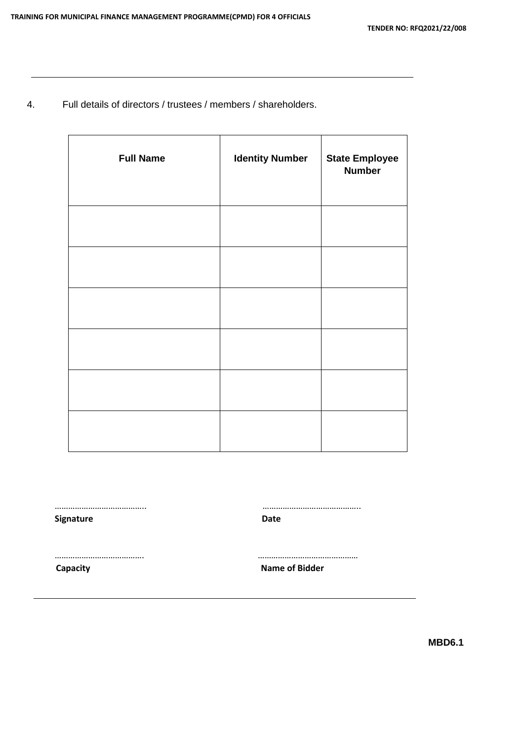4. Full details of directors / trustees / members / shareholders.

| Full Name | Identity Number | State Employee Number |
|---|---|---|
| | | |
| | | |
| | | |
| | | |
| | | |
| | | |

…………………………………..
**Signature**

……………………………………..
**Date**

………………………………….
**Capacity**

………………………………………
**Name of Bidder**

**MBD6.1**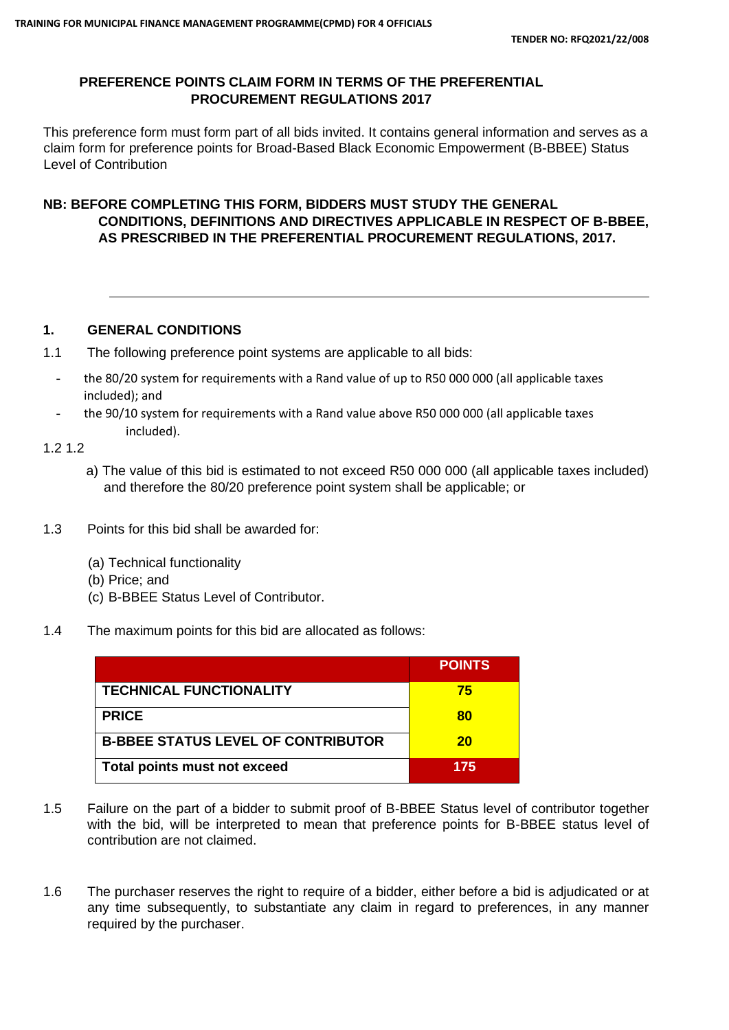## PREFERENCE POINTS CLAIM FORM IN TERMS OF THE PREFERENTIAL PROCUREMENT REGULATIONS 2017

This preference form must form part of all bids invited. It contains general information and serves as a claim form for preference points for Broad-Based Black Economic Empowerment (B-BBEE) Status Level of Contribution

**NB: BEFORE COMPLETING THIS FORM, BIDDERS MUST STUDY THE GENERAL CONDITIONS, DEFINITIONS AND DIRECTIVES APPLICABLE IN RESPECT OF B-BBEE, AS PRESCRIBED IN THE PREFERENTIAL PROCUREMENT REGULATIONS, 2017.**

---

### 1. GENERAL CONDITIONS

1.1 The following preference point systems are applicable to all bids:

- the 80/20 system for requirements with a Rand value of up to R50 000 000 (all applicable taxes included); and
- the 90/10 system for requirements with a Rand value above R50 000 000 (all applicable taxes included).

1.2 1.2

a) The value of this bid is estimated to not exceed R50 000 000 (all applicable taxes included) and therefore the 80/20 preference point system shall be applicable; or

1.3 Points for this bid shall be awarded for:

(a) Technical functionality
(b) Price; and
(c) B-BBEE Status Level of Contributor.

1.4 The maximum points for this bid are allocated as follows:

| | POINTS |
|---|---|
| TECHNICAL FUNCTIONALITY | 75 |
| PRICE | 80 |
| B-BBEE STATUS LEVEL OF CONTRIBUTOR | 20 |
| Total points must not exceed | 175 |

1.5 Failure on the part of a bidder to submit proof of B-BBEE Status level of contributor together with the bid, will be interpreted to mean that preference points for B-BBEE status level of contribution are not claimed.

1.6 The purchaser reserves the right to require of a bidder, either before a bid is adjudicated or at any time subsequently, to substantiate any claim in regard to preferences, in any manner required by the purchaser.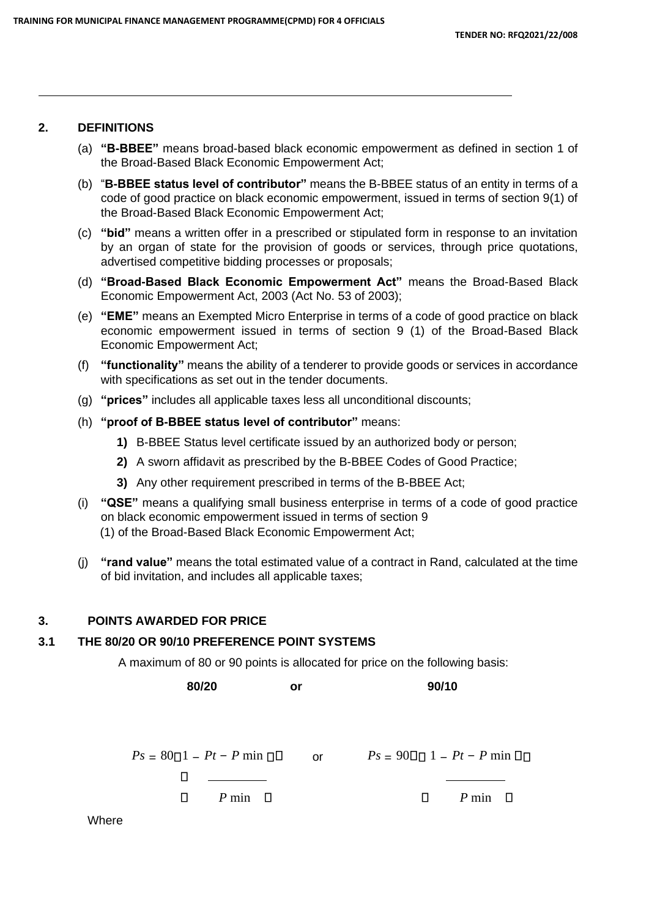## 2. DEFINITIONS

(a) **"B-BBEE"** means broad-based black economic empowerment as defined in section 1 of the Broad-Based Black Economic Empowerment Act;

(b) "**B-BBEE status level of contributor"** means the B-BBEE status of an entity in terms of a code of good practice on black economic empowerment, issued in terms of section 9(1) of the Broad-Based Black Economic Empowerment Act;

(c) **"bid"** means a written offer in a prescribed or stipulated form in response to an invitation by an organ of state for the provision of goods or services, through price quotations, advertised competitive bidding processes or proposals;

(d) **"Broad-Based Black Economic Empowerment Act"** means the Broad-Based Black Economic Empowerment Act, 2003 (Act No. 53 of 2003);

(e) **"EME"** means an Exempted Micro Enterprise in terms of a code of good practice on black economic empowerment issued in terms of section 9 (1) of the Broad-Based Black Economic Empowerment Act;

(f) **"functionality"** means the ability of a tenderer to provide goods or services in accordance with specifications as set out in the tender documents.

(g) **"prices"** includes all applicable taxes less all unconditional discounts;

(h) **"proof of B-BBEE status level of contributor"** means:

**1)** B-BBEE Status level certificate issued by an authorized body or person;

**2)** A sworn affidavit as prescribed by the B-BBEE Codes of Good Practice;

**3)** Any other requirement prescribed in terms of the B-BBEE Act;

(i) **"QSE"** means a qualifying small business enterprise in terms of a code of good practice on black economic empowerment issued in terms of section 9 (1) of the Broad-Based Black Economic Empowerment Act;

(j) **"rand value"** means the total estimated value of a contract in Rand, calculated at the time of bid invitation, and includes all applicable taxes;

## 3. POINTS AWARDED FOR PRICE

### 3.1 THE 80/20 OR 90/10 PREFERENCE POINT SYSTEMS

A maximum of 80 or 90 points is allocated for price on the following basis:

**80/20** or **90/10**

$$Ps = 80\left(1 - \frac{Pt - P\min}{P\min}\right) \quad \text{or} \quad Ps = 90\left(1 - \frac{Pt - P\min}{P\min}\right)$$

Where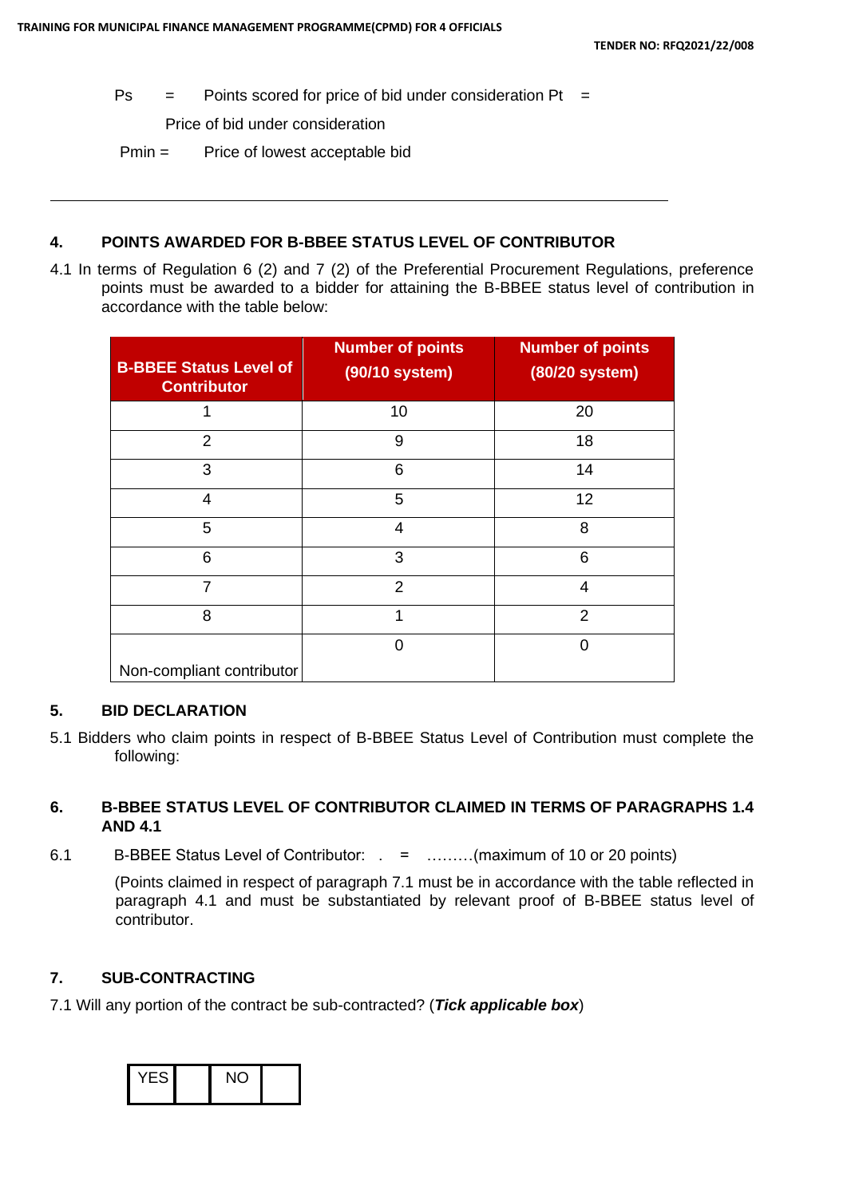Ps = Points scored for price of bid under consideration Pt =

Price of bid under consideration

Pmin = Price of lowest acceptable bid

---

## 4. POINTS AWARDED FOR B-BBEE STATUS LEVEL OF CONTRIBUTOR

4.1 In terms of Regulation 6 (2) and 7 (2) of the Preferential Procurement Regulations, preference points must be awarded to a bidder for attaining the B-BBEE status level of contribution in accordance with the table below:

| B-BBEE Status Level of Contributor | Number of points (90/10 system) | Number of points (80/20 system) |
|---|---|---|
| 1 | 10 | 20 |
| 2 | 9 | 18 |
| 3 | 6 | 14 |
| 4 | 5 | 12 |
| 5 | 4 | 8 |
| 6 | 3 | 6 |
| 7 | 2 | 4 |
| 8 | 1 | 2 |
| Non-compliant contributor | 0 | 0 |

## 5. BID DECLARATION

5.1 Bidders who claim points in respect of B-BBEE Status Level of Contribution must complete the following:

## 6. B-BBEE STATUS LEVEL OF CONTRIBUTOR CLAIMED IN TERMS OF PARAGRAPHS 1.4 AND 4.1

6.1 B-BBEE Status Level of Contributor: . = ………(maximum of 10 or 20 points)

(Points claimed in respect of paragraph 7.1 must be in accordance with the table reflected in paragraph 4.1 and must be substantiated by relevant proof of B-BBEE status level of contributor.

## 7. SUB-CONTRACTING

7.1 Will any portion of the contract be sub-contracted? (***Tick applicable box***)

| YES | | NO | |
|---|---|---|---|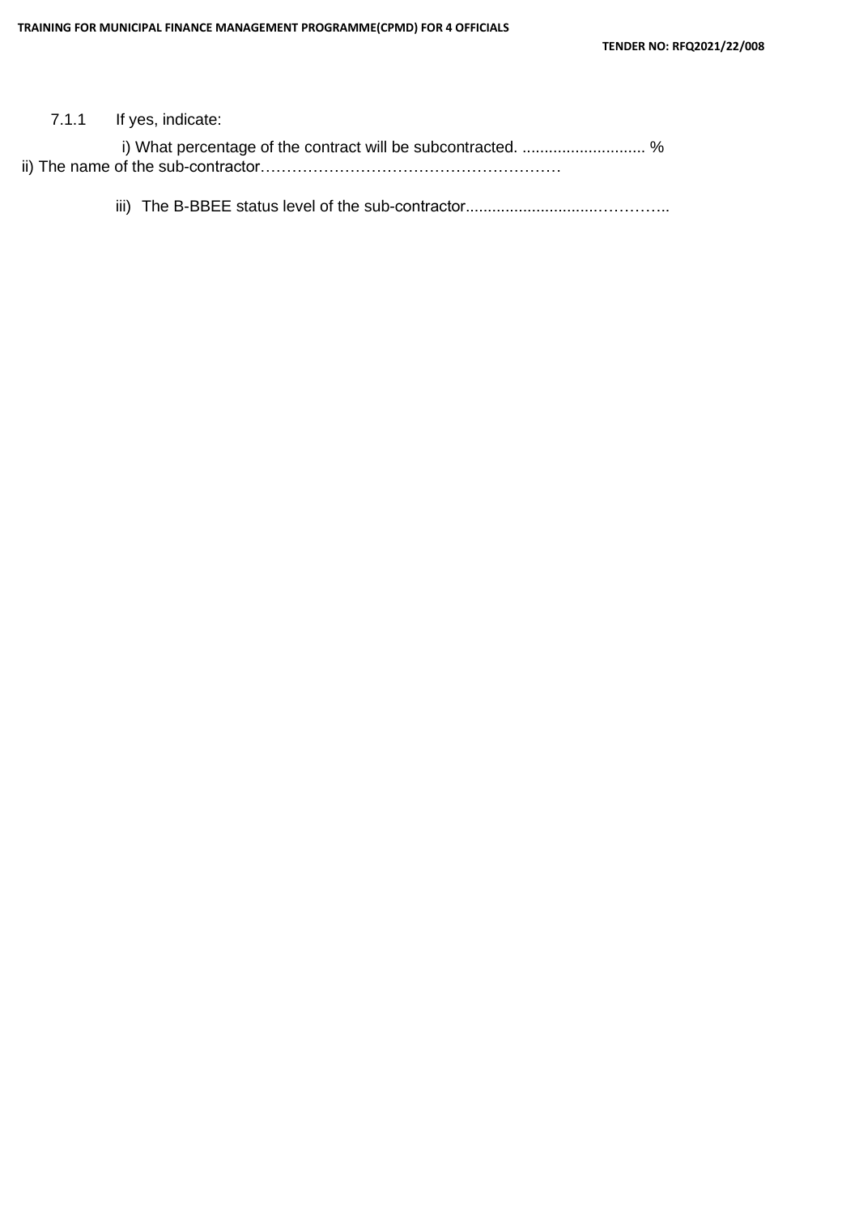7.1.1 If yes, indicate:

i) What percentage of the contract will be subcontracted. ............................ %

ii) The name of the sub-contractor…………………………………………………

iii) The B-BBEE status level of the sub-contractor.............................…………..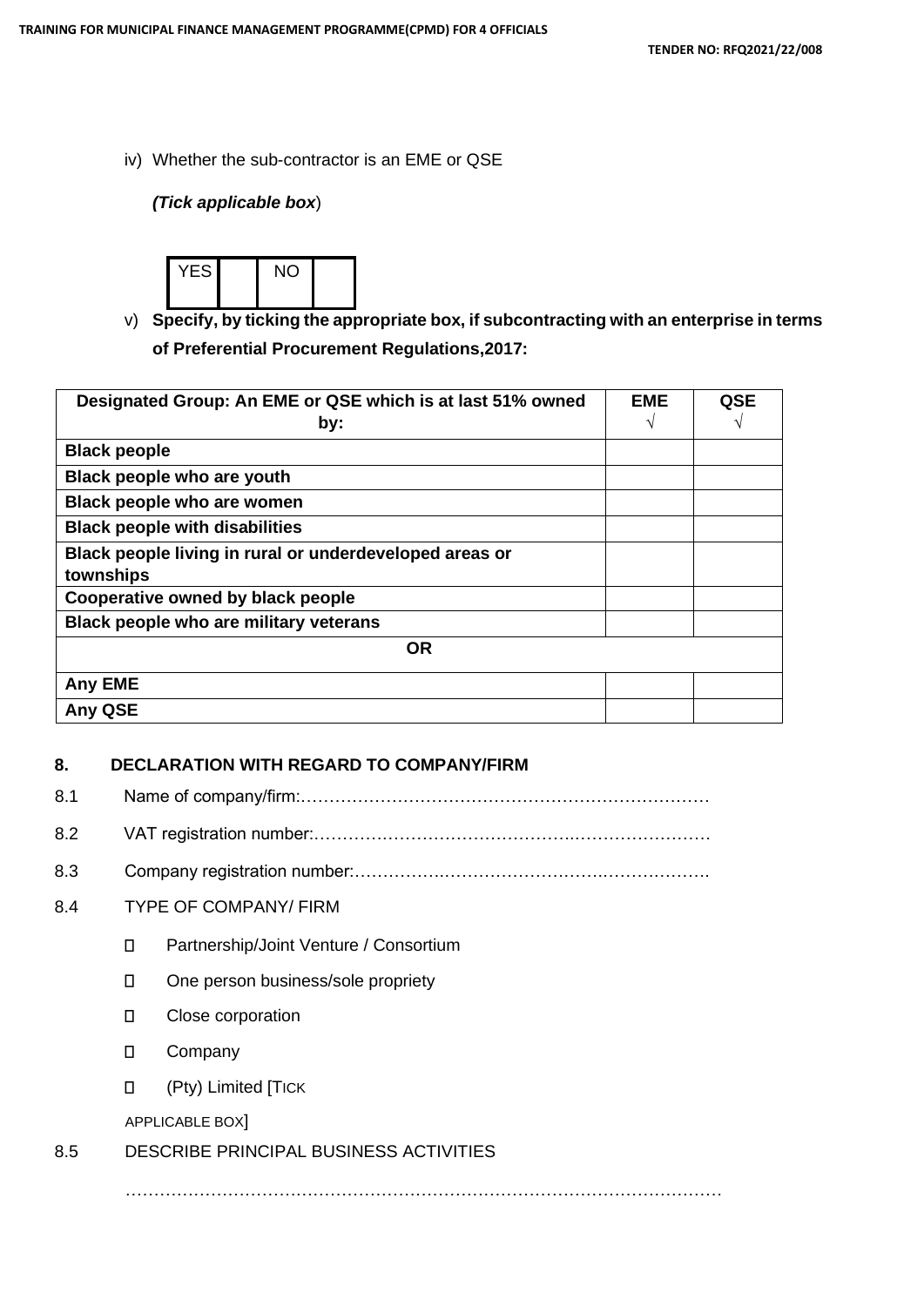iv) Whether the sub-contractor is an EME or QSE

*(Tick applicable box*)

| YES | | NO | |
|---|---|---|---|

v) **Specify, by ticking the appropriate box, if subcontracting with an enterprise in terms of Preferential Procurement Regulations,2017:**

| Designated Group: An EME or QSE which is at last 51% owned by: | EME √ | QSE √ |
|---|---|---|
| **Black people** | | |
| **Black people who are youth** | | |
| **Black people who are women** | | |
| **Black people with disabilities** | | |
| **Black people living in rural or underdeveloped areas or townships** | | |
| **Cooperative owned by black people** | | |
| **Black people who are military veterans** | | |
| **OR** | | |
| **Any EME** | | |
| **Any QSE** | | |

## 8. DECLARATION WITH REGARD TO COMPANY/FIRM

8.1 Name of company/firm:……………………………………………………………….

8.2 VAT registration number:……………………………………….……………………

8.3 Company registration number:……………….……………………….……………….

8.4 TYPE OF COMPANY/ FIRM

- Partnership/Joint Venture / Consortium
- One person business/sole propriety
- Close corporation
- Company
- (Pty) Limited [TICK APPLICABLE BOX]

8.5 DESCRIBE PRINCIPAL BUSINESS ACTIVITIES

………………………………………………………………………………………………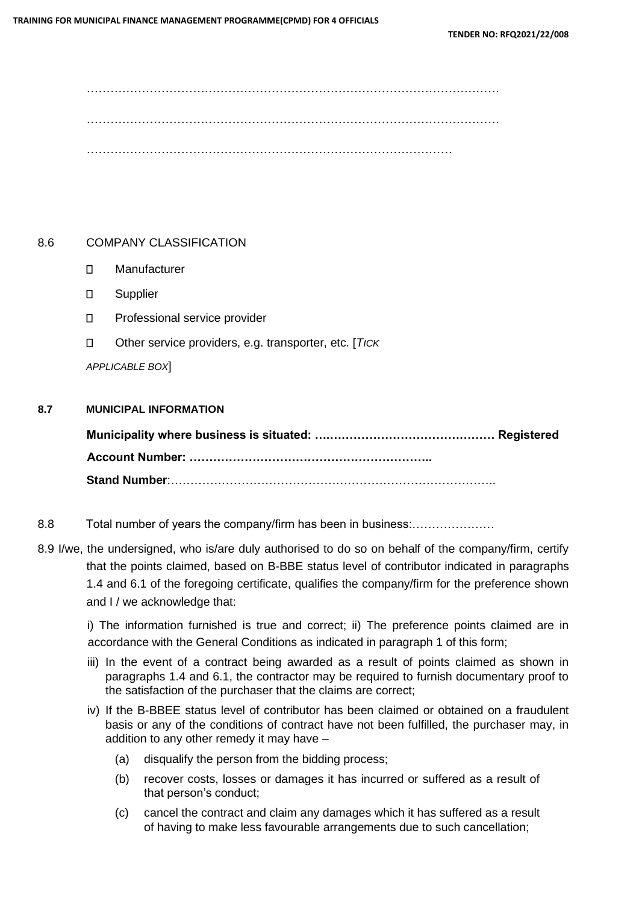…………………………………………………………………………………………

…………………………………………………………………………………………

……………………………………………………………………………………

8.6 COMPANY CLASSIFICATION

- ☐ Manufacturer
- ☐ Supplier
- ☐ Professional service provider
- ☐ Other service providers, e.g. transporter, etc. [*TICK APPLICABLE BOX*]

**8.7 MUNICIPAL INFORMATION**

**Municipality where business is situated: ….…………………………………… Registered Account Number: …………………………………………………..**

**Stand Number**:………………………………………………………………………..

8.8 Total number of years the company/firm has been in business:…………………

8.9 I/we, the undersigned, who is/are duly authorised to do so on behalf of the company/firm, certify that the points claimed, based on B-BBE status level of contributor indicated in paragraphs 1.4 and 6.1 of the foregoing certificate, qualifies the company/firm for the preference shown and I / we acknowledge that:

i) The information furnished is true and correct; ii) The preference points claimed are in accordance with the General Conditions as indicated in paragraph 1 of this form;

iii) In the event of a contract being awarded as a result of points claimed as shown in paragraphs 1.4 and 6.1, the contractor may be required to furnish documentary proof to the satisfaction of the purchaser that the claims are correct;

iv) If the B-BBEE status level of contributor has been claimed or obtained on a fraudulent basis or any of the conditions of contract have not been fulfilled, the purchaser may, in addition to any other remedy it may have –

(a) disqualify the person from the bidding process;

(b) recover costs, losses or damages it has incurred or suffered as a result of that person's conduct;

(c) cancel the contract and claim any damages which it has suffered as a result of having to make less favourable arrangements due to such cancellation;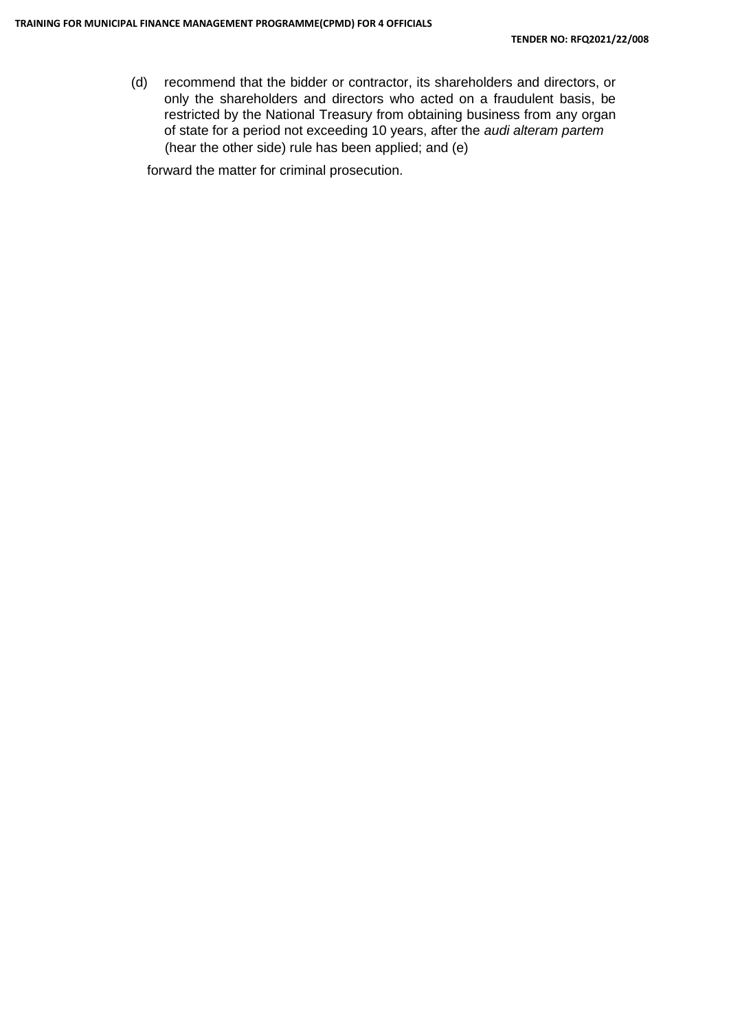(d) recommend that the bidder or contractor, its shareholders and directors, or only the shareholders and directors who acted on a fraudulent basis, be restricted by the National Treasury from obtaining business from any organ of state for a period not exceeding 10 years, after the *audi alteram partem* (hear the other side) rule has been applied; and

(e) forward the matter for criminal prosecution.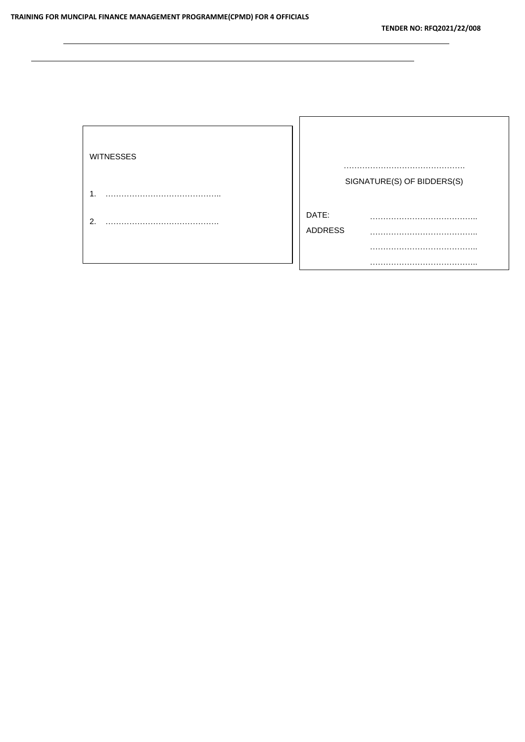| WITNESSES | |
|---|---|
| 1. …………………………………….. | ………………………………………. |
| | SIGNATURE(S) OF BIDDERS(S) |
| 2. ……………………………………. | DATE: ………………………………….. |
| | ADDRESS ………………………………….. |
| | ………………………………….. |
| | ………………………………….. |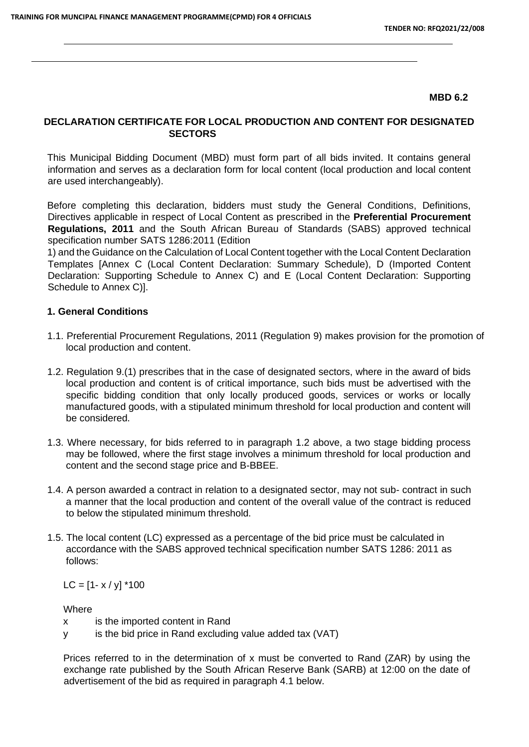**MBD 6.2**

## DECLARATION CERTIFICATE FOR LOCAL PRODUCTION AND CONTENT FOR DESIGNATED SECTORS

This Municipal Bidding Document (MBD) must form part of all bids invited. It contains general information and serves as a declaration form for local content (local production and local content are used interchangeably).

Before completing this declaration, bidders must study the General Conditions, Definitions, Directives applicable in respect of Local Content as prescribed in the **Preferential Procurement Regulations, 2011** and the South African Bureau of Standards (SABS) approved technical specification number SATS 1286:2011 (Edition 1) and the Guidance on the Calculation of Local Content together with the Local Content Declaration Templates [Annex C (Local Content Declaration: Summary Schedule), D (Imported Content Declaration: Supporting Schedule to Annex C) and E (Local Content Declaration: Supporting Schedule to Annex C)].

### 1. General Conditions

1.1. Preferential Procurement Regulations, 2011 (Regulation 9) makes provision for the promotion of local production and content.

1.2. Regulation 9.(1) prescribes that in the case of designated sectors, where in the award of bids local production and content is of critical importance, such bids must be advertised with the specific bidding condition that only locally produced goods, services or works or locally manufactured goods, with a stipulated minimum threshold for local production and content will be considered.

1.3. Where necessary, for bids referred to in paragraph 1.2 above, a two stage bidding process may be followed, where the first stage involves a minimum threshold for local production and content and the second stage price and B-BBEE.

1.4. A person awarded a contract in relation to a designated sector, may not sub- contract in such a manner that the local production and content of the overall value of the contract is reduced to below the stipulated minimum threshold.

1.5. The local content (LC) expressed as a percentage of the bid price must be calculated in accordance with the SABS approved technical specification number SATS 1286: 2011 as follows:

$$LC = [1 - x / y] * 100$$

Where

- $x$ is the imported content in Rand
- $y$ is the bid price in Rand excluding value added tax (VAT)

Prices referred to in the determination of x must be converted to Rand (ZAR) by using the exchange rate published by the South African Reserve Bank (SARB) at 12:00 on the date of advertisement of the bid as required in paragraph 4.1 below.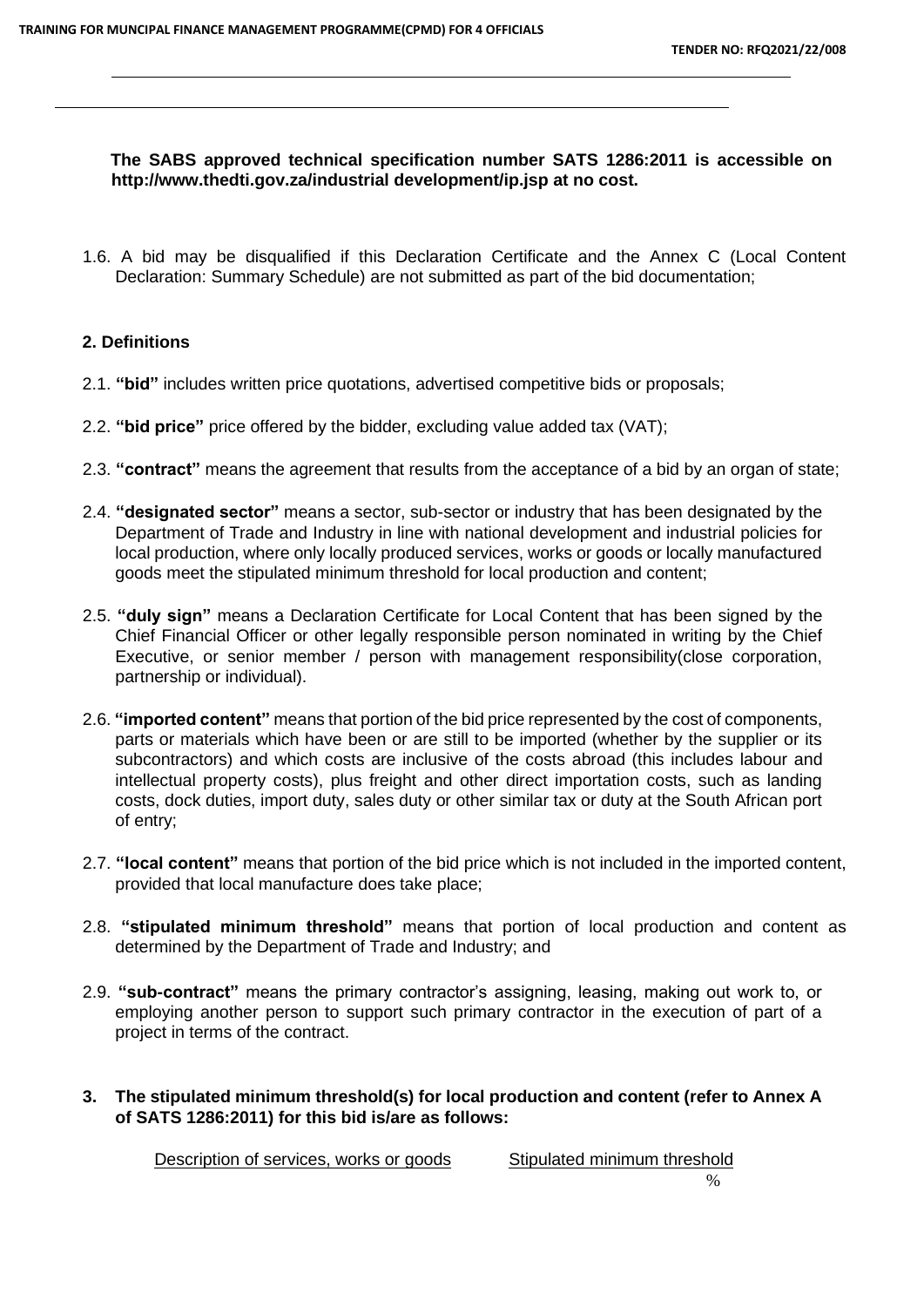**The SABS approved technical specification number SATS 1286:2011 is accessible on http://www.thedti.gov.za/industrial development/ip.jsp at no cost.**

1.6. A bid may be disqualified if this Declaration Certificate and the Annex C (Local Content Declaration: Summary Schedule) are not submitted as part of the bid documentation;

**2. Definitions**

2.1. **"bid"** includes written price quotations, advertised competitive bids or proposals;

2.2. **"bid price"** price offered by the bidder, excluding value added tax (VAT);

2.3. **"contract"** means the agreement that results from the acceptance of a bid by an organ of state;

2.4. **"designated sector"** means a sector, sub-sector or industry that has been designated by the Department of Trade and Industry in line with national development and industrial policies for local production, where only locally produced services, works or goods or locally manufactured goods meet the stipulated minimum threshold for local production and content;

2.5. **"duly sign"** means a Declaration Certificate for Local Content that has been signed by the Chief Financial Officer or other legally responsible person nominated in writing by the Chief Executive, or senior member / person with management responsibility(close corporation, partnership or individual).

2.6. **"imported content"** means that portion of the bid price represented by the cost of components, parts or materials which have been or are still to be imported (whether by the supplier or its subcontractors) and which costs are inclusive of the costs abroad (this includes labour and intellectual property costs), plus freight and other direct importation costs, such as landing costs, dock duties, import duty, sales duty or other similar tax or duty at the South African port of entry;

2.7. **"local content"** means that portion of the bid price which is not included in the imported content, provided that local manufacture does take place;

2.8. **"stipulated minimum threshold"** means that portion of local production and content as determined by the Department of Trade and Industry; and

2.9. **"sub-contract"** means the primary contractor's assigning, leasing, making out work to, or employing another person to support such primary contractor in the execution of part of a project in terms of the contract.

**3. The stipulated minimum threshold(s) for local production and content (refer to Annex A of SATS 1286:2011) for this bid is/are as follows:**

| Description of services, works or goods | Stipulated minimum threshold |
|---|---|
| | % |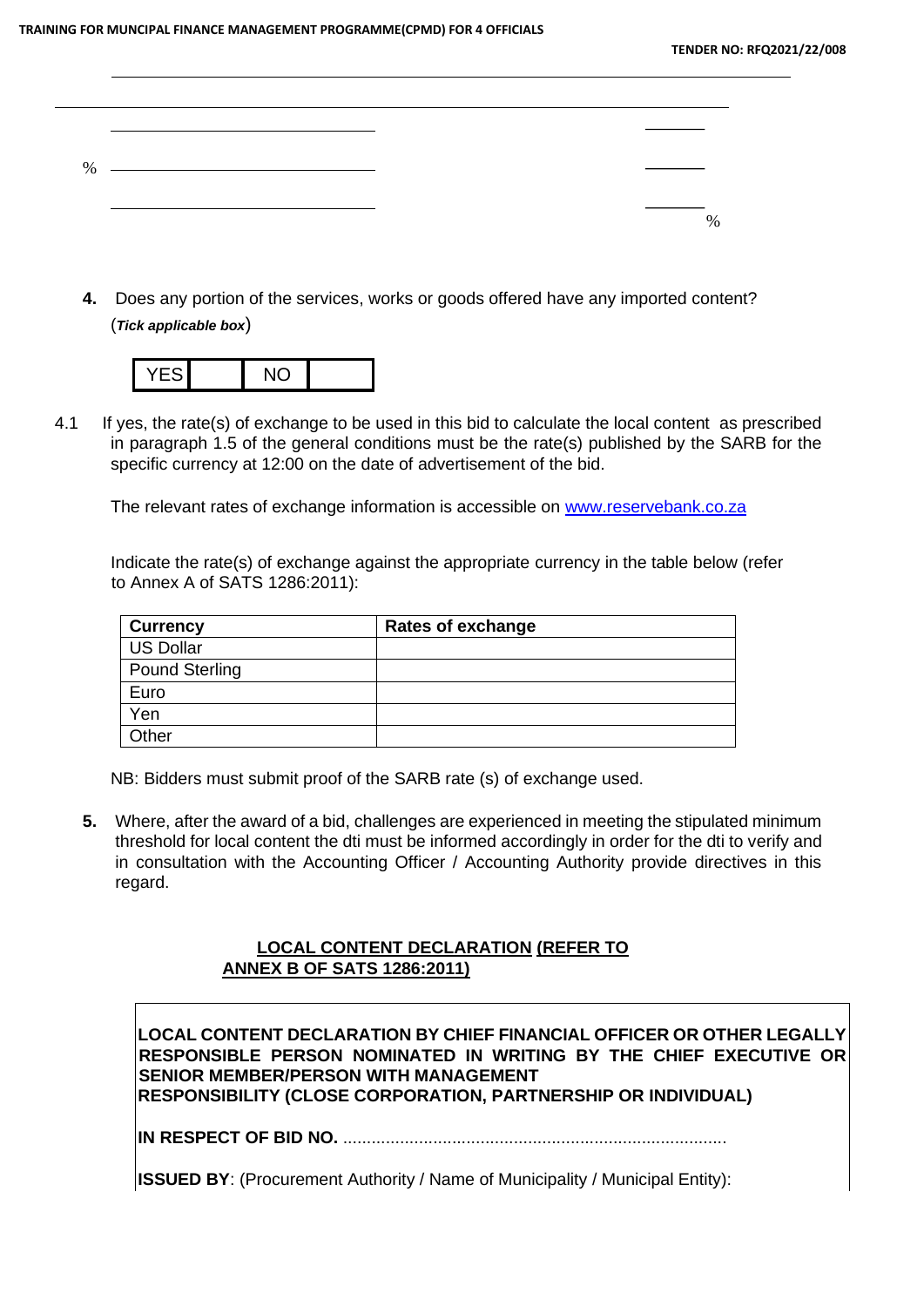%

%

**4.** Does any portion of the services, works or goods offered have any imported content? (***Tick applicable box***)

| YES | | NO | |
|---|---|---|---|

4.1 If yes, the rate(s) of exchange to be used in this bid to calculate the local content as prescribed in paragraph 1.5 of the general conditions must be the rate(s) published by the SARB for the specific currency at 12:00 on the date of advertisement of the bid.

The relevant rates of exchange information is accessible on www.reservebank.co.za

Indicate the rate(s) of exchange against the appropriate currency in the table below (refer to Annex A of SATS 1286:2011):

| **Currency** | **Rates of exchange** |
|---|---|
| US Dollar | |
| Pound Sterling | |
| Euro | |
| Yen | |
| Other | |

NB: Bidders must submit proof of the SARB rate (s) of exchange used.

**5.** Where, after the award of a bid, challenges are experienced in meeting the stipulated minimum threshold for local content the dti must be informed accordingly in order for the dti to verify and in consultation with the Accounting Officer / Accounting Authority provide directives in this regard.

**LOCAL CONTENT DECLARATION (REFER TO ANNEX B OF SATS 1286:2011)**

**LOCAL CONTENT DECLARATION BY CHIEF FINANCIAL OFFICER OR OTHER LEGALLY RESPONSIBLE PERSON NOMINATED IN WRITING BY THE CHIEF EXECUTIVE OR SENIOR MEMBER/PERSON WITH MANAGEMENT RESPONSIBILITY (CLOSE CORPORATION, PARTNERSHIP OR INDIVIDUAL)**

**IN RESPECT OF BID NO.** .................................................................................

**ISSUED BY**: (Procurement Authority / Name of Municipality / Municipal Entity):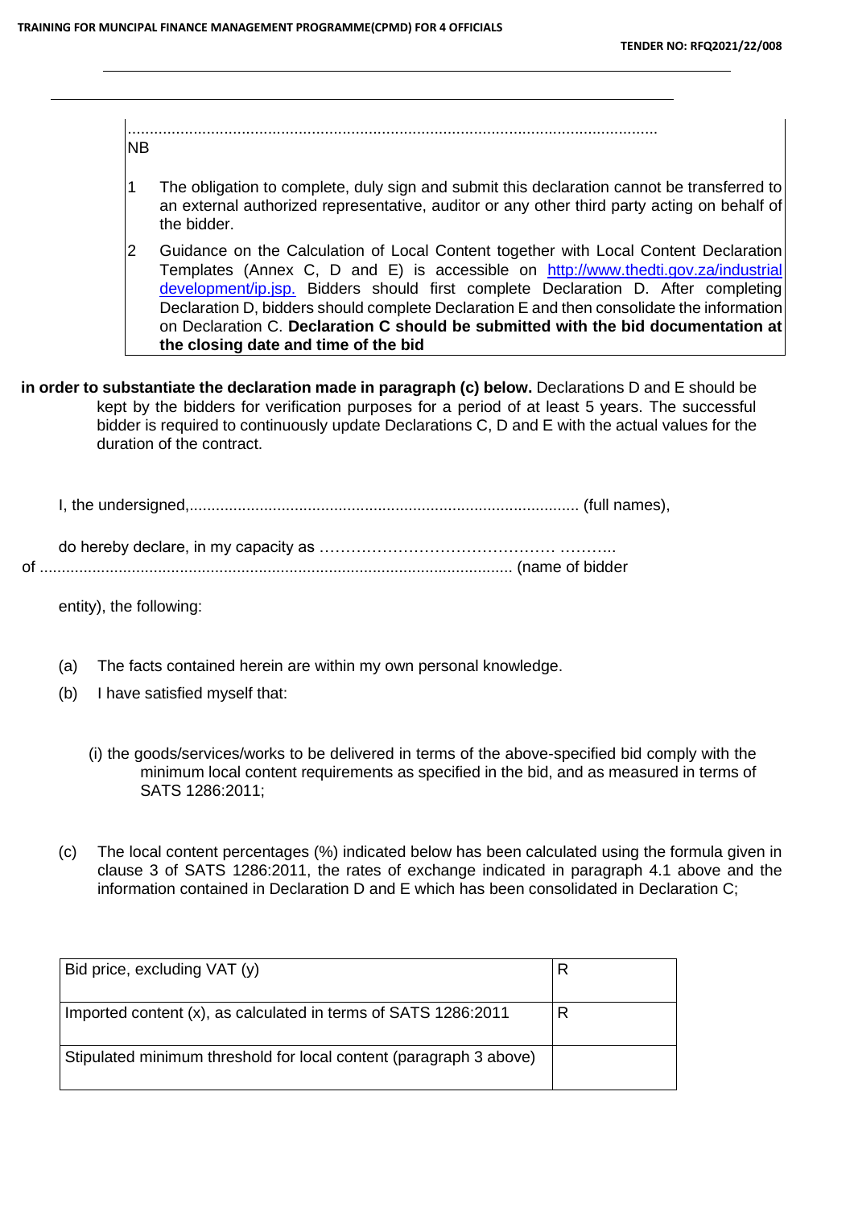.........................................................................................................................

NB

1. The obligation to complete, duly sign and submit this declaration cannot be transferred to an external authorized representative, auditor or any other third party acting on behalf of the bidder.
2. Guidance on the Calculation of Local Content together with Local Content Declaration Templates (Annex C, D and E) is accessible on [http://www.thedti.gov.za/industrial development/ip.jsp.](http://www.thedti.gov.za/industrial%20development/ip.jsp) Bidders should first complete Declaration D. After completing Declaration D, bidders should complete Declaration E and then consolidate the information on Declaration C. **Declaration C should be submitted with the bid documentation at the closing date and time of the bid**

**in order to substantiate the declaration made in paragraph (c) below.** Declarations D and E should be kept by the bidders for verification purposes for a period of at least 5 years. The successful bidder is required to continuously update Declarations C, D and E with the actual values for the duration of the contract.

I, the undersigned,......................................................................................... (full names),

do hereby declare, in my capacity as …………………………………… ………..
of .......................................................................................................... (name of bidder entity), the following:

(a) The facts contained herein are within my own personal knowledge.

(b) I have satisfied myself that:

(i) the goods/services/works to be delivered in terms of the above-specified bid comply with the minimum local content requirements as specified in the bid, and as measured in terms of SATS 1286:2011;

(c) The local content percentages (%) indicated below has been calculated using the formula given in clause 3 of SATS 1286:2011, the rates of exchange indicated in paragraph 4.1 above and the information contained in Declaration D and E which has been consolidated in Declaration C;

| | |
|---|---|
| Bid price, excluding VAT (y) | R |
| Imported content (x), as calculated in terms of SATS 1286:2011 | R |
| Stipulated minimum threshold for local content (paragraph 3 above) | |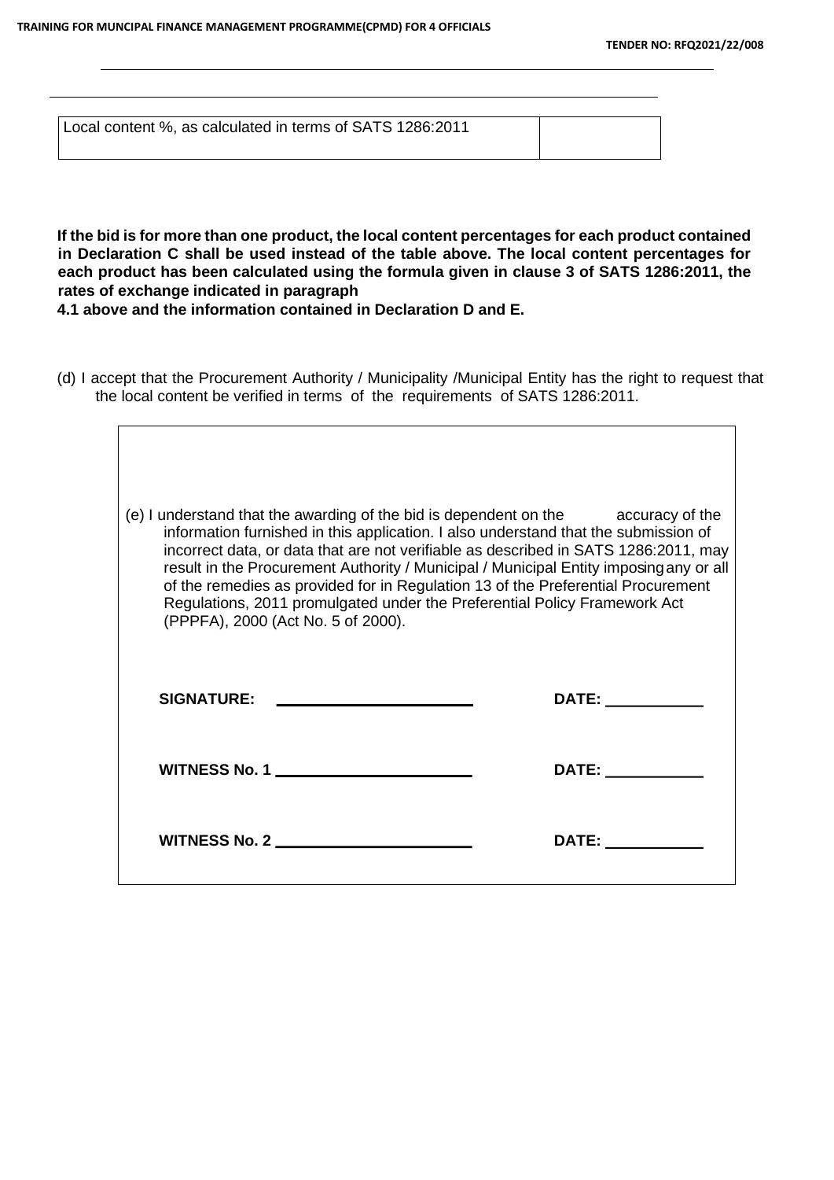| Local content %, as calculated in terms of SATS 1286:2011 | |
|---|---|

**If the bid is for more than one product, the local content percentages for each product contained in Declaration C shall be used instead of the table above. The local content percentages for each product has been calculated using the formula given in clause 3 of SATS 1286:2011, the rates of exchange indicated in paragraph 4.1 above and the information contained in Declaration D and E.**

(d) I accept that the Procurement Authority / Municipality /Municipal Entity has the right to request that the local content be verified in terms of the requirements of SATS 1286:2011.

(e) I understand that the awarding of the bid is dependent on the accuracy of the information furnished in this application. I also understand that the submission of incorrect data, or data that are not verifiable as described in SATS 1286:2011, may result in the Procurement Authority / Municipal / Municipal Entity imposing any or all of the remedies as provided for in Regulation 13 of the Preferential Procurement Regulations, 2011 promulgated under the Preferential Policy Framework Act (PPPFA), 2000 (Act No. 5 of 2000).

**SIGNATURE:** ______________________ **DATE:** ___________

**WITNESS No. 1** ______________________ **DATE:** ___________

**WITNESS No. 2** ______________________ **DATE:** ___________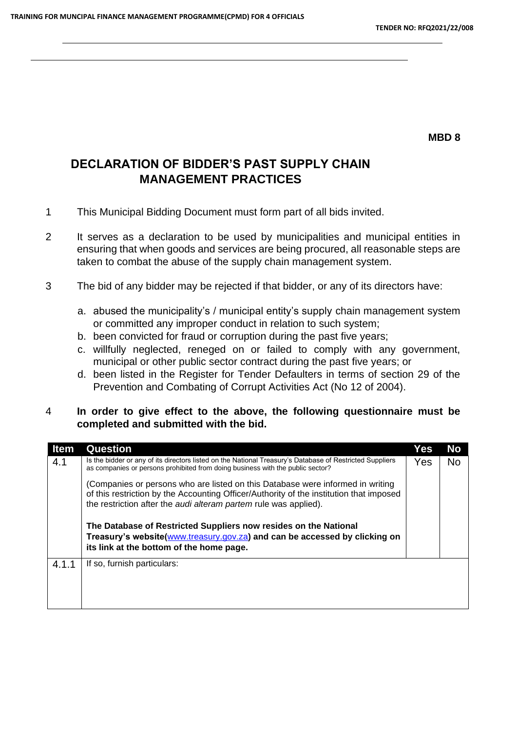**MBD 8**

# DECLARATION OF BIDDER'S PAST SUPPLY CHAIN MANAGEMENT PRACTICES

1. This Municipal Bidding Document must form part of all bids invited.

2. It serves as a declaration to be used by municipalities and municipal entities in ensuring that when goods and services are being procured, all reasonable steps are taken to combat the abuse of the supply chain management system.

3. The bid of any bidder may be rejected if that bidder, or any of its directors have:

   a. abused the municipality's / municipal entity's supply chain management system or committed any improper conduct in relation to such system;
   b. been convicted for fraud or corruption during the past five years;
   c. willfully neglected, reneged on or failed to comply with any government, municipal or other public sector contract during the past five years; or
   d. been listed in the Register for Tender Defaulters in terms of section 29 of the Prevention and Combating of Corrupt Activities Act (No 12 of 2004).

4. **In order to give effect to the above, the following questionnaire must be completed and submitted with the bid.**

| Item | Question | Yes | No |
|---|---|---|---|
| 4.1 | Is the bidder or any of its directors listed on the National Treasury's Database of Restricted Suppliers as companies or persons prohibited from doing business with the public sector?<br><br>(Companies or persons who are listed on this Database were informed in writing of this restriction by the Accounting Officer/Authority of the institution that imposed the restriction after the *audi alteram partem* rule was applied).<br><br>**The Database of Restricted Suppliers now resides on the National Treasury's website(www.treasury.gov.za) and can be accessed by clicking on its link at the bottom of the home page.** | Yes | No |
| 4.1.1 | If so, furnish particulars: | | |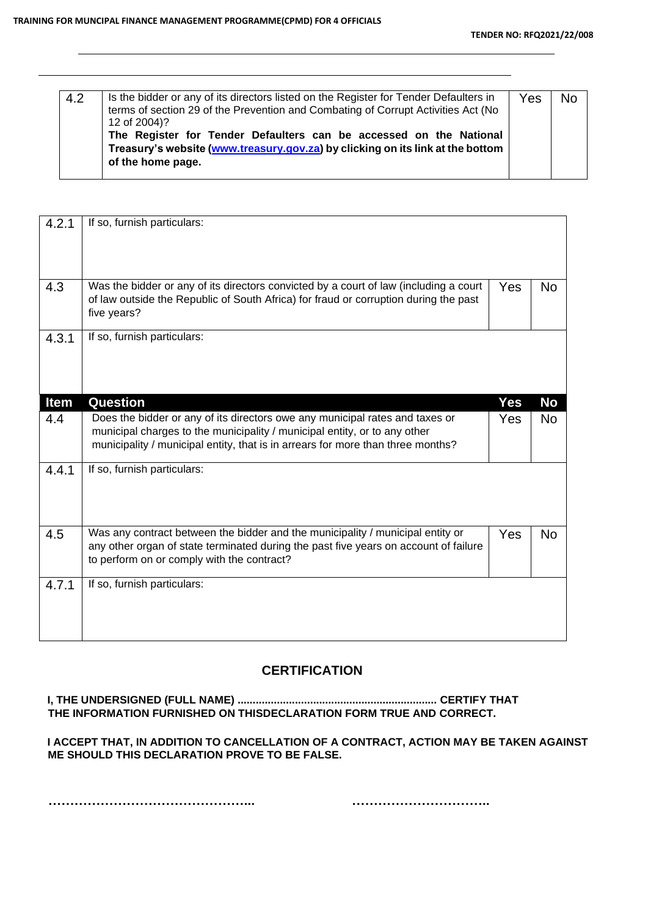| 4.2 | Is the bidder or any of its directors listed on the Register for Tender Defaulters in terms of section 29 of the Prevention and Combating of Corrupt Activities Act (No 12 of 2004)? **The Register for Tender Defaulters can be accessed on the National Treasury's website ([www.treasury.gov.za](http://www.treasury.gov.za)) by clicking on its link at the bottom of the home page.** | Yes | No |
|---|---|---|---|

| | | | |
|---|---|---|---|
| 4.2.1 | If so, furnish particulars: | | |
| 4.3 | Was the bidder or any of its directors convicted by a court of law (including a court of law outside the Republic of South Africa) for fraud or corruption during the past five years? | Yes | No |
| 4.3.1 | If so, furnish particulars: | | |
| **Item** | **Question** | **Yes** | **No** |
| 4.4 | Does the bidder or any of its directors owe any municipal rates and taxes or municipal charges to the municipality / municipal entity, or to any other municipality / municipal entity, that is in arrears for more than three months? | Yes | No |
| 4.4.1 | If so, furnish particulars: | | |
| 4.5 | Was any contract between the bidder and the municipality / municipal entity or any other organ of state terminated during the past five years on account of failure to perform on or comply with the contract? | Yes | No |
| 4.7.1 | If so, furnish particulars: | | |

## CERTIFICATION

**I, THE UNDERSIGNED (FULL NAME) ................................................................ CERTIFY THAT THE INFORMATION FURNISHED ON THISDECLARATION FORM TRUE AND CORRECT.**

**I ACCEPT THAT, IN ADDITION TO CANCELLATION OF A CONTRACT, ACTION MAY BE TAKEN AGAINST ME SHOULD THIS DECLARATION PROVE TO BE FALSE.**

**…………………………………………...** **…………………………..**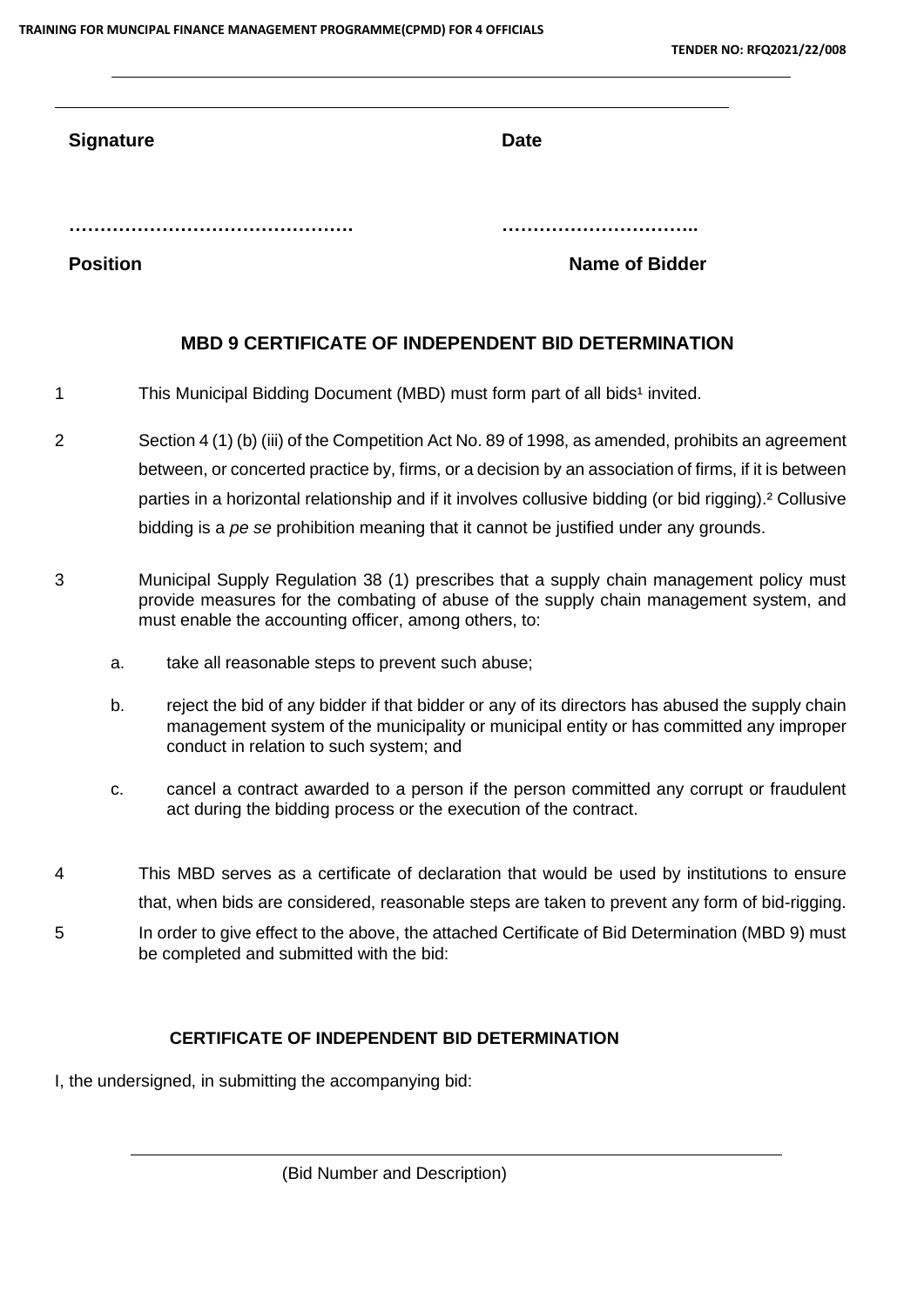**Signature** **Date**

………………………………………. …………………………..

**Position** **Name of Bidder**

## MBD 9 CERTIFICATE OF INDEPENDENT BID DETERMINATION

1 This Municipal Bidding Document (MBD) must form part of all bids[1] invited.

2 Section 4 (1) (b) (iii) of the Competition Act No. 89 of 1998, as amended, prohibits an agreement between, or concerted practice by, firms, or a decision by an association of firms, if it is between parties in a horizontal relationship and if it involves collusive bidding (or bid rigging).[2] Collusive bidding is a *pe se* prohibition meaning that it cannot be justified under any grounds.

3 Municipal Supply Regulation 38 (1) prescribes that a supply chain management policy must provide measures for the combating of abuse of the supply chain management system, and must enable the accounting officer, among others, to:

a. take all reasonable steps to prevent such abuse;

b. reject the bid of any bidder if that bidder or any of its directors has abused the supply chain management system of the municipality or municipal entity or has committed any improper conduct in relation to such system; and

c. cancel a contract awarded to a person if the person committed any corrupt or fraudulent act during the bidding process or the execution of the contract.

4 This MBD serves as a certificate of declaration that would be used by institutions to ensure that, when bids are considered, reasonable steps are taken to prevent any form of bid-rigging.

5 In order to give effect to the above, the attached Certificate of Bid Determination (MBD 9) must be completed and submitted with the bid:

### CERTIFICATE OF INDEPENDENT BID DETERMINATION

I, the undersigned, in submitting the accompanying bid:

\_\_\_\_\_\_\_\_\_\_\_\_\_\_\_\_\_\_\_\_\_\_\_\_\_\_\_\_\_\_\_\_\_\_\_\_\_\_\_\_\_\_\_\_\_\_\_\_\_\_\_\_\_\_\_\_\_\_\_\_\_\_

(Bid Number and Description)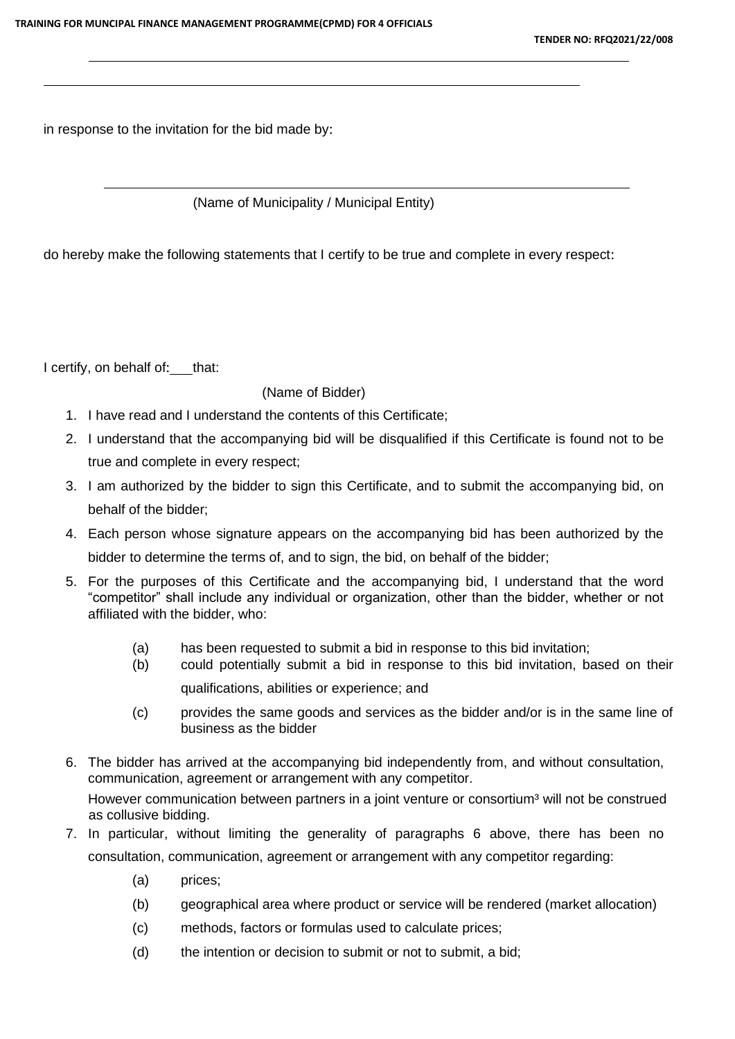in response to the invitation for the bid made by:

(Name of Municipality / Municipal Entity)

do hereby make the following statements that I certify to be true and complete in every respect:

I certify, on behalf of:___that:

(Name of Bidder)

1. I have read and I understand the contents of this Certificate;
2. I understand that the accompanying bid will be disqualified if this Certificate is found not to be true and complete in every respect;
3. I am authorized by the bidder to sign this Certificate, and to submit the accompanying bid, on behalf of the bidder;
4. Each person whose signature appears on the accompanying bid has been authorized by the bidder to determine the terms of, and to sign, the bid, on behalf of the bidder;
5. For the purposes of this Certificate and the accompanying bid, I understand that the word "competitor" shall include any individual or organization, other than the bidder, whether or not affiliated with the bidder, who:
   - (a) has been requested to submit a bid in response to this bid invitation;
   - (b) could potentially submit a bid in response to this bid invitation, based on their qualifications, abilities or experience; and
   - (c) provides the same goods and services as the bidder and/or is in the same line of business as the bidder
6. The bidder has arrived at the accompanying bid independently from, and without consultation, communication, agreement or arrangement with any competitor.

   However communication between partners in a joint venture or consortium[3] will not be construed as collusive bidding.
7. In particular, without limiting the generality of paragraphs 6 above, there has been no consultation, communication, agreement or arrangement with any competitor regarding:
   - (a) prices;
   - (b) geographical area where product or service will be rendered (market allocation)
   - (c) methods, factors or formulas used to calculate prices;
   - (d) the intention or decision to submit or not to submit, a bid;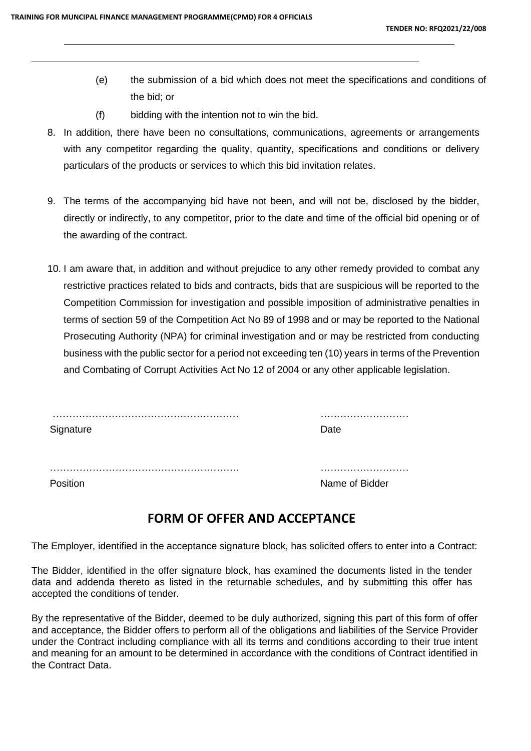(e) the submission of a bid which does not meet the specifications and conditions of the bid; or

(f) bidding with the intention not to win the bid.

8. In addition, there have been no consultations, communications, agreements or arrangements with any competitor regarding the quality, quantity, specifications and conditions or delivery particulars of the products or services to which this bid invitation relates.

9. The terms of the accompanying bid have not been, and will not be, disclosed by the bidder, directly or indirectly, to any competitor, prior to the date and time of the official bid opening or of the awarding of the contract.

10. I am aware that, in addition and without prejudice to any other remedy provided to combat any restrictive practices related to bids and contracts, bids that are suspicious will be reported to the Competition Commission for investigation and possible imposition of administrative penalties in terms of section 59 of the Competition Act No 89 of 1998 and or may be reported to the National Prosecuting Authority (NPA) for criminal investigation and or may be restricted from conducting business with the public sector for a period not exceeding ten (10) years in terms of the Prevention and Combating of Corrupt Activities Act No 12 of 2004 or any other applicable legislation.

………………………………………………… ………………………
Signature Date

………………………………………………….. ………………………
Position Name of Bidder

## FORM OF OFFER AND ACCEPTANCE

The Employer, identified in the acceptance signature block, has solicited offers to enter into a Contract:

The Bidder, identified in the offer signature block, has examined the documents listed in the tender data and addenda thereto as listed in the returnable schedules, and by submitting this offer has accepted the conditions of tender.

By the representative of the Bidder, deemed to be duly authorized, signing this part of this form of offer and acceptance, the Bidder offers to perform all of the obligations and liabilities of the Service Provider under the Contract including compliance with all its terms and conditions according to their true intent and meaning for an amount to be determined in accordance with the conditions of Contract identified in the Contract Data.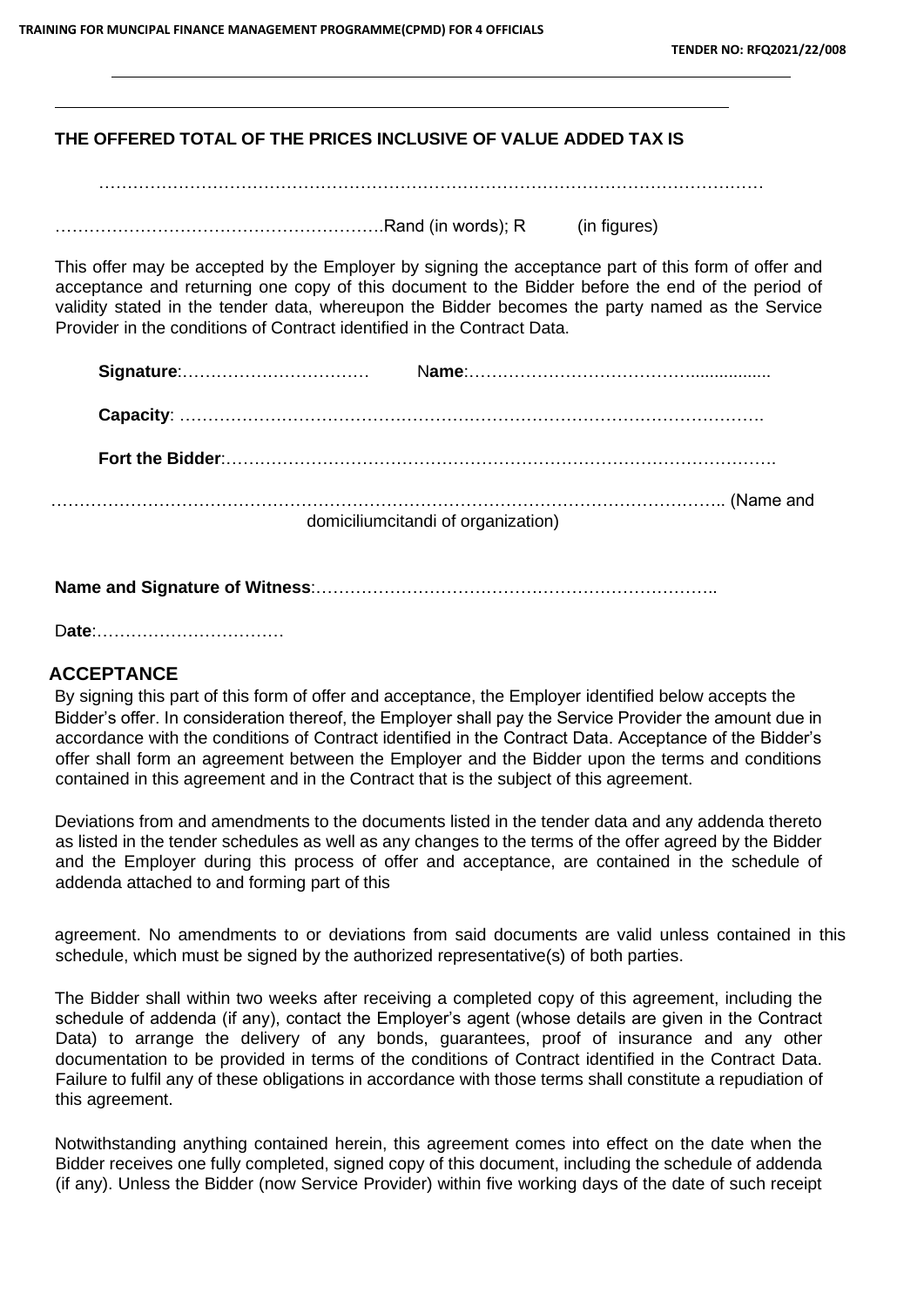**THE OFFERED TOTAL OF THE PRICES INCLUSIVE OF VALUE ADDED TAX IS**

…………………………………………………………………………………………………………

………………………………………………….Rand (in words); R (in figures)

This offer may be accepted by the Employer by signing the acceptance part of this form of offer and acceptance and returning one copy of this document to the Bidder before the end of the period of validity stated in the tender data, whereupon the Bidder becomes the party named as the Service Provider in the conditions of Contract identified in the Contract Data.

**Signature**:…………………………… N**ame**:…………………………………................

**Capacity**: ……………………………………………………………………………………….

**Fort the Bidder**:……………………………………………………………………………………

……………………………………………………………………………………………………….. (Name and domiciliumcitandi of organization)

**Name and Signature of Witness**:………………………………………………………………..

D**ate**:……………………………

## ACCEPTANCE

By signing this part of this form of offer and acceptance, the Employer identified below accepts the Bidder's offer. In consideration thereof, the Employer shall pay the Service Provider the amount due in accordance with the conditions of Contract identified in the Contract Data. Acceptance of the Bidder's offer shall form an agreement between the Employer and the Bidder upon the terms and conditions contained in this agreement and in the Contract that is the subject of this agreement.

Deviations from and amendments to the documents listed in the tender data and any addenda thereto as listed in the tender schedules as well as any changes to the terms of the offer agreed by the Bidder and the Employer during this process of offer and acceptance, are contained in the schedule of addenda attached to and forming part of this agreement. No amendments to or deviations from said documents are valid unless contained in this schedule, which must be signed by the authorized representative(s) of both parties.

The Bidder shall within two weeks after receiving a completed copy of this agreement, including the schedule of addenda (if any), contact the Employer's agent (whose details are given in the Contract Data) to arrange the delivery of any bonds, guarantees, proof of insurance and any other documentation to be provided in terms of the conditions of Contract identified in the Contract Data. Failure to fulfil any of these obligations in accordance with those terms shall constitute a repudiation of this agreement.

Notwithstanding anything contained herein, this agreement comes into effect on the date when the Bidder receives one fully completed, signed copy of this document, including the schedule of addenda (if any). Unless the Bidder (now Service Provider) within five working days of the date of such receipt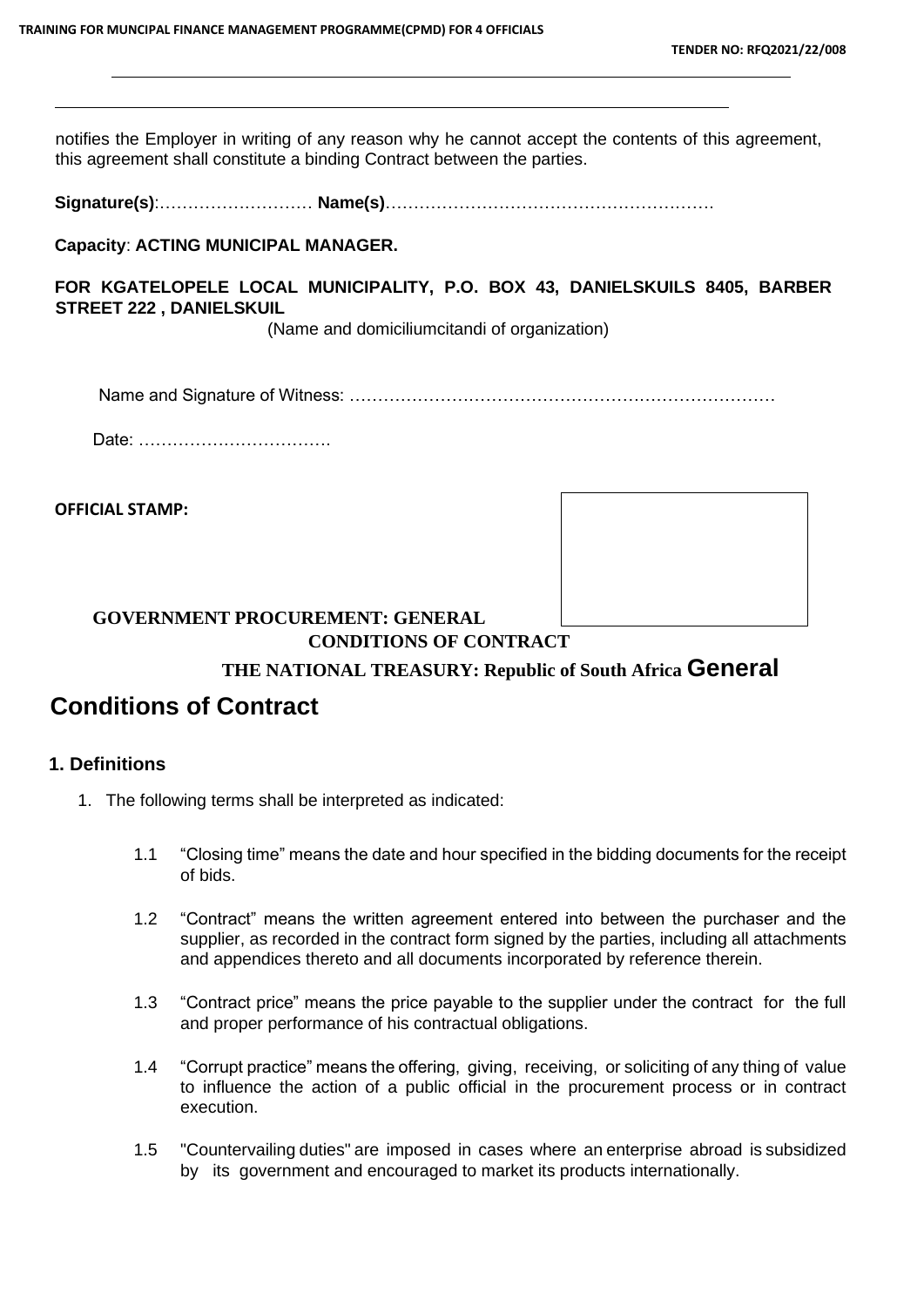notifies the Employer in writing of any reason why he cannot accept the contents of this agreement, this agreement shall constitute a binding Contract between the parties.

**Signature(s)**:……………………… **Name(s)**………………………………………………….

**Capacity**: **ACTING MUNICIPAL MANAGER.**

**FOR KGATELOPELE LOCAL MUNICIPALITY, P.O. BOX 43, DANIELSKUILS 8405, BARBER STREET 222 , DANIELSKUIL**

(Name and domiciliumcitandi of organization)

Name and Signature of Witness: …………………………………………………………………

Date: ……………………………

**OFFICIAL STAMP:**

**GOVERNMENT PROCUREMENT: GENERAL CONDITIONS OF CONTRACT**

**THE NATIONAL TREASURY: Republic of South Africa**

# General Conditions of Contract

## 1. Definitions

1. The following terms shall be interpreted as indicated:

   1.1 "Closing time" means the date and hour specified in the bidding documents for the receipt of bids.

   1.2 "Contract" means the written agreement entered into between the purchaser and the supplier, as recorded in the contract form signed by the parties, including all attachments and appendices thereto and all documents incorporated by reference therein.

   1.3 "Contract price" means the price payable to the supplier under the contract for the full and proper performance of his contractual obligations.

   1.4 "Corrupt practice" means the offering, giving, receiving, or soliciting of any thing of value to influence the action of a public official in the procurement process or in contract execution.

   1.5 "Countervailing duties" are imposed in cases where an enterprise abroad is subsidized by its government and encouraged to market its products internationally.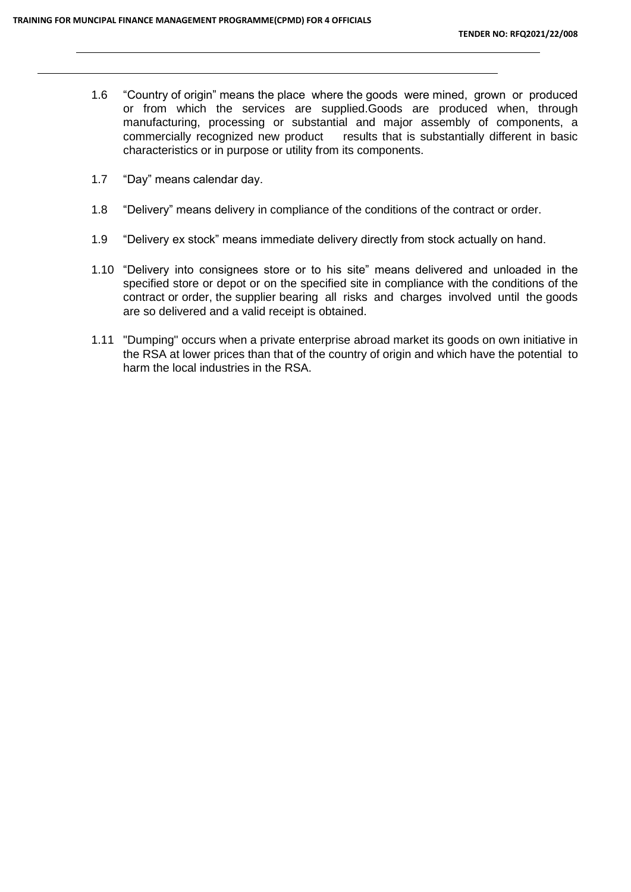1.6 "Country of origin" means the place where the goods were mined, grown or produced or from which the services are supplied.Goods are produced when, through manufacturing, processing or substantial and major assembly of components, a commercially recognized new product results that is substantially different in basic characteristics or in purpose or utility from its components.

1.7 "Day" means calendar day.

1.8 "Delivery" means delivery in compliance of the conditions of the contract or order.

1.9 "Delivery ex stock" means immediate delivery directly from stock actually on hand.

1.10 "Delivery into consignees store or to his site" means delivered and unloaded in the specified store or depot or on the specified site in compliance with the conditions of the contract or order, the supplier bearing all risks and charges involved until the goods are so delivered and a valid receipt is obtained.

1.11 "Dumping" occurs when a private enterprise abroad market its goods on own initiative in the RSA at lower prices than that of the country of origin and which have the potential to harm the local industries in the RSA.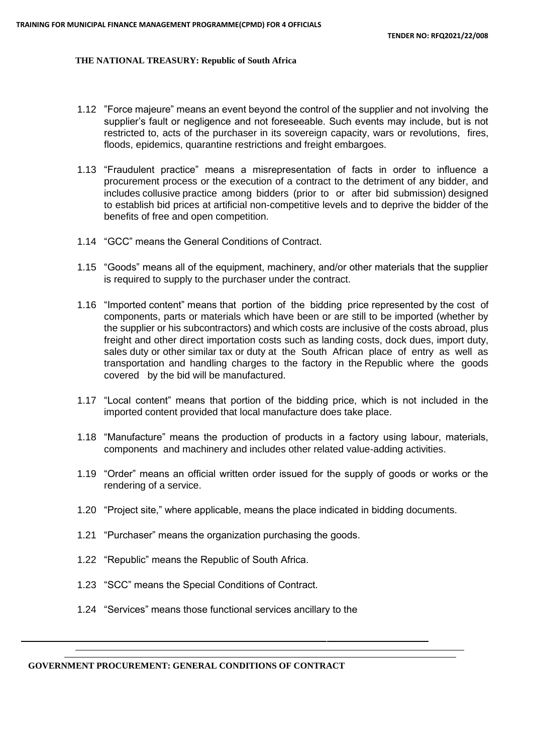1.12 "Force majeure" means an event beyond the control of the supplier and not involving the supplier's fault or negligence and not foreseeable. Such events may include, but is not restricted to, acts of the purchaser in its sovereign capacity, wars or revolutions, fires, floods, epidemics, quarantine restrictions and freight embargoes.

1.13 "Fraudulent practice" means a misrepresentation of facts in order to influence a procurement process or the execution of a contract to the detriment of any bidder, and includes collusive practice among bidders (prior to or after bid submission) designed to establish bid prices at artificial non-competitive levels and to deprive the bidder of the benefits of free and open competition.

1.14 "GCC" means the General Conditions of Contract.

1.15 "Goods" means all of the equipment, machinery, and/or other materials that the supplier is required to supply to the purchaser under the contract.

1.16 "Imported content" means that portion of the bidding price represented by the cost of components, parts or materials which have been or are still to be imported (whether by the supplier or his subcontractors) and which costs are inclusive of the costs abroad, plus freight and other direct importation costs such as landing costs, dock dues, import duty, sales duty or other similar tax or duty at the South African place of entry as well as transportation and handling charges to the factory in the Republic where the goods covered by the bid will be manufactured.

1.17 "Local content" means that portion of the bidding price, which is not included in the imported content provided that local manufacture does take place.

1.18 "Manufacture" means the production of products in a factory using labour, materials, components and machinery and includes other related value-adding activities.

1.19 "Order" means an official written order issued for the supply of goods or works or the rendering of a service.

1.20 "Project site," where applicable, means the place indicated in bidding documents.

1.21 "Purchaser" means the organization purchasing the goods.

1.22 "Republic" means the Republic of South Africa.

1.23 "SCC" means the Special Conditions of Contract.

1.24 "Services" means those functional services ancillary to the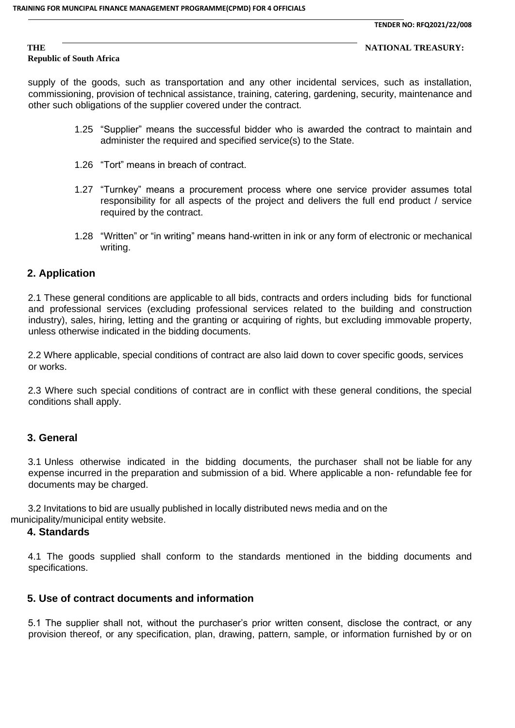supply of the goods, such as transportation and any other incidental services, such as installation, commissioning, provision of technical assistance, training, catering, gardening, security, maintenance and other such obligations of the supplier covered under the contract.

1.25 “Supplier” means the successful bidder who is awarded the contract to maintain and administer the required and specified service(s) to the State.

1.26 “Tort” means in breach of contract.

1.27 “Turnkey” means a procurement process where one service provider assumes total responsibility for all aspects of the project and delivers the full end product / service required by the contract.

1.28 “Written” or “in writing” means hand-written in ink or any form of electronic or mechanical writing.

## 2. Application

2.1 These general conditions are applicable to all bids, contracts and orders including bids for functional and professional services (excluding professional services related to the building and construction industry), sales, hiring, letting and the granting or acquiring of rights, but excluding immovable property, unless otherwise indicated in the bidding documents.

2.2 Where applicable, special conditions of contract are also laid down to cover specific goods, services or works.

2.3 Where such special conditions of contract are in conflict with these general conditions, the special conditions shall apply.

## 3. General

3.1 Unless otherwise indicated in the bidding documents, the purchaser shall not be liable for any expense incurred in the preparation and submission of a bid. Where applicable a non- refundable fee for documents may be charged.

3.2 Invitations to bid are usually published in locally distributed news media and on the municipality/municipal entity website.

## 4. Standards

4.1 The goods supplied shall conform to the standards mentioned in the bidding documents and specifications.

## 5. Use of contract documents and information

5.1 The supplier shall not, without the purchaser’s prior written consent, disclose the contract, or any provision thereof, or any specification, plan, drawing, pattern, sample, or information furnished by or on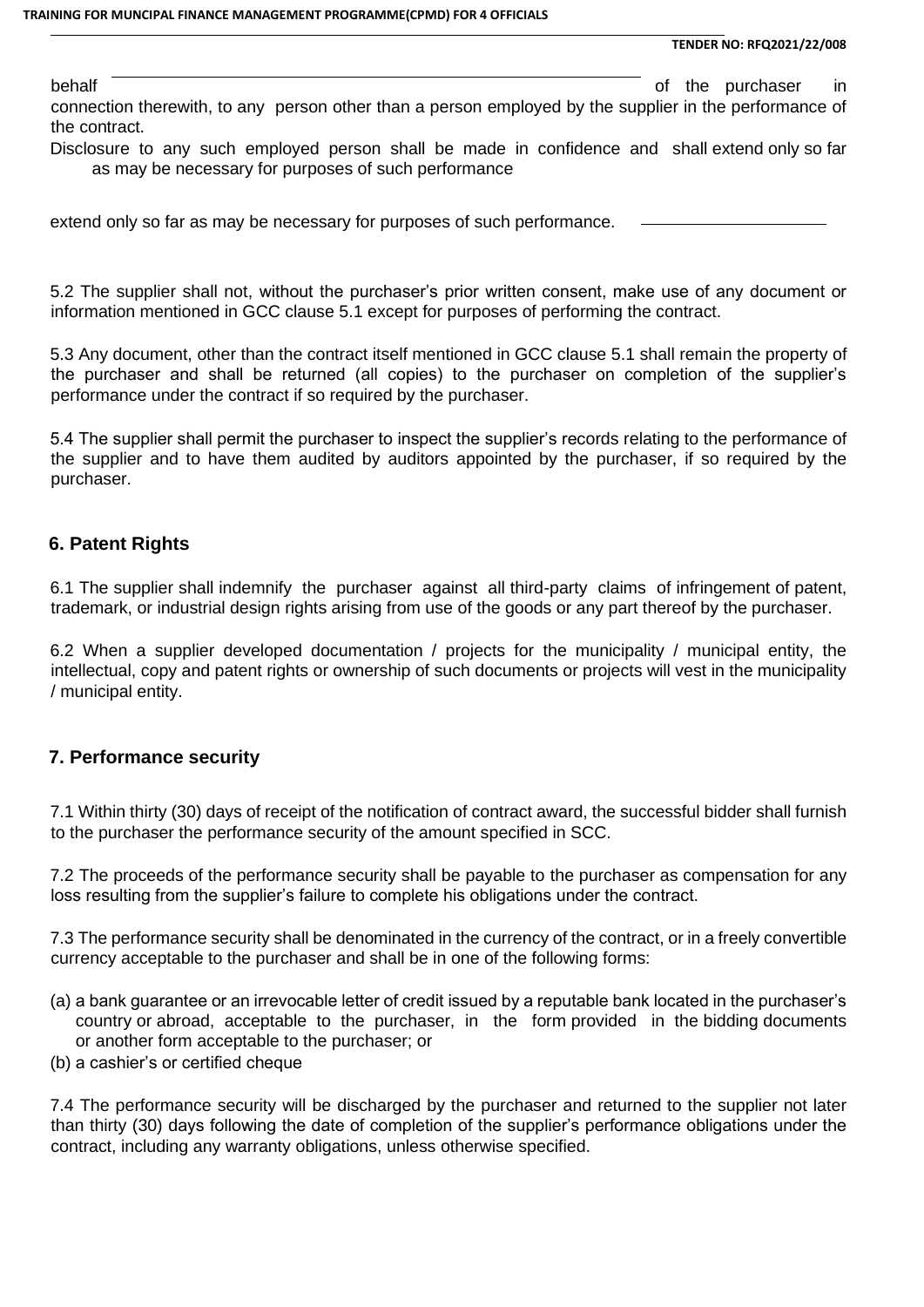behalf of the purchaser in connection therewith, to any person other than a person employed by the supplier in the performance of the contract.

Disclosure to any such employed person shall be made in confidence and shall extend only so far as may be necessary for purposes of such performance

extend only so far as may be necessary for purposes of such performance.

5.2 The supplier shall not, without the purchaser's prior written consent, make use of any document or information mentioned in GCC clause 5.1 except for purposes of performing the contract.

5.3 Any document, other than the contract itself mentioned in GCC clause 5.1 shall remain the property of the purchaser and shall be returned (all copies) to the purchaser on completion of the supplier's performance under the contract if so required by the purchaser.

5.4 The supplier shall permit the purchaser to inspect the supplier's records relating to the performance of the supplier and to have them audited by auditors appointed by the purchaser, if so required by the purchaser.

## 6. Patent Rights

6.1 The supplier shall indemnify the purchaser against all third-party claims of infringement of patent, trademark, or industrial design rights arising from use of the goods or any part thereof by the purchaser.

6.2 When a supplier developed documentation / projects for the municipality / municipal entity, the intellectual, copy and patent rights or ownership of such documents or projects will vest in the municipality / municipal entity.

## 7. Performance security

7.1 Within thirty (30) days of receipt of the notification of contract award, the successful bidder shall furnish to the purchaser the performance security of the amount specified in SCC.

7.2 The proceeds of the performance security shall be payable to the purchaser as compensation for any loss resulting from the supplier's failure to complete his obligations under the contract.

7.3 The performance security shall be denominated in the currency of the contract, or in a freely convertible currency acceptable to the purchaser and shall be in one of the following forms:

(a) a bank guarantee or an irrevocable letter of credit issued by a reputable bank located in the purchaser's country or abroad, acceptable to the purchaser, in the form provided in the bidding documents or another form acceptable to the purchaser; or

(b) a cashier's or certified cheque

7.4 The performance security will be discharged by the purchaser and returned to the supplier not later than thirty (30) days following the date of completion of the supplier's performance obligations under the contract, including any warranty obligations, unless otherwise specified.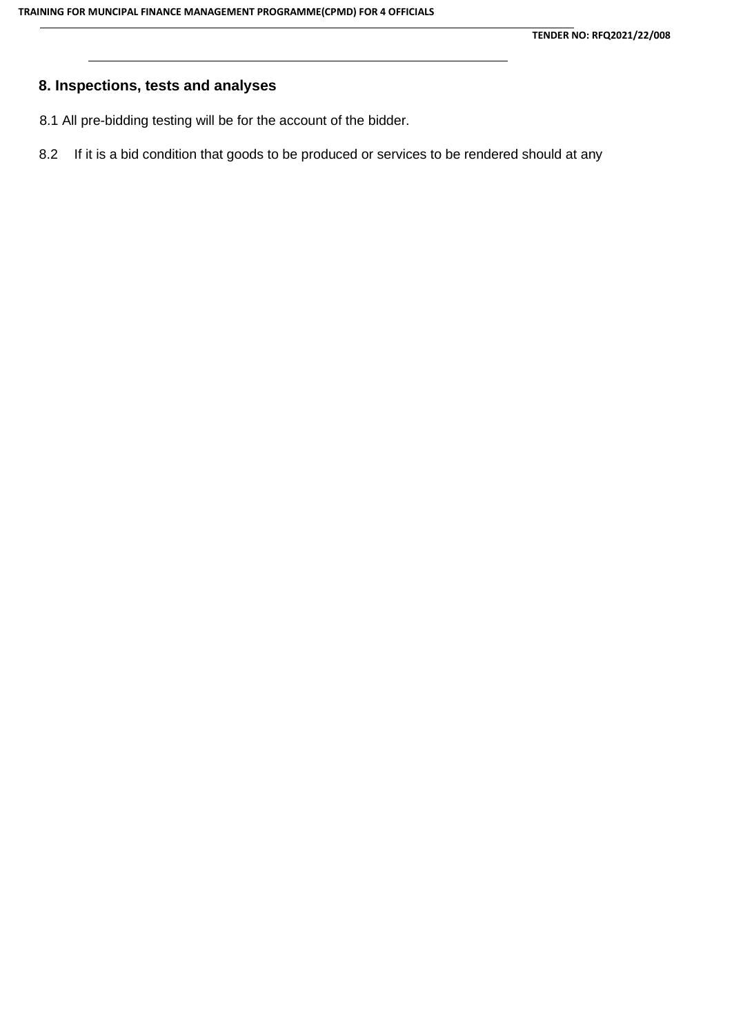## 8. Inspections, tests and analyses

8.1 All pre-bidding testing will be for the account of the bidder.

8.2 If it is a bid condition that goods to be produced or services to be rendered should at any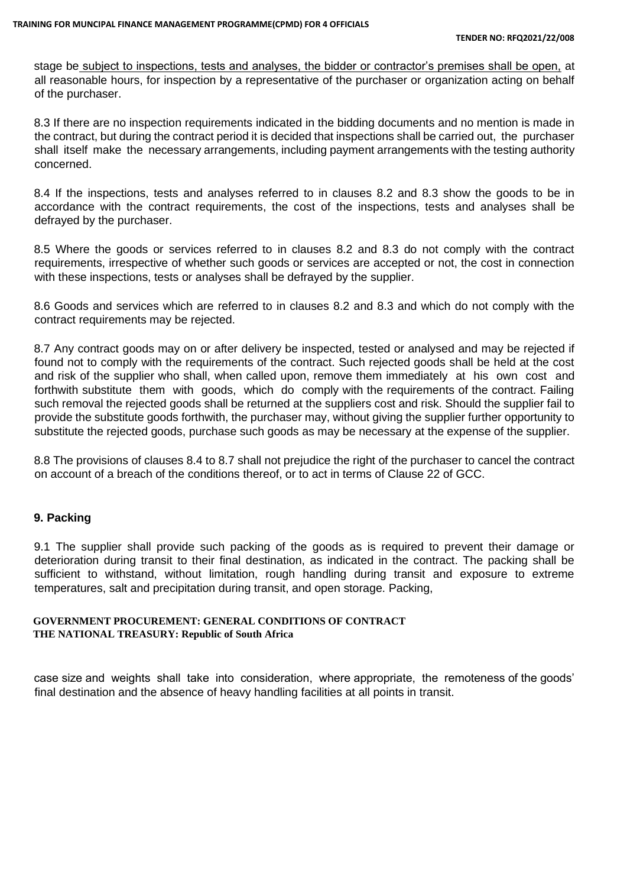stage be subject to inspections, tests and analyses, the bidder or contractor's premises shall be open, at all reasonable hours, for inspection by a representative of the purchaser or organization acting on behalf of the purchaser.

8.3 If there are no inspection requirements indicated in the bidding documents and no mention is made in the contract, but during the contract period it is decided that inspections shall be carried out, the purchaser shall itself make the necessary arrangements, including payment arrangements with the testing authority concerned.

8.4 If the inspections, tests and analyses referred to in clauses 8.2 and 8.3 show the goods to be in accordance with the contract requirements, the cost of the inspections, tests and analyses shall be defrayed by the purchaser.

8.5 Where the goods or services referred to in clauses 8.2 and 8.3 do not comply with the contract requirements, irrespective of whether such goods or services are accepted or not, the cost in connection with these inspections, tests or analyses shall be defrayed by the supplier.

8.6 Goods and services which are referred to in clauses 8.2 and 8.3 and which do not comply with the contract requirements may be rejected.

8.7 Any contract goods may on or after delivery be inspected, tested or analysed and may be rejected if found not to comply with the requirements of the contract. Such rejected goods shall be held at the cost and risk of the supplier who shall, when called upon, remove them immediately at his own cost and forthwith substitute them with goods, which do comply with the requirements of the contract. Failing such removal the rejected goods shall be returned at the suppliers cost and risk. Should the supplier fail to provide the substitute goods forthwith, the purchaser may, without giving the supplier further opportunity to substitute the rejected goods, purchase such goods as may be necessary at the expense of the supplier.

8.8 The provisions of clauses 8.4 to 8.7 shall not prejudice the right of the purchaser to cancel the contract on account of a breach of the conditions thereof, or to act in terms of Clause 22 of GCC.

### 9. Packing

9.1 The supplier shall provide such packing of the goods as is required to prevent their damage or deterioration during transit to their final destination, as indicated in the contract. The packing shall be sufficient to withstand, without limitation, rough handling during transit and exposure to extreme temperatures, salt and precipitation during transit, and open storage. Packing, case size and weights shall take into consideration, where appropriate, the remoteness of the goods' final destination and the absence of heavy handling facilities at all points in transit.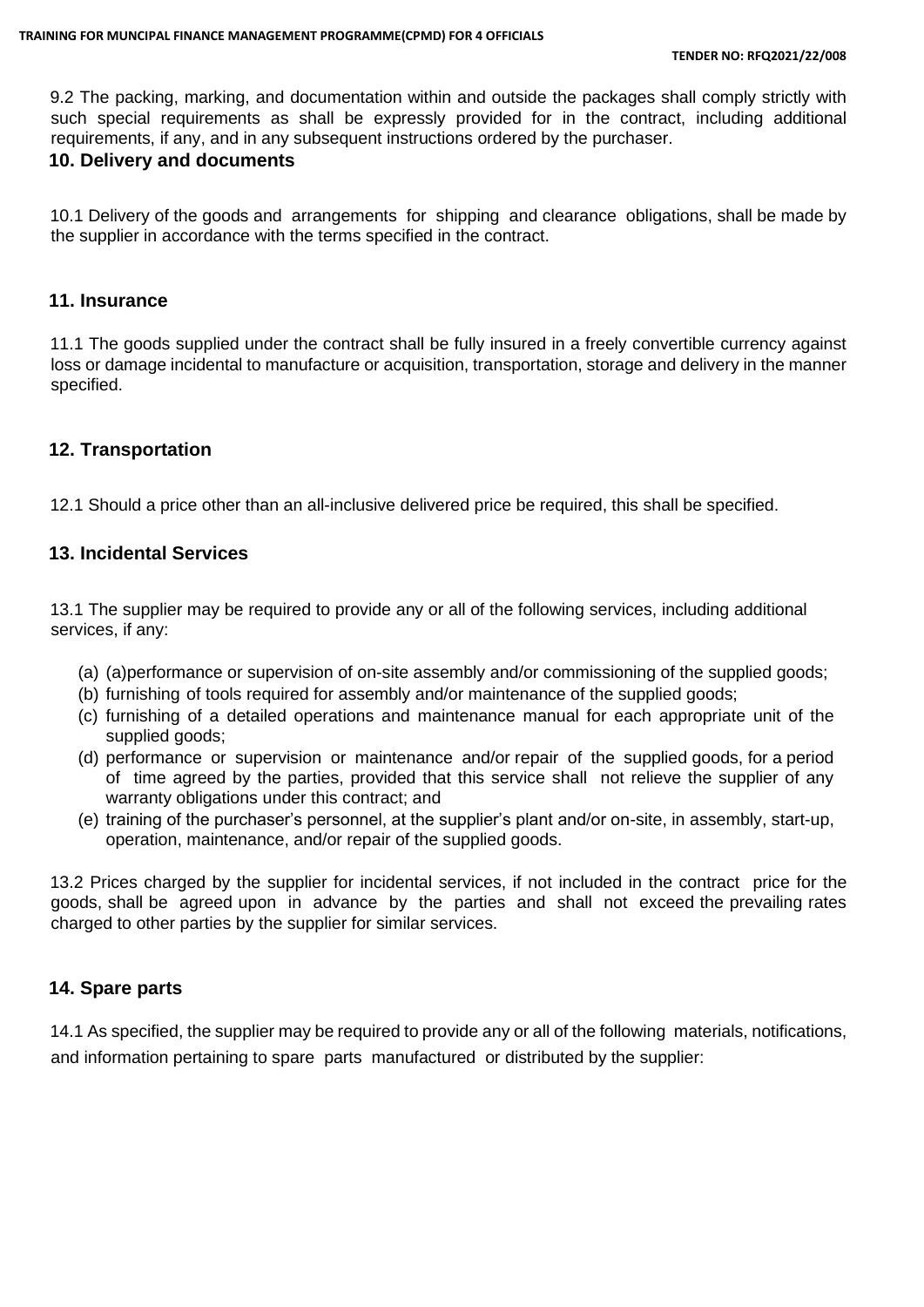9.2 The packing, marking, and documentation within and outside the packages shall comply strictly with such special requirements as shall be expressly provided for in the contract, including additional requirements, if any, and in any subsequent instructions ordered by the purchaser.

## 10. Delivery and documents

10.1 Delivery of the goods and arrangements for shipping and clearance obligations, shall be made by the supplier in accordance with the terms specified in the contract.

## 11. Insurance

11.1 The goods supplied under the contract shall be fully insured in a freely convertible currency against loss or damage incidental to manufacture or acquisition, transportation, storage and delivery in the manner specified.

## 12. Transportation

12.1 Should a price other than an all-inclusive delivered price be required, this shall be specified.

## 13. Incidental Services

13.1 The supplier may be required to provide any or all of the following services, including additional services, if any:

(a) (a)performance or supervision of on-site assembly and/or commissioning of the supplied goods;
(b) furnishing of tools required for assembly and/or maintenance of the supplied goods;
(c) furnishing of a detailed operations and maintenance manual for each appropriate unit of the supplied goods;
(d) performance or supervision or maintenance and/or repair of the supplied goods, for a period of time agreed by the parties, provided that this service shall not relieve the supplier of any warranty obligations under this contract; and
(e) training of the purchaser's personnel, at the supplier's plant and/or on-site, in assembly, start-up, operation, maintenance, and/or repair of the supplied goods.

13.2 Prices charged by the supplier for incidental services, if not included in the contract price for the goods, shall be agreed upon in advance by the parties and shall not exceed the prevailing rates charged to other parties by the supplier for similar services.

## 14. Spare parts

14.1 As specified, the supplier may be required to provide any or all of the following materials, notifications, and information pertaining to spare parts manufactured or distributed by the supplier: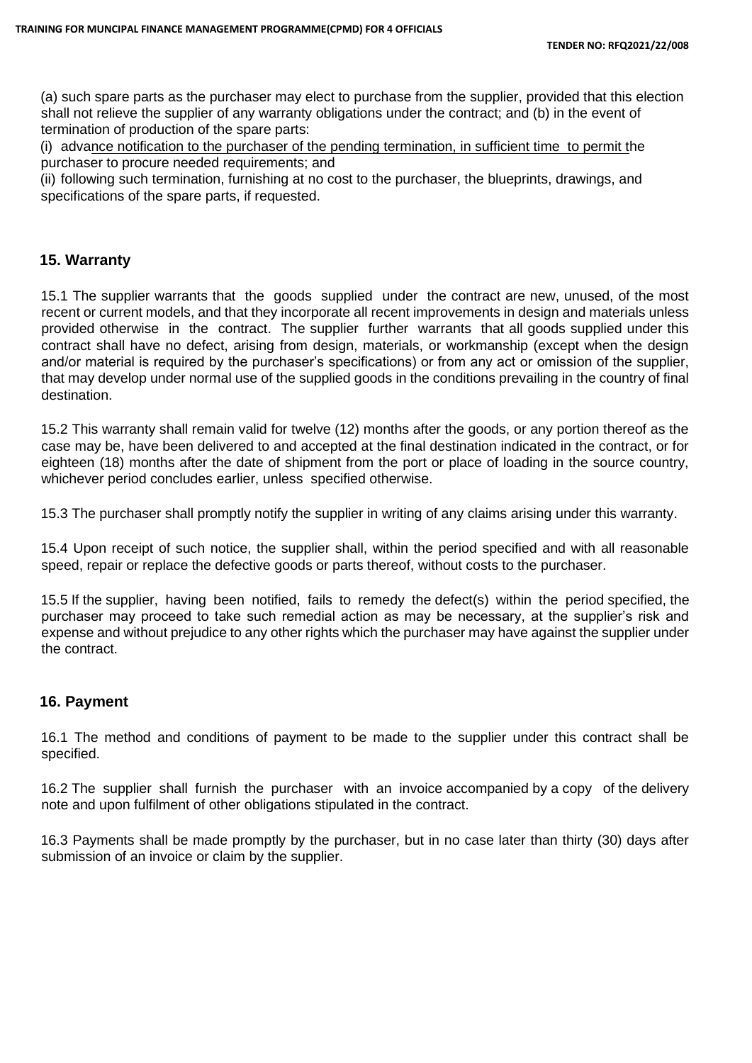(a) such spare parts as the purchaser may elect to purchase from the supplier, provided that this election shall not relieve the supplier of any warranty obligations under the contract; and (b) in the event of termination of production of the spare parts:

(i) advance notification to the purchaser of the pending termination, in sufficient time to permit the purchaser to procure needed requirements; and

(ii) following such termination, furnishing at no cost to the purchaser, the blueprints, drawings, and specifications of the spare parts, if requested.

## 15. Warranty

15.1 The supplier warrants that the goods supplied under the contract are new, unused, of the most recent or current models, and that they incorporate all recent improvements in design and materials unless provided otherwise in the contract. The supplier further warrants that all goods supplied under this contract shall have no defect, arising from design, materials, or workmanship (except when the design and/or material is required by the purchaser's specifications) or from any act or omission of the supplier, that may develop under normal use of the supplied goods in the conditions prevailing in the country of final destination.

15.2 This warranty shall remain valid for twelve (12) months after the goods, or any portion thereof as the case may be, have been delivered to and accepted at the final destination indicated in the contract, or for eighteen (18) months after the date of shipment from the port or place of loading in the source country, whichever period concludes earlier, unless specified otherwise.

15.3 The purchaser shall promptly notify the supplier in writing of any claims arising under this warranty.

15.4 Upon receipt of such notice, the supplier shall, within the period specified and with all reasonable speed, repair or replace the defective goods or parts thereof, without costs to the purchaser.

15.5 If the supplier, having been notified, fails to remedy the defect(s) within the period specified, the purchaser may proceed to take such remedial action as may be necessary, at the supplier's risk and expense and without prejudice to any other rights which the purchaser may have against the supplier under the contract.

## 16. Payment

16.1 The method and conditions of payment to be made to the supplier under this contract shall be specified.

16.2 The supplier shall furnish the purchaser with an invoice accompanied by a copy of the delivery note and upon fulfilment of other obligations stipulated in the contract.

16.3 Payments shall be made promptly by the purchaser, but in no case later than thirty (30) days after submission of an invoice or claim by the supplier.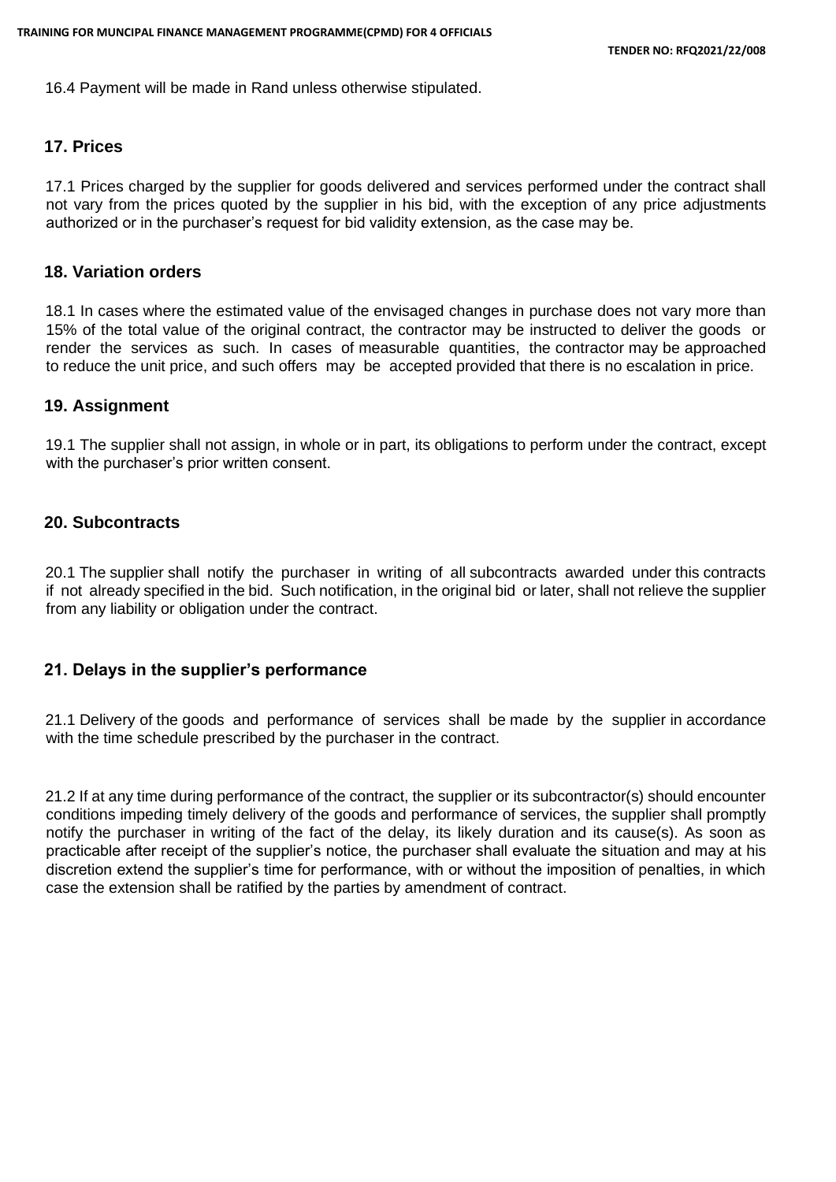16.4 Payment will be made in Rand unless otherwise stipulated.

## 17. Prices

17.1 Prices charged by the supplier for goods delivered and services performed under the contract shall not vary from the prices quoted by the supplier in his bid, with the exception of any price adjustments authorized or in the purchaser's request for bid validity extension, as the case may be.

## 18. Variation orders

18.1 In cases where the estimated value of the envisaged changes in purchase does not vary more than 15% of the total value of the original contract, the contractor may be instructed to deliver the goods or render the services as such. In cases of measurable quantities, the contractor may be approached to reduce the unit price, and such offers may be accepted provided that there is no escalation in price.

## 19. Assignment

19.1 The supplier shall not assign, in whole or in part, its obligations to perform under the contract, except with the purchaser's prior written consent.

## 20. Subcontracts

20.1 The supplier shall notify the purchaser in writing of all subcontracts awarded under this contracts if not already specified in the bid. Such notification, in the original bid or later, shall not relieve the supplier from any liability or obligation under the contract.

## 21. Delays in the supplier's performance

21.1 Delivery of the goods and performance of services shall be made by the supplier in accordance with the time schedule prescribed by the purchaser in the contract.

21.2 If at any time during performance of the contract, the supplier or its subcontractor(s) should encounter conditions impeding timely delivery of the goods and performance of services, the supplier shall promptly notify the purchaser in writing of the fact of the delay, its likely duration and its cause(s). As soon as practicable after receipt of the supplier's notice, the purchaser shall evaluate the situation and may at his discretion extend the supplier's time for performance, with or without the imposition of penalties, in which case the extension shall be ratified by the parties by amendment of contract.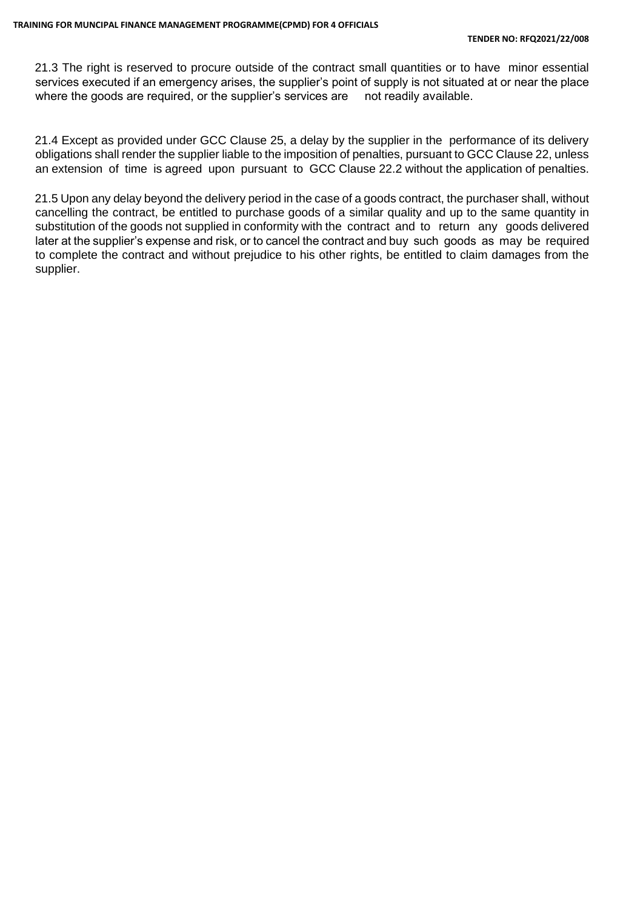21.3 The right is reserved to procure outside of the contract small quantities or to have minor essential services executed if an emergency arises, the supplier's point of supply is not situated at or near the place where the goods are required, or the supplier's services are not readily available.

21.4 Except as provided under GCC Clause 25, a delay by the supplier in the performance of its delivery obligations shall render the supplier liable to the imposition of penalties, pursuant to GCC Clause 22, unless an extension of time is agreed upon pursuant to GCC Clause 22.2 without the application of penalties.

21.5 Upon any delay beyond the delivery period in the case of a goods contract, the purchaser shall, without cancelling the contract, be entitled to purchase goods of a similar quality and up to the same quantity in substitution of the goods not supplied in conformity with the contract and to return any goods delivered later at the supplier's expense and risk, or to cancel the contract and buy such goods as may be required to complete the contract and without prejudice to his other rights, be entitled to claim damages from the supplier.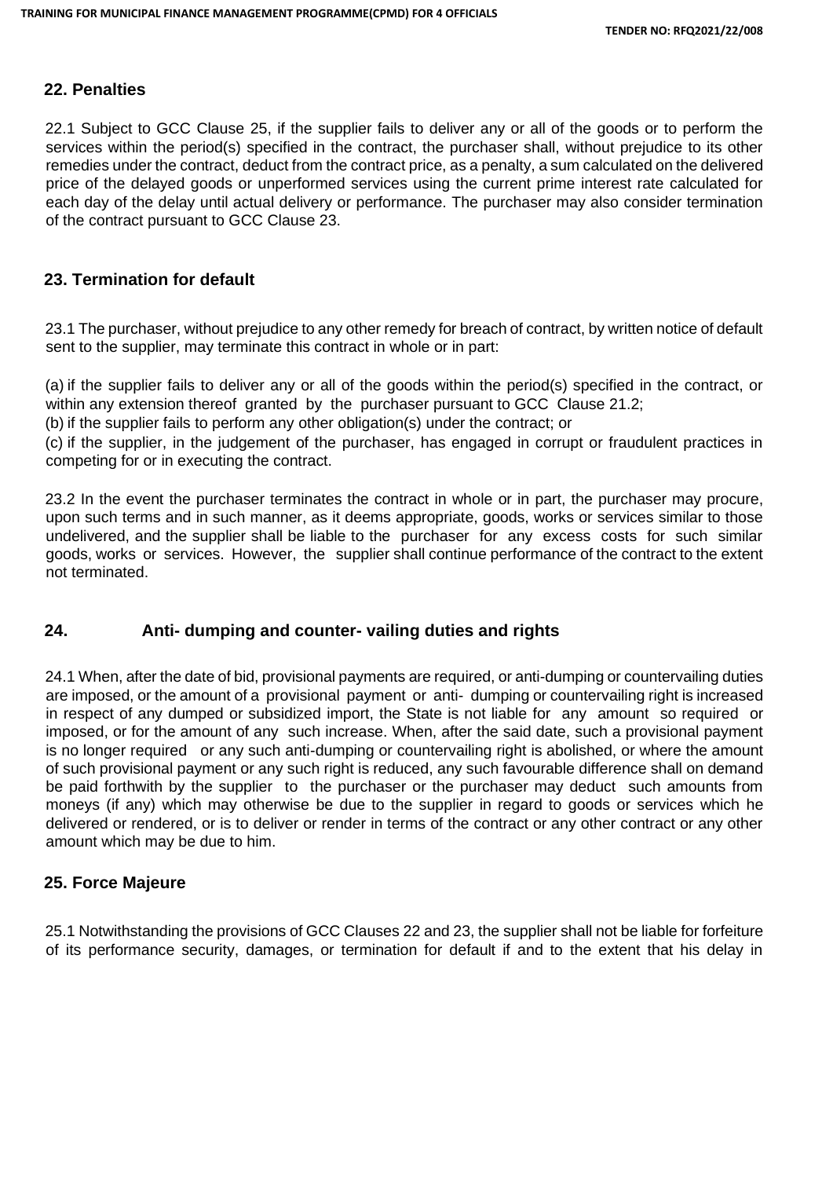## 22. Penalties

22.1 Subject to GCC Clause 25, if the supplier fails to deliver any or all of the goods or to perform the services within the period(s) specified in the contract, the purchaser shall, without prejudice to its other remedies under the contract, deduct from the contract price, as a penalty, a sum calculated on the delivered price of the delayed goods or unperformed services using the current prime interest rate calculated for each day of the delay until actual delivery or performance. The purchaser may also consider termination of the contract pursuant to GCC Clause 23.

## 23. Termination for default

23.1 The purchaser, without prejudice to any other remedy for breach of contract, by written notice of default sent to the supplier, may terminate this contract in whole or in part:

(a) if the supplier fails to deliver any or all of the goods within the period(s) specified in the contract, or within any extension thereof granted by the purchaser pursuant to GCC Clause 21.2;
(b) if the supplier fails to perform any other obligation(s) under the contract; or
(c) if the supplier, in the judgement of the purchaser, has engaged in corrupt or fraudulent practices in competing for or in executing the contract.

23.2 In the event the purchaser terminates the contract in whole or in part, the purchaser may procure, upon such terms and in such manner, as it deems appropriate, goods, works or services similar to those undelivered, and the supplier shall be liable to the purchaser for any excess costs for such similar goods, works or services. However, the supplier shall continue performance of the contract to the extent not terminated.

## 24. Anti- dumping and counter- vailing duties and rights

24.1 When, after the date of bid, provisional payments are required, or anti-dumping or countervailing duties are imposed, or the amount of a provisional payment or anti- dumping or countervailing right is increased in respect of any dumped or subsidized import, the State is not liable for any amount so required or imposed, or for the amount of any such increase. When, after the said date, such a provisional payment is no longer required or any such anti-dumping or countervailing right is abolished, or where the amount of such provisional payment or any such right is reduced, any such favourable difference shall on demand be paid forthwith by the supplier to the purchaser or the purchaser may deduct such amounts from moneys (if any) which may otherwise be due to the supplier in regard to goods or services which he delivered or rendered, or is to deliver or render in terms of the contract or any other contract or any other amount which may be due to him.

## 25. Force Majeure

25.1 Notwithstanding the provisions of GCC Clauses 22 and 23, the supplier shall not be liable for forfeiture of its performance security, damages, or termination for default if and to the extent that his delay in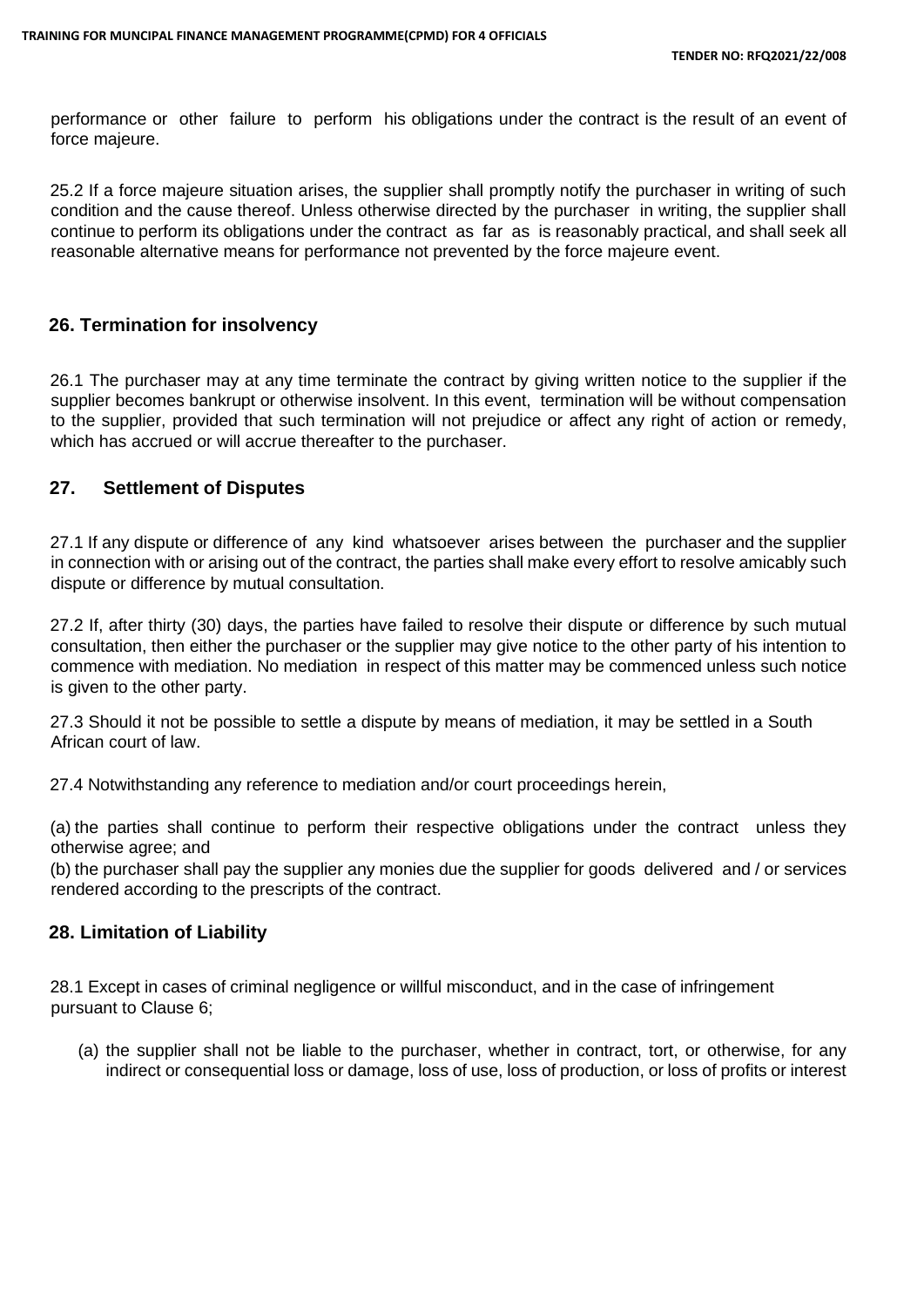performance or other failure to perform his obligations under the contract is the result of an event of force majeure.

25.2 If a force majeure situation arises, the supplier shall promptly notify the purchaser in writing of such condition and the cause thereof. Unless otherwise directed by the purchaser in writing, the supplier shall continue to perform its obligations under the contract as far as is reasonably practical, and shall seek all reasonable alternative means for performance not prevented by the force majeure event.

## 26. Termination for insolvency

26.1 The purchaser may at any time terminate the contract by giving written notice to the supplier if the supplier becomes bankrupt or otherwise insolvent. In this event, termination will be without compensation to the supplier, provided that such termination will not prejudice or affect any right of action or remedy, which has accrued or will accrue thereafter to the purchaser.

## 27. Settlement of Disputes

27.1 If any dispute or difference of any kind whatsoever arises between the purchaser and the supplier in connection with or arising out of the contract, the parties shall make every effort to resolve amicably such dispute or difference by mutual consultation.

27.2 If, after thirty (30) days, the parties have failed to resolve their dispute or difference by such mutual consultation, then either the purchaser or the supplier may give notice to the other party of his intention to commence with mediation. No mediation in respect of this matter may be commenced unless such notice is given to the other party.

27.3 Should it not be possible to settle a dispute by means of mediation, it may be settled in a South African court of law.

27.4 Notwithstanding any reference to mediation and/or court proceedings herein,

(a) the parties shall continue to perform their respective obligations under the contract unless they otherwise agree; and

(b) the purchaser shall pay the supplier any monies due the supplier for goods delivered and / or services rendered according to the prescripts of the contract.

## 28. Limitation of Liability

28.1 Except in cases of criminal negligence or willful misconduct, and in the case of infringement pursuant to Clause 6;

(a) the supplier shall not be liable to the purchaser, whether in contract, tort, or otherwise, for any indirect or consequential loss or damage, loss of use, loss of production, or loss of profits or interest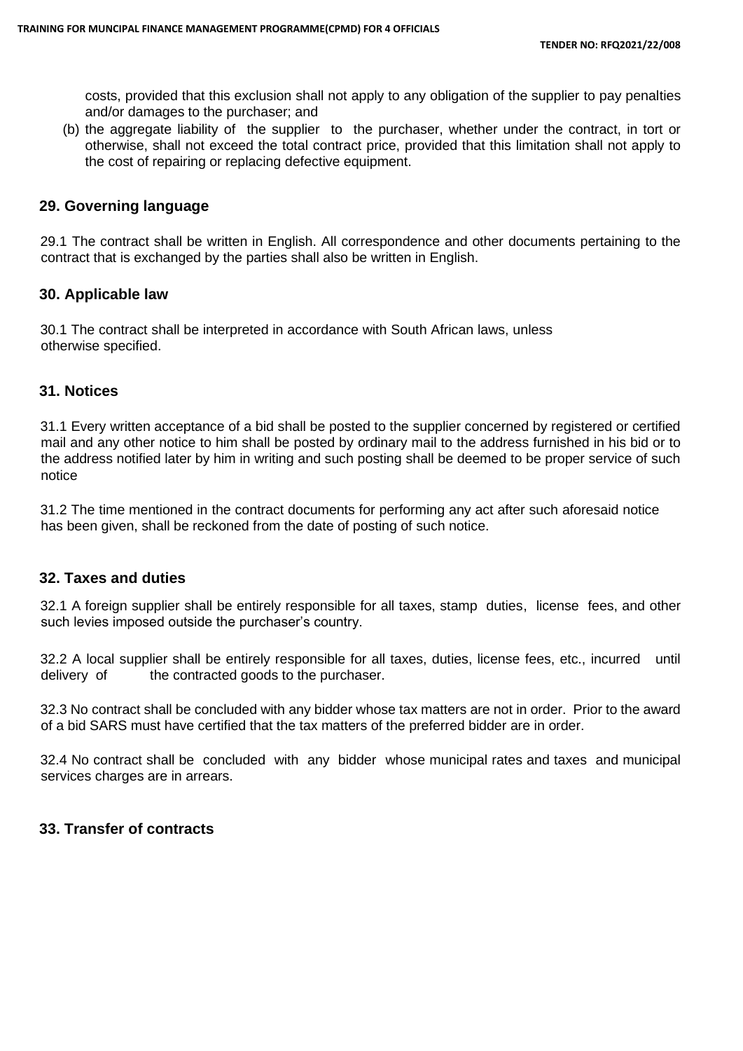costs, provided that this exclusion shall not apply to any obligation of the supplier to pay penalties and/or damages to the purchaser; and

(b) the aggregate liability of the supplier to the purchaser, whether under the contract, in tort or otherwise, shall not exceed the total contract price, provided that this limitation shall not apply to the cost of repairing or replacing defective equipment.

## 29. Governing language

29.1 The contract shall be written in English. All correspondence and other documents pertaining to the contract that is exchanged by the parties shall also be written in English.

## 30. Applicable law

30.1 The contract shall be interpreted in accordance with South African laws, unless otherwise specified.

## 31. Notices

31.1 Every written acceptance of a bid shall be posted to the supplier concerned by registered or certified mail and any other notice to him shall be posted by ordinary mail to the address furnished in his bid or to the address notified later by him in writing and such posting shall be deemed to be proper service of such notice

31.2 The time mentioned in the contract documents for performing any act after such aforesaid notice has been given, shall be reckoned from the date of posting of such notice.

## 32. Taxes and duties

32.1 A foreign supplier shall be entirely responsible for all taxes, stamp duties, license fees, and other such levies imposed outside the purchaser's country.

32.2 A local supplier shall be entirely responsible for all taxes, duties, license fees, etc., incurred until delivery of the contracted goods to the purchaser.

32.3 No contract shall be concluded with any bidder whose tax matters are not in order. Prior to the award of a bid SARS must have certified that the tax matters of the preferred bidder are in order.

32.4 No contract shall be concluded with any bidder whose municipal rates and taxes and municipal services charges are in arrears.

## 33. Transfer of contracts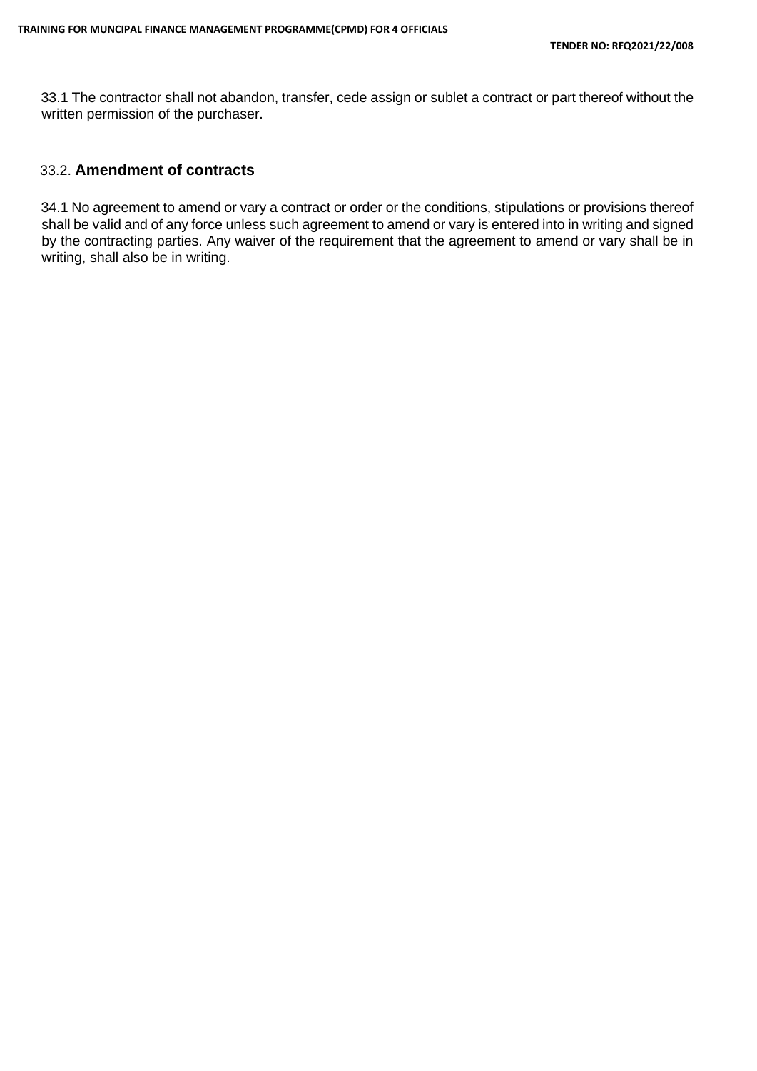33.1 The contractor shall not abandon, transfer, cede assign or sublet a contract or part thereof without the written permission of the purchaser.

33.2. **Amendment of contracts**

34.1 No agreement to amend or vary a contract or order or the conditions, stipulations or provisions thereof shall be valid and of any force unless such agreement to amend or vary is entered into in writing and signed by the contracting parties. Any waiver of the requirement that the agreement to amend or vary shall be in writing, shall also be in writing.